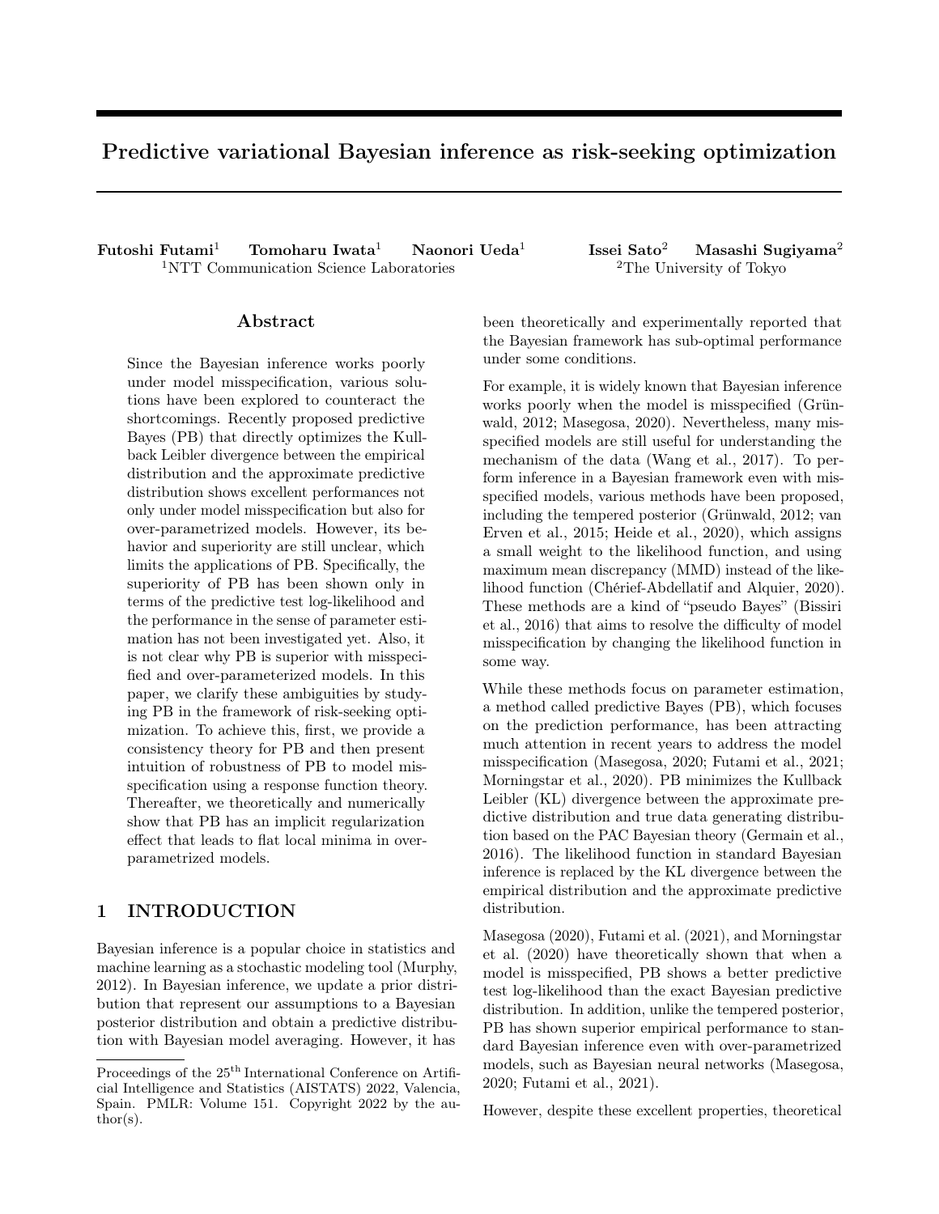# Predictive variational Bayesian inference as risk-seeking optimization

**Futoshi Futami**[1] **Tomoharu Iwata**[1] **Naonori Ueda**[1] **Issei Sato**[2] **Masashi Sugiyama**[2]
[1]NTT Communication Science Laboratories [2]The University of Tokyo

## Abstract

Since the Bayesian inference works poorly under model misspecification, various solutions have been explored to counteract the shortcomings. Recently proposed predictive Bayes (PB) that directly optimizes the Kullback Leibler divergence between the empirical distribution and the approximate predictive distribution shows excellent performances not only under model misspecification but also for over-parametrized models. However, its behavior and superiority are still unclear, which limits the applications of PB. Specifically, the superiority of PB has been shown only in terms of the predictive test log-likelihood and the performance in the sense of parameter estimation has not been investigated yet. Also, it is not clear why PB is superior with misspecified and over-parameterized models. In this paper, we clarify these ambiguities by studying PB in the framework of risk-seeking optimization. To achieve this, first, we provide a consistency theory for PB and then present intuition of robustness of PB to model misspecification using a response function theory. Thereafter, we theoretically and numerically show that PB has an implicit regularization effect that leads to flat local minima in over-parametrized models.

## 1 INTRODUCTION

Bayesian inference is a popular choice in statistics and machine learning as a stochastic modeling tool (Murphy, 2012). In Bayesian inference, we update a prior distribution that represent our assumptions to a Bayesian posterior distribution and obtain a predictive distribution with Bayesian model averaging. However, it has been theoretically and experimentally reported that the Bayesian framework has sub-optimal performance under some conditions.

For example, it is widely known that Bayesian inference works poorly when the model is misspecified (Grünwald, 2012; Masegosa, 2020). Nevertheless, many misspecified models are still useful for understanding the mechanism of the data (Wang et al., 2017). To perform inference in a Bayesian framework even with misspecified models, various methods have been proposed, including the tempered posterior (Grünwald, 2012; van Erven et al., 2015; Heide et al., 2020), which assigns a small weight to the likelihood function, and using maximum mean discrepancy (MMD) instead of the likelihood function (Chérief-Abdellatif and Alquier, 2020). These methods are a kind of "pseudo Bayes" (Bissiri et al., 2016) that aims to resolve the difficulty of model misspecification by changing the likelihood function in some way.

While these methods focus on parameter estimation, a method called predictive Bayes (PB), which focuses on the prediction performance, has been attracting much attention in recent years to address the model misspecification (Masegosa, 2020; Futami et al., 2021; Morningstar et al., 2020). PB minimizes the Kullback Leibler (KL) divergence between the approximate predictive distribution and true data generating distribution based on the PAC Bayesian theory (Germain et al., 2016). The likelihood function in standard Bayesian inference is replaced by the KL divergence between the empirical distribution and the approximate predictive distribution.

Masegosa (2020), Futami et al. (2021), and Morningstar et al. (2020) have theoretically shown that when a model is misspecified, PB shows a better predictive test log-likelihood than the exact Bayesian predictive distribution. In addition, unlike the tempered posterior, PB has shown superior empirical performance to standard Bayesian inference even with over-parametrized models, such as Bayesian neural networks (Masegosa, 2020; Futami et al., 2021).

However, despite these excellent properties, theoretical

Proceedings of the 25[th] International Conference on Artificial Intelligence and Statistics (AISTATS) 2022, Valencia, Spain. PMLR: Volume 151. Copyright 2022 by the author(s).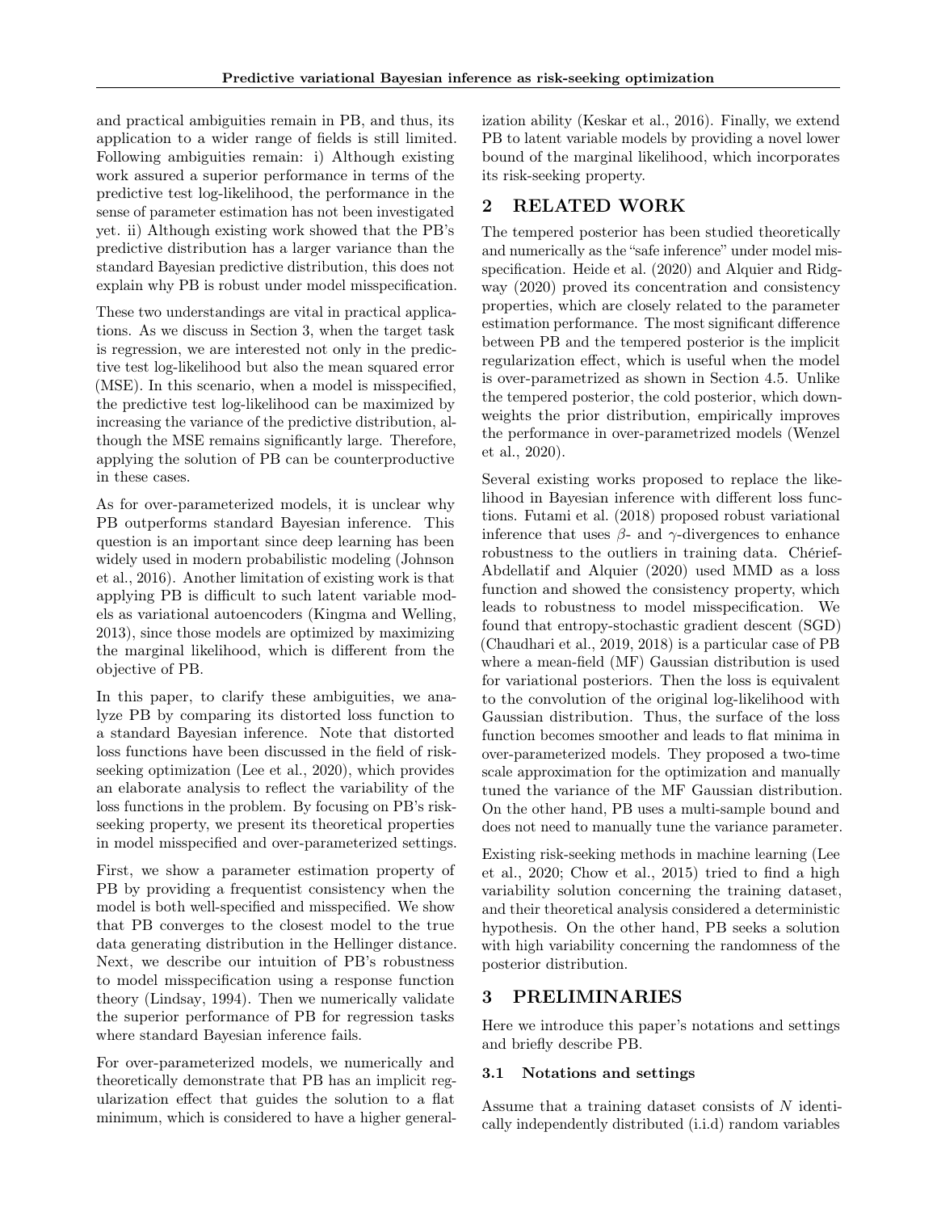and practical ambiguities remain in PB, and thus, its application to a wider range of fields is still limited. Following ambiguities remain: i) Although existing work assured a superior performance in terms of the predictive test log-likelihood, the performance in the sense of parameter estimation has not been investigated yet. ii) Although existing work showed that the PB's predictive distribution has a larger variance than the standard Bayesian predictive distribution, this does not explain why PB is robust under model misspecification.

These two understandings are vital in practical applications. As we discuss in Section 3, when the target task is regression, we are interested not only in the predictive test log-likelihood but also the mean squared error (MSE). In this scenario, when a model is misspecified, the predictive test log-likelihood can be maximized by increasing the variance of the predictive distribution, although the MSE remains significantly large. Therefore, applying the solution of PB can be counterproductive in these cases.

As for over-parameterized models, it is unclear why PB outperforms standard Bayesian inference. This question is an important since deep learning has been widely used in modern probabilistic modeling (Johnson et al., 2016). Another limitation of existing work is that applying PB is difficult to such latent variable models as variational autoencoders (Kingma and Welling, 2013), since those models are optimized by maximizing the marginal likelihood, which is different from the objective of PB.

In this paper, to clarify these ambiguities, we analyze PB by comparing its distorted loss function to a standard Bayesian inference. Note that distorted loss functions have been discussed in the field of risk-seeking optimization (Lee et al., 2020), which provides an elaborate analysis to reflect the variability of the loss functions in the problem. By focusing on PB's risk-seeking property, we present its theoretical properties in model misspecified and over-parameterized settings.

First, we show a parameter estimation property of PB by providing a frequentist consistency when the model is both well-specified and misspecified. We show that PB converges to the closest model to the true data generating distribution in the Hellinger distance. Next, we describe our intuition of PB's robustness to model misspecification using a response function theory (Lindsay, 1994). Then we numerically validate the superior performance of PB for regression tasks where standard Bayesian inference fails.

For over-parameterized models, we numerically and theoretically demonstrate that PB has an implicit regularization effect that guides the solution to a flat minimum, which is considered to have a higher generalization ability (Keskar et al., 2016). Finally, we extend PB to latent variable models by providing a novel lower bound of the marginal likelihood, which incorporates its risk-seeking property.

## 2 RELATED WORK

The tempered posterior has been studied theoretically and numerically as the "safe inference" under model misspecification. Heide et al. (2020) and Alquier and Ridgway (2020) proved its concentration and consistency properties, which are closely related to the parameter estimation performance. The most significant difference between PB and the tempered posterior is the implicit regularization effect, which is useful when the model is over-parametrized as shown in Section 4.5. Unlike the tempered posterior, the cold posterior, which downweights the prior distribution, empirically improves the performance in over-parametrized models (Wenzel et al., 2020).

Several existing works proposed to replace the likelihood in Bayesian inference with different loss functions. Futami et al. (2018) proposed robust variational inference that uses $\beta$- and $\gamma$-divergences to enhance robustness to the outliers in training data. Chérief-Abdellatif and Alquier (2020) used MMD as a loss function and showed the consistency property, which leads to robustness to model misspecification. We found that entropy-stochastic gradient descent (SGD) (Chaudhari et al., 2019, 2018) is a particular case of PB where a mean-field (MF) Gaussian distribution is used for variational posteriors. Then the loss is equivalent to the convolution of the original log-likelihood with Gaussian distribution. Thus, the surface of the loss function becomes smoother and leads to flat minima in over-parameterized models. They proposed a two-time scale approximation for the optimization and manually tuned the variance of the MF Gaussian distribution. On the other hand, PB uses a multi-sample bound and does not need to manually tune the variance parameter.

Existing risk-seeking methods in machine learning (Lee et al., 2020; Chow et al., 2015) tried to find a high variability solution concerning the training dataset, and their theoretical analysis considered a deterministic hypothesis. On the other hand, PB seeks a solution with high variability concerning the randomness of the posterior distribution.

## 3 PRELIMINARIES

Here we introduce this paper's notations and settings and briefly describe PB.

### 3.1 Notations and settings

Assume that a training dataset consists of $N$ identically independently distributed (i.i.d) random variables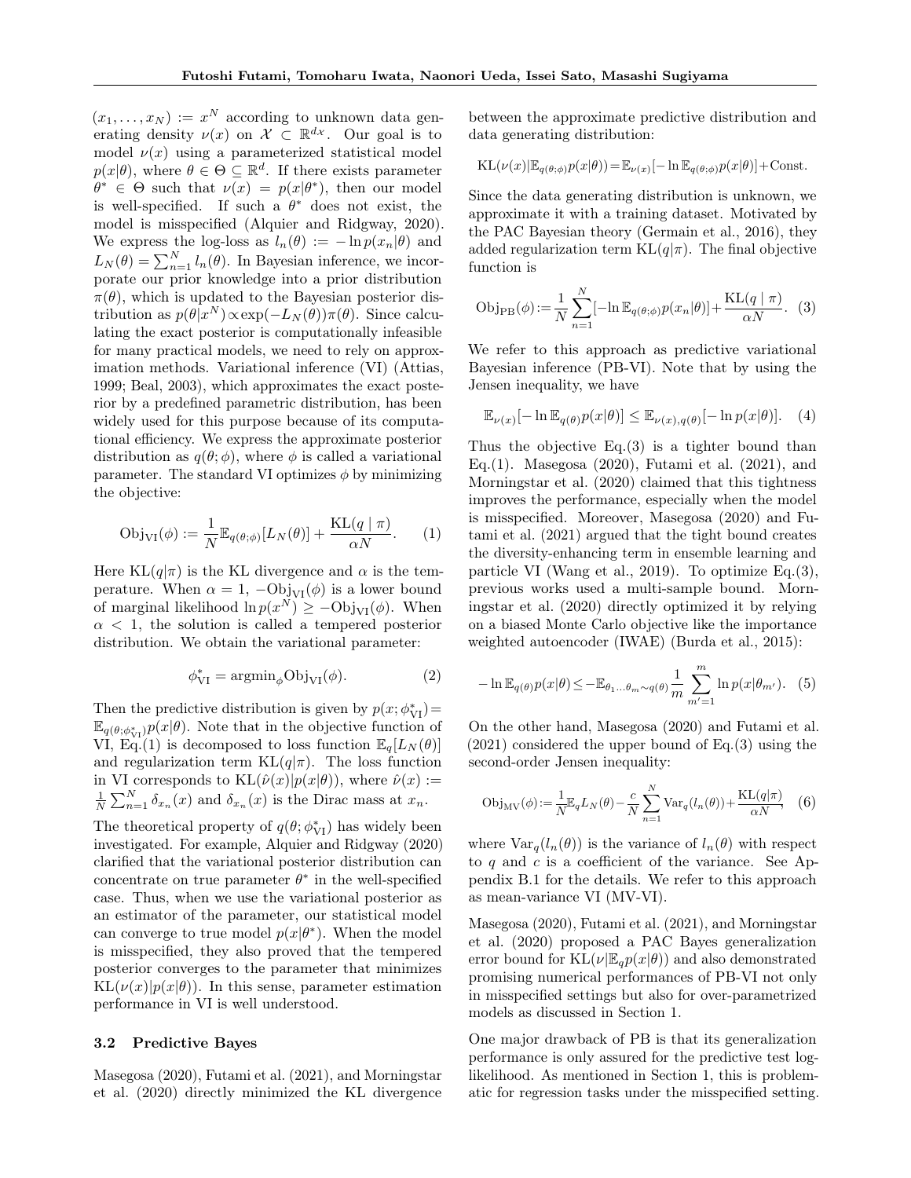$(x_1, \ldots, x_N) := x^N$ according to unknown data generating density $\nu(x)$ on $\mathcal{X} \subset \mathbb{R}^{d_X}$. Our goal is to model $\nu(x)$ using a parameterized statistical model $p(x|\theta)$, where $\theta \in \Theta \subseteq \mathbb{R}^d$. If there exists parameter $\theta^* \in \Theta$ such that $\nu(x) = p(x|\theta^*)$, then our model is well-specified. If such a $\theta^*$ does not exist, the model is misspecified (Alquier and Ridgway, 2020). We express the log-loss as $l_n(\theta) := -\ln p(x_n|\theta)$ and $L_N(\theta) = \sum_{n=1}^N l_n(\theta)$. In Bayesian inference, we incorporate our prior knowledge into a prior distribution $\pi(\theta)$, which is updated to the Bayesian posterior distribution as $p(\theta|x^N) \propto \exp(-L_N(\theta))\pi(\theta)$. Since calculating the exact posterior is computationally infeasible for many practical models, we need to rely on approximation methods. Variational inference (VI) (Attias, 1999; Beal, 2003), which approximates the exact posterior by a predefined parametric distribution, has been widely used for this purpose because of its computational efficiency. We express the approximate posterior distribution as $q(\theta; \phi)$, where $\phi$ is called a variational parameter. The standard VI optimizes $\phi$ by minimizing the objective:

$$\mathrm{Obj}_{\mathrm{VI}}(\phi) := \frac{1}{N}\mathbb{E}_{q(\theta;\phi)}[L_N(\theta)] + \frac{\mathrm{KL}(q \mid \pi)}{\alpha N}. \quad (1)$$

Here $\mathrm{KL}(q|\pi)$ is the KL divergence and $\alpha$ is the temperature. When $\alpha = 1$, $-\mathrm{Obj}_{\mathrm{VI}}(\phi)$ is a lower bound of marginal likelihood $\ln p(x^N) \geq -\mathrm{Obj}_{\mathrm{VI}}(\phi)$. When $\alpha < 1$, the solution is called a tempered posterior distribution. We obtain the variational parameter:

$$\phi^*_{\mathrm{VI}} = \mathrm{argmin}_\phi \mathrm{Obj}_{\mathrm{VI}}(\phi). \quad (2)$$

Then the predictive distribution is given by $p(x; \phi^*_{\mathrm{VI}}) = \mathbb{E}_{q(\theta;\phi^*_{\mathrm{VI}})} p(x|\theta)$. Note that in the objective function of VI, Eq.(1) is decomposed to loss function $\mathbb{E}_q[L_N(\theta)]$ and regularization term $\mathrm{KL}(q|\pi)$. The loss function in VI corresponds to $\mathrm{KL}(\hat{\nu}(x)|p(x|\theta))$, where $\hat{\nu}(x) := \frac{1}{N}\sum_{n=1}^N \delta_{x_n}(x)$ and $\delta_{x_n}(x)$ is the Dirac mass at $x_n$.

The theoretical property of $q(\theta; \phi^*_{\mathrm{VI}})$ has widely been investigated. For example, Alquier and Ridgway (2020) clarified that the variational posterior distribution can concentrate on true parameter $\theta^*$ in the well-specified case. Thus, when we use the variational posterior as an estimator of the parameter, our statistical model can converge to true model $p(x|\theta^*)$. When the model is misspecified, they also proved that the tempered posterior converges to the parameter that minimizes $\mathrm{KL}(\nu(x)|p(x|\theta))$. In this sense, parameter estimation performance in VI is well understood.

### 3.2 Predictive Bayes

Masegosa (2020), Futami et al. (2021), and Morningstar et al. (2020) directly minimized the KL divergence between the approximate predictive distribution and data generating distribution:

$$\mathrm{KL}(\nu(x)|\mathbb{E}_{q(\theta;\phi)}p(x|\theta)) = \mathbb{E}_{\nu(x)}[-\ln \mathbb{E}_{q(\theta;\phi)}p(x|\theta)] + \mathrm{Const.}$$

Since the data generating distribution is unknown, we approximate it with a training dataset. Motivated by the PAC Bayesian theory (Germain et al., 2016), they added regularization term $\mathrm{KL}(q|\pi)$. The final objective function is

$$\mathrm{Obj}_{\mathrm{PB}}(\phi) := \frac{1}{N}\sum_{n=1}^N[-\ln \mathbb{E}_{q(\theta;\phi)}p(x_n|\theta)] + \frac{\mathrm{KL}(q \mid \pi)}{\alpha N}. \quad (3)$$

We refer to this approach as predictive variational Bayesian inference (PB-VI). Note that by using the Jensen inequality, we have

$$\mathbb{E}_{\nu(x)}[-\ln \mathbb{E}_{q(\theta)}p(x|\theta)] \leq \mathbb{E}_{\nu(x),q(\theta)}[-\ln p(x|\theta)]. \quad (4)$$

Thus the objective Eq.(3) is a tighter bound than Eq.(1). Masegosa (2020), Futami et al. (2021), and Morningstar et al. (2020) claimed that this tightness improves the performance, especially when the model is misspecified. Moreover, Masegosa (2020) and Futami et al. (2021) argued that the tight bound creates the diversity-enhancing term in ensemble learning and particle VI (Wang et al., 2019). To optimize Eq.(3), previous works used a multi-sample bound. Morningstar et al. (2020) directly optimized it by relying on a biased Monte Carlo objective like the importance weighted autoencoder (IWAE) (Burda et al., 2015):

$$-\ln \mathbb{E}_{q(\theta)}p(x|\theta) \leq -\mathbb{E}_{\theta_1 \ldots \theta_m \sim q(\theta)} \frac{1}{m}\sum_{m'=1}^m \ln p(x|\theta_{m'}). \quad (5)$$

On the other hand, Masegosa (2020) and Futami et al. (2021) considered the upper bound of Eq.(3) using the second-order Jensen inequality:

$$\mathrm{Obj}_{\mathrm{MV}}(\phi) := \frac{1}{N}\mathbb{E}_q L_N(\theta) - \frac{c}{N}\sum_{n=1}^N \mathrm{Var}_q(l_n(\theta)) + \frac{\mathrm{KL}(q|\pi)}{\alpha N}, \quad (6)$$

where $\mathrm{Var}_q(l_n(\theta))$ is the variance of $l_n(\theta)$ with respect to $q$ and $c$ is a coefficient of the variance. See Appendix B.1 for the details. We refer to this approach as mean-variance VI (MV-VI).

Masegosa (2020), Futami et al. (2021), and Morningstar et al. (2020) proposed a PAC Bayes generalization error bound for $\mathrm{KL}(\nu|\mathbb{E}_q p(x|\theta))$ and also demonstrated promising numerical performances of PB-VI not only in misspecified settings but also for over-parametrized models as discussed in Section 1.

One major drawback of PB is that its generalization performance is only assured for the predictive test log-likelihood. As mentioned in Section 1, this is problematic for regression tasks under the misspecified setting.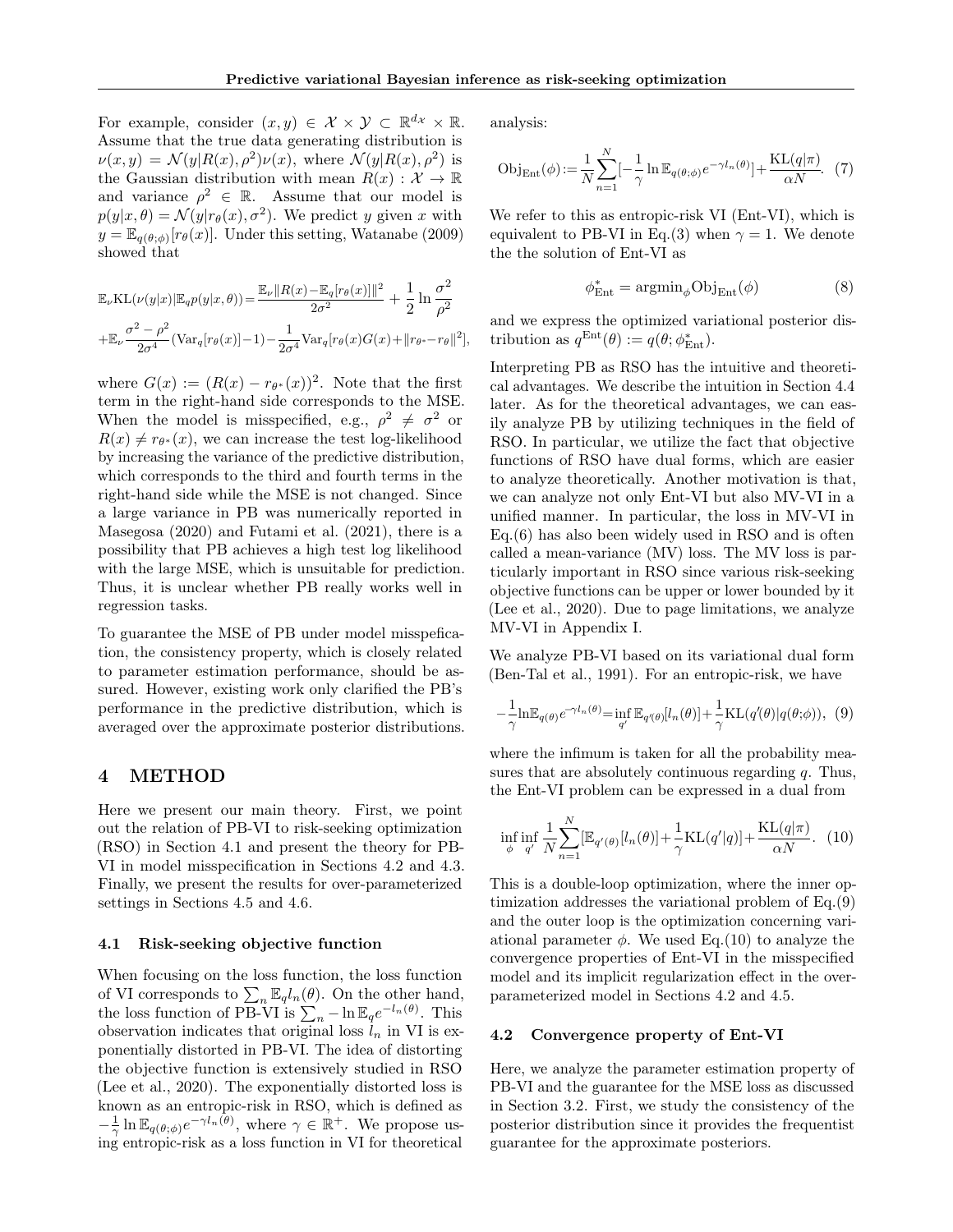For example, consider $(x, y) \in \mathcal{X} \times \mathcal{Y} \subset \mathbb{R}^{d_\mathcal{X}} \times \mathbb{R}$. Assume that the true data generating distribution is $\nu(x, y) = \mathcal{N}(y|R(x), \rho^2)\nu(x)$, where $\mathcal{N}(y|R(x), \rho^2)$ is the Gaussian distribution with mean $R(x) : \mathcal{X} \to \mathbb{R}$ and variance $\rho^2 \in \mathbb{R}$. Assume that our model is $p(y|x, \theta) = \mathcal{N}(y|r_\theta(x), \sigma^2)$. We predict $y$ given $x$ with $y = \mathbb{E}_{q(\theta;\phi)}[r_\theta(x)]$. Under this setting, Watanabe (2009) showed that

$$
\mathbb{E}_\nu \mathrm{KL}(\nu(y|x)|\mathbb{E}_q p(y|x,\theta)) = \frac{\mathbb{E}_\nu \|R(x) - \mathbb{E}_q[r_\theta(x)]\|^2}{2\sigma^2} + \frac{1}{2}\ln\frac{\sigma^2}{\rho^2}
$$
$$
+ \mathbb{E}_\nu \frac{\sigma^2 - \rho^2}{2\sigma^4}(\mathrm{Var}_q[r_\theta(x)] - 1) - \frac{1}{2\sigma^4}\mathrm{Var}_q[r_\theta(x)G(x) + \|r_{\theta^*} - r_\theta\|^2],
$$

where $G(x) := (R(x) - r_{\theta^*}(x))^2$. Note that the first term in the right-hand side corresponds to the MSE. When the model is misspecified, e.g., $\rho^2 \neq \sigma^2$ or $R(x) \neq r_{\theta^*}(x)$, we can increase the test log-likelihood by increasing the variance of the predictive distribution, which corresponds to the third and fourth terms in the right-hand side while the MSE is not changed. Since a large variance in PB was numerically reported in Masegosa (2020) and Futami et al. (2021), there is a possibility that PB achieves a high test log likelihood with the large MSE, which is unsuitable for prediction. Thus, it is unclear whether PB really works well in regression tasks.

To guarantee the MSE of PB under model misspefication, the consistency property, which is closely related to parameter estimation performance, should be assured. However, existing work only clarified the PB's performance in the predictive distribution, which is averaged over the approximate posterior distributions.

# 4 METHOD

Here we present our main theory. First, we point out the relation of PB-VI to risk-seeking optimization (RSO) in Section 4.1 and present the theory for PB-VI in model misspecification in Sections 4.2 and 4.3. Finally, we present the results for over-parameterized settings in Sections 4.5 and 4.6.

## 4.1 Risk-seeking objective function

When focusing on the loss function, the loss function of VI corresponds to $\sum_n \mathbb{E}_q l_n(\theta)$. On the other hand, the loss function of PB-VI is $\sum_n -\ln \mathbb{E}_q e^{-l_n(\theta)}$. This observation indicates that original loss $l_n$ in VI is exponentially distorted in PB-VI. The idea of distorting the objective function is extensively studied in RSO (Lee et al., 2020). The exponentially distorted loss is known as an entropic-risk in RSO, which is defined as $-\frac{1}{\gamma}\ln \mathbb{E}_{q(\theta;\phi)} e^{-\gamma l_n(\theta)}$, where $\gamma \in \mathbb{R}^+$. We propose using entropic-risk as a loss function in VI for theoretical analysis:

$$
\mathrm{Obj}_{\mathrm{Ent}}(\phi) := \frac{1}{N}\sum_{n=1}^{N}[-\frac{1}{\gamma}\ln \mathbb{E}_{q(\theta;\phi)} e^{-\gamma l_n(\theta)}] + \frac{\mathrm{KL}(q|\pi)}{\alpha N}. \quad (7)
$$

We refer to this as entropic-risk VI (Ent-VI), which is equivalent to PB-VI in Eq.(3) when $\gamma = 1$. We denote the the solution of Ent-VI as

$$
\phi^*_{\mathrm{Ent}} = \mathrm{argmin}_\phi \mathrm{Obj}_{\mathrm{Ent}}(\phi) \quad (8)
$$

and we express the optimized variational posterior distribution as $q^{\mathrm{Ent}}(\theta) := q(\theta; \phi^*_{\mathrm{Ent}})$.

Interpreting PB as RSO has the intuitive and theoretical advantages. We describe the intuition in Section 4.4 later. As for the theoretical advantages, we can easily analyze PB by utilizing techniques in the field of RSO. In particular, we utilize the fact that objective functions of RSO have dual forms, which are easier to analyze theoretically. Another motivation is that, we can analyze not only Ent-VI but also MV-VI in a unified manner. In particular, the loss in MV-VI in Eq.(6) has also been widely used in RSO and is often called a mean-variance (MV) loss. The MV loss is particularly important in RSO since various risk-seeking objective functions can be upper or lower bounded by it (Lee et al., 2020). Due to page limitations, we analyze MV-VI in Appendix I.

We analyze PB-VI based on its variational dual form (Ben-Tal et al., 1991). For an entropic-risk, we have

$$
-\frac{1}{\gamma}\ln \mathbb{E}_{q(\theta)} e^{-\gamma l_n(\theta)} = \inf_{q'} \mathbb{E}_{q'(\theta)}[l_n(\theta)] + \frac{1}{\gamma}\mathrm{KL}(q'(\theta)|q(\theta;\phi)), \quad (9)
$$

where the infimum is taken for all the probability measures that are absolutely continuous regarding $q$. Thus, the Ent-VI problem can be expressed in a dual from

$$
\inf_\phi \inf_{q'} \frac{1}{N}\sum_{n=1}^{N}[\mathbb{E}_{q'(\theta)}[l_n(\theta)] + \frac{1}{\gamma}\mathrm{KL}(q'|q)] + \frac{\mathrm{KL}(q|\pi)}{\alpha N}. \quad (10)
$$

This is a double-loop optimization, where the inner optimization addresses the variational problem of Eq.(9) and the outer loop is the optimization concerning variational parameter $\phi$. We used Eq.(10) to analyze the convergence properties of Ent-VI in the misspecified model and its implicit regularization effect in the over-parameterized model in Sections 4.2 and 4.5.

## 4.2 Convergence property of Ent-VI

Here, we analyze the parameter estimation property of PB-VI and the guarantee for the MSE loss as discussed in Section 3.2. First, we study the consistency of the posterior distribution since it provides the frequentist guarantee for the approximate posteriors.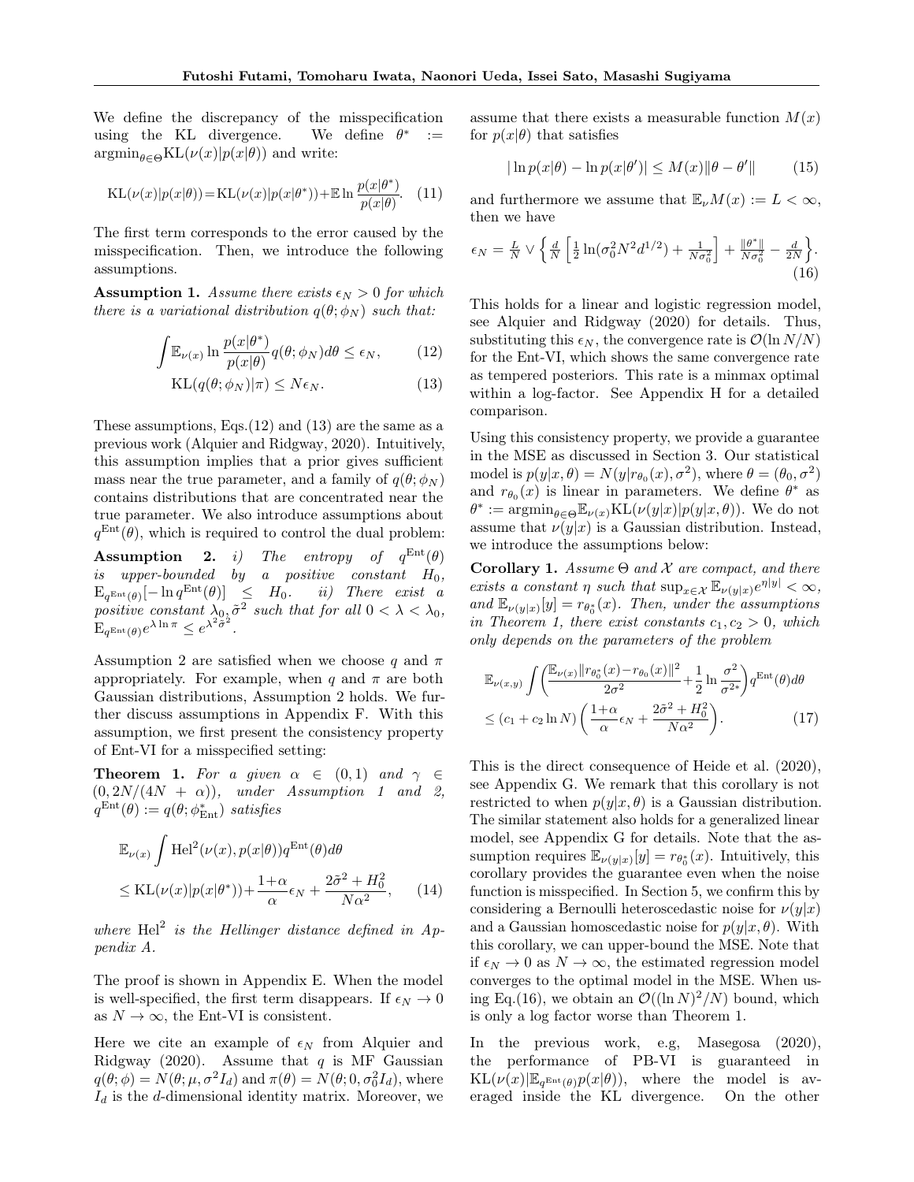We define the discrepancy of the misspecification using the KL divergence. We define $\theta^* := \mathrm{argmin}_{\theta\in\Theta}\mathrm{KL}(\nu(x)|p(x|\theta))$ and write:

$$\mathrm{KL}(\nu(x)|p(x|\theta)) = \mathrm{KL}(\nu(x)|p(x|\theta^*)) + \mathbb{E}\ln\frac{p(x|\theta^*)}{p(x|\theta)}. \quad (11)$$

The first term corresponds to the error caused by the misspecification. Then, we introduce the following assumptions.

**Assumption 1.** *Assume there exists $\epsilon_N > 0$ for which there is a variational distribution $q(\theta;\phi_N)$ such that:*

$$\int \mathbb{E}_{\nu(x)}\ln\frac{p(x|\theta^*)}{p(x|\theta)}q(\theta;\phi_N)d\theta \le \epsilon_N, \quad (12)$$

$$\mathrm{KL}(q(\theta;\phi_N)|\pi) \le N\epsilon_N. \quad (13)$$

These assumptions, Eqs.(12) and (13) are the same as a previous work (Alquier and Ridgway, 2020). Intuitively, this assumption implies that a prior gives sufficient mass near the true parameter, and a family of $q(\theta;\phi_N)$ contains distributions that are concentrated near the true parameter. We also introduce assumptions about $q^{\mathrm{Ent}}(\theta)$, which is required to control the dual problem:

**Assumption 2.** *i) The entropy of $q^{\mathrm{Ent}}(\theta)$ is upper-bounded by a positive constant $H_0$, $\mathrm{E}_{q^{\mathrm{Ent}}(\theta)}[-\ln q^{\mathrm{Ent}}(\theta)] \le H_0$. ii) There exist a positive constant $\lambda_0, \tilde{\sigma}^2$ such that for all $0<\lambda<\lambda_0$, $\mathrm{E}_{q^{\mathrm{Ent}}(\theta)}e^{\lambda\ln\pi} \le e^{\lambda^2\tilde{\sigma}^2}$.*

Assumption 2 are satisfied when we choose $q$ and $\pi$ appropriately. For example, when $q$ and $\pi$ are both Gaussian distributions, Assumption 2 holds. We further discuss assumptions in Appendix F. With this assumption, we first present the consistency property of Ent-VI for a misspecified setting:

**Theorem 1.** *For a given $\alpha\in(0,1)$ and $\gamma\in(0,2N/(4N+\alpha))$, under Assumption 1 and 2, $q^{\mathrm{Ent}}(\theta) := q(\theta;\phi^*_{\mathrm{Ent}})$ satisfies*

$$\mathbb{E}_{\nu(x)}\int \mathrm{Hel}^2(\nu(x),p(x|\theta))q^{\mathrm{Ent}}(\theta)d\theta$$
$$\le \mathrm{KL}(\nu(x)|p(x|\theta^*)) + \frac{1+\alpha}{\alpha}\epsilon_N + \frac{2\tilde{\sigma}^2+H_0^2}{N\alpha^2}, \quad (14)$$

*where $\mathrm{Hel}^2$ is the Hellinger distance defined in Appendix A.*

The proof is shown in Appendix E. When the model is well-specified, the first term disappears. If $\epsilon_N \to 0$ as $N\to\infty$, the Ent-VI is consistent.

Here we cite an example of $\epsilon_N$ from Alquier and Ridgway (2020). Assume that $q$ is MF Gaussian $q(\theta;\phi) = N(\theta;\mu,\sigma^2 I_d)$ and $\pi(\theta) = N(\theta;0,\sigma_0^2 I_d)$, where $I_d$ is the $d$-dimensional identity matrix. Moreover, we assume that there exists a measurable function $M(x)$ for $p(x|\theta)$ that satisfies

$$|\ln p(x|\theta) - \ln p(x|\theta')| \le M(x)\|\theta-\theta'\| \quad (15)$$

and furthermore we assume that $\mathbb{E}_\nu M(x) := L < \infty$, then we have

$$\epsilon_N = \tfrac{L}{N} \vee \left\{\tfrac{d}{N}\left[\tfrac{1}{2}\ln(\sigma_0^2 N^2 d^{1/2}) + \tfrac{1}{N\sigma_0^2}\right] + \tfrac{\|\theta^*\|}{N\sigma_0^2} - \tfrac{d}{2N}\right\}. \quad (16)$$

This holds for a linear and logistic regression model, see Alquier and Ridgway (2020) for details. Thus, substituting this $\epsilon_N$, the convergence rate is $\mathcal{O}(\ln N/N)$ for the Ent-VI, which shows the same convergence rate as tempered posteriors. This rate is a minmax optimal within a log-factor. See Appendix H for a detailed comparison.

Using this consistency property, we provide a guarantee in the MSE as discussed in Section 3. Our statistical model is $p(y|x,\theta) = N(y|r_{\theta_0}(x),\sigma^2)$, where $\theta = (\theta_0,\sigma^2)$ and $r_{\theta_0}(x)$ is linear in parameters. We define $\theta^*$ as $\theta^* := \mathrm{argmin}_{\theta\in\Theta}\mathbb{E}_{\nu(x)}\mathrm{KL}(\nu(y|x)|p(y|x,\theta))$. We do not assume that $\nu(y|x)$ is a Gaussian distribution. Instead, we introduce the assumptions below:

**Corollary 1.** *Assume $\Theta$ and $\mathcal{X}$ are compact, and there exists a constant $\eta$ such that $\sup_{x\in\mathcal{X}}\mathbb{E}_{\nu(y|x)}e^{\eta|y|} < \infty$, and $\mathbb{E}_{\nu(y|x)}[y] = r_{\theta_0^*}(x)$. Then, under the assumptions in Theorem 1, there exist constants $c_1, c_2 > 0$, which only depends on the parameters of the problem*

$$\mathbb{E}_{\nu(x,y)}\int\left(\frac{\mathbb{E}_{\nu(x)}\|r_{\theta_0^*}(x) - r_{\theta_0}(x)\|^2}{2\sigma^2} + \frac{1}{2}\ln\frac{\sigma^2}{\sigma^{2*}}\right)q^{\mathrm{Ent}}(\theta)d\theta$$
$$\le (c_1 + c_2\ln N)\left(\frac{1+\alpha}{\alpha}\epsilon_N + \frac{2\tilde{\sigma}^2+H_0^2}{N\alpha^2}\right). \quad (17)$$

This is the direct consequence of Heide et al. (2020), see Appendix G. We remark that this corollary is not restricted to when $p(y|x,\theta)$ is a Gaussian distribution. The similar statement also holds for a generalized linear model, see Appendix G for details. Note that the assumption requires $\mathbb{E}_{\nu(y|x)}[y] = r_{\theta_0^*}(x)$. Intuitively, this corollary provides the guarantee even when the noise function is misspecified. In Section 5, we confirm this by considering a Bernoulli heteroscedastic noise for $\nu(y|x)$ and a Gaussian homoscedastic noise for $p(y|x,\theta)$. With this corollary, we can upper-bound the MSE. Note that if $\epsilon_N\to 0$ as $N\to\infty$, the estimated regression model converges to the optimal model in the MSE. When using Eq.(16), we obtain an $\mathcal{O}((\ln N)^2/N)$ bound, which is only a log factor worse than Theorem 1.

In the previous work, e.g, Masegosa (2020), the performance of PB-VI is guaranteed in $\mathrm{KL}(\nu(x)|\mathbb{E}_{q^{\mathrm{Ent}}(\theta)}p(x|\theta))$, where the model is averaged inside the KL divergence. On the other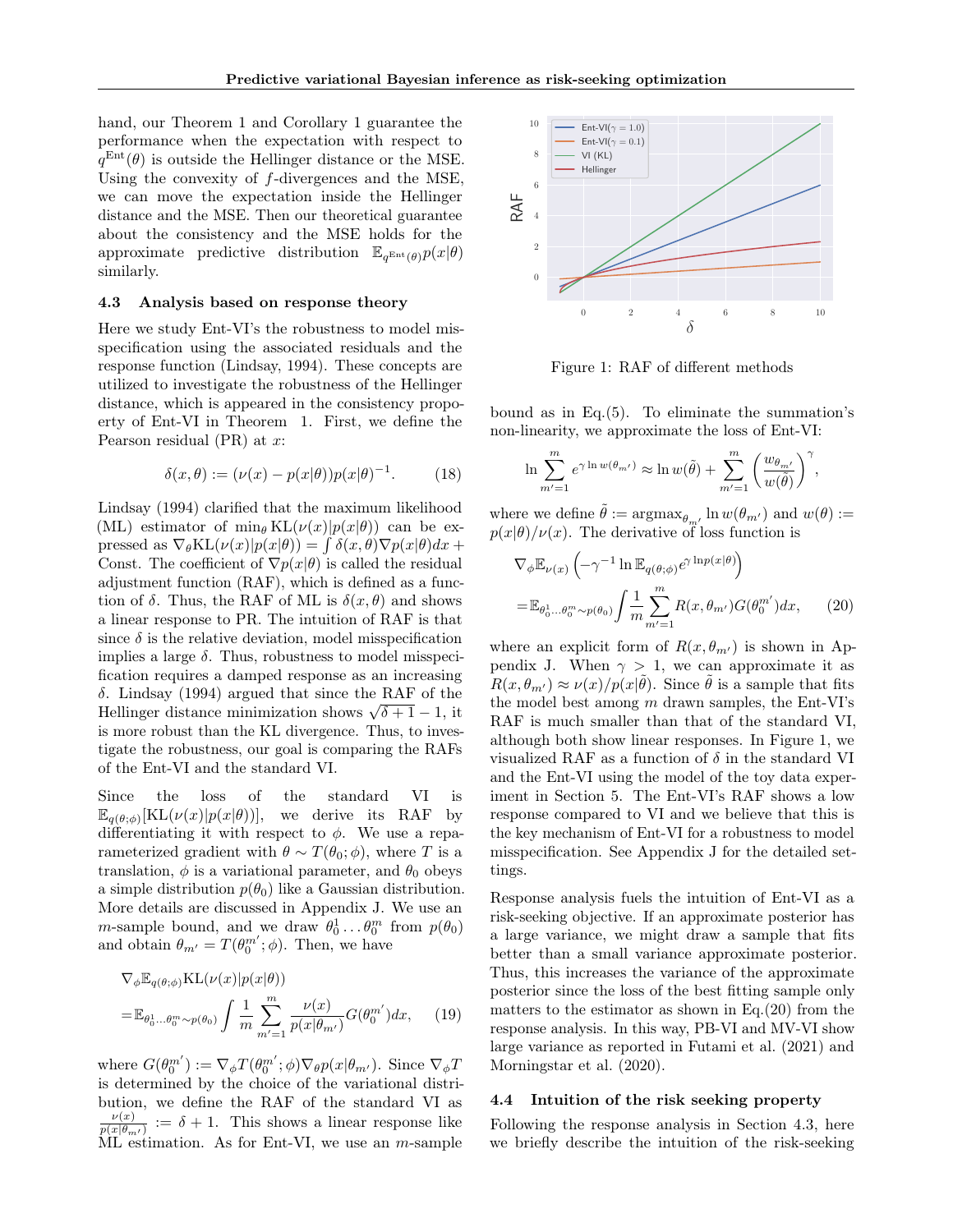hand, our Theorem 1 and Corollary 1 guarantee the performance when the expectation with respect to $q^{\mathrm{Ent}}(\theta)$ is outside the Hellinger distance or the MSE. Using the convexity of $f$-divergences and the MSE, we can move the expectation inside the Hellinger distance and the MSE. Then our theoretical guarantee about the consistency and the MSE holds for the approximate predictive distribution $\mathbb{E}_{q^{\mathrm{Ent}}(\theta)}p(x|\theta)$ similarly.

### 4.3 Analysis based on response theory

Here we study Ent-VI's the robustness to model misspecification using the associated residuals and the response function (Lindsay, 1994). These concepts are utilized to investigate the robustness of the Hellinger distance, which is appeared in the consistency propoerty of Ent-VI in Theorem 1. First, we define the Pearson residual (PR) at $x$:

$$\delta(x,\theta) := (\nu(x) - p(x|\theta))p(x|\theta)^{-1}. \tag{18}$$

Lindsay (1994) clarified that the maximum likelihood (ML) estimator of $\min_\theta \mathrm{KL}(\nu(x)|p(x|\theta))$ can be expressed as $\nabla_\theta \mathrm{KL}(\nu(x)|p(x|\theta)) = \int \delta(x,\theta)\nabla p(x|\theta)dx + \mathrm{Const}$. The coefficient of $\nabla p(x|\theta)$ is called the residual adjustment function (RAF), which is defined as a function of $\delta$. Thus, the RAF of ML is $\delta(x,\theta)$ and shows a linear response to PR. The intuition of RAF is that since $\delta$ is the relative deviation, model misspecification implies a large $\delta$. Thus, robustness to model misspecification requires a damped response as an increasing $\delta$. Lindsay (1994) argued that since the RAF of the Hellinger distance minimization shows $\sqrt{\delta+1}-1$, it is more robust than the KL divergence. Thus, to investigate the robustness, our goal is comparing the RAFs of the Ent-VI and the standard VI.

Since the loss of the standard VI is $\mathbb{E}_{q(\theta;\phi)}[\mathrm{KL}(\nu(x)|p(x|\theta))]$, we derive its RAF by differentiating it with respect to $\phi$. We use a reparameterized gradient with $\theta \sim T(\theta_0;\phi)$, where $T$ is a translation, $\phi$ is a variational parameter, and $\theta_0$ obeys a simple distribution $p(\theta_0)$ like a Gaussian distribution. More details are discussed in Appendix J. We use an $m$-sample bound, and we draw $\theta_0^1 \dots \theta_0^m$ from $p(\theta_0)$ and obtain $\theta_{m'} = T(\theta_0^{m'};\phi)$. Then, we have

$$\nabla_\phi \mathbb{E}_{q(\theta;\phi)}\mathrm{KL}(\nu(x)|p(x|\theta)) = \mathbb{E}_{\theta_0^1 \dots \theta_0^m \sim p(\theta_0)} \int \frac{1}{m}\sum_{m'=1}^{m} \frac{\nu(x)}{p(x|\theta_{m'})} G(\theta_0^{m'})dx, \tag{19}$$

where $G(\theta_0^{m'}) := \nabla_\phi T(\theta_0^{m'};\phi)\nabla_\theta p(x|\theta_{m'})$. Since $\nabla_\phi T$ is determined by the choice of the variational distribution, we define the RAF of the standard VI as $\frac{\nu(x)}{p(x|\theta_{m'})} := \delta + 1$. This shows a linear response like ML estimation. As for Ent-VI, we use an $m$-sample bound as in Eq.(5). To eliminate the summation's non-linearity, we approximate the loss of Ent-VI:

$$\ln \sum_{m'=1}^{m} e^{\gamma \ln w(\theta_{m'})} \approx \ln w(\tilde{\theta}) + \sum_{m'=1}^{m}\left(\frac{w_{\theta_{m'}}}{w(\tilde{\theta})}\right)^{\gamma},$$

where we define $\tilde{\theta} := \mathrm{argmax}_{\theta_{m'}} \ln w(\theta_{m'})$ and $w(\theta) := p(x|\theta)/\nu(x)$. The derivative of loss function is

$$\nabla_\phi \mathbb{E}_{\nu(x)}\left(-\gamma^{-1}\ln \mathbb{E}_{q(\theta;\phi)}e^{\gamma \ln p(x|\theta)}\right) = \mathbb{E}_{\theta_0^1 \dots \theta_0^m \sim p(\theta_0)} \int \frac{1}{m}\sum_{m'=1}^{m} R(x,\theta_{m'})G(\theta_0^{m'})dx, \tag{20}$$

where an explicit form of $R(x,\theta_{m'})$ is shown in Appendix J. When $\gamma > 1$, we can approximate it as $R(x,\theta_{m'}) \approx \nu(x)/p(x|\tilde{\theta})$. Since $\tilde{\theta}$ is a sample that fits the model best among $m$ drawn samples, the Ent-VI's RAF is much smaller than that of the standard VI, although both show linear responses. In Figure 1, we visualized RAF as a function of $\delta$ in the standard VI and the Ent-VI using the model of the toy data experiment in Section 5. The Ent-VI's RAF shows a low response compared to VI and we believe that this is the key mechanism of Ent-VI for a robustness to model misspecification. See Appendix J for the detailed settings.

Figure 1: RAF of different methods

Response analysis fuels the intuition of Ent-VI as a risk-seeking objective. If an approximate posterior has a large variance, we might draw a sample that fits better than a small variance approximate posterior. Thus, this increases the variance of the approximate posterior since the loss of the best fitting sample only matters to the estimator as shown in Eq.(20) from the response analysis. In this way, PB-VI and MV-VI show large variance as reported in Futami et al. (2021) and Morningstar et al. (2020).

### 4.4 Intuition of the risk seeking property

Following the response analysis in Section 4.3, here we briefly describe the intuition of the risk-seeking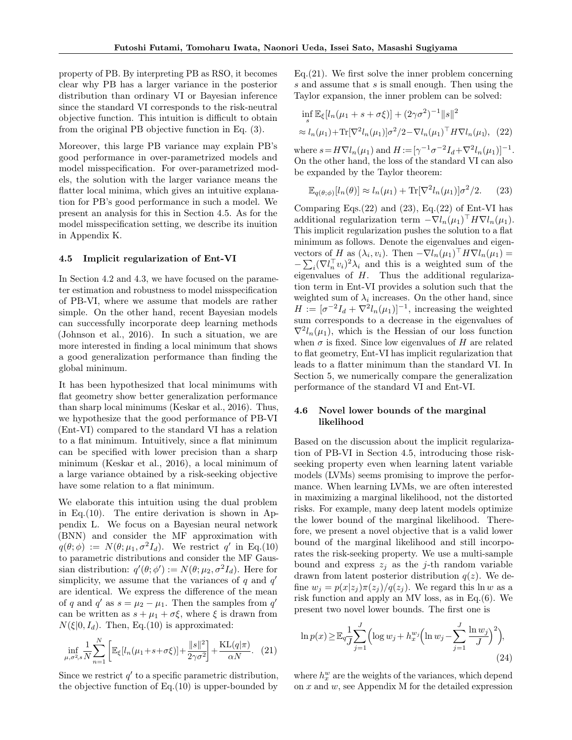property of PB. By interpreting PB as RSO, it becomes clear why PB has a larger variance in the posterior distribution than ordinary VI or Bayesian inference since the standard VI corresponds to the risk-neutral objective function. This intuition is difficult to obtain from the original PB objective function in Eq. (3).

Moreover, this large PB variance may explain PB's good performance in over-parametrized models and model misspecification. For over-parametrized models, the solution with the larger variance means the flatter local minima, which gives an intuitive explanation for PB's good performance in such a model. We present an analysis for this in Section 4.5. As for the model misspecification setting, we describe its inuition in Appendix K.

### 4.5 Implicit regularization of Ent-VI

In Section 4.2 and 4.3, we have focused on the parameter estimation and robustness to model misspecification of PB-VI, where we assume that models are rather simple. On the other hand, recent Bayesian models can successfully incorporate deep learning methods (Johnson et al., 2016). In such a situation, we are more interested in finding a local minimum that shows a good generalization performance than finding the global minimum.

It has been hypothesized that local minimums with flat geometry show better generalization performance than sharp local minimums (Keskar et al., 2016). Thus, we hypothesize that the good performance of PB-VI (Ent-VI) compared to the standard VI has a relation to a flat minimum. Intuitively, since a flat minimum can be specified with lower precision than a sharp minimum (Keskar et al., 2016), a local minimum of a large variance obtained by a risk-seeking objective have some relation to a flat minimum.

We elaborate this intuition using the dual problem in Eq.(10). The entire derivation is shown in Appendix L. We focus on a Bayesian neural network (BNN) and consider the MF approximation with $q(\theta;\phi) := N(\theta;\mu_1,\sigma^2 I_d)$. We restrict $q'$ in Eq.(10) to parametric distributions and consider the MF Gaussian distribution: $q'(\theta;\phi') := N(\theta;\mu_2,\sigma^2 I_d)$. Here for simplicity, we assume that the variances of $q$ and $q'$ are identical. We express the difference of the mean of $q$ and $q'$ as $s = \mu_2 - \mu_1$. Then the samples from $q'$ can be written as $s + \mu_1 + \sigma\xi$, where $\xi$ is drawn from $N(\xi|0, I_d)$. Then, Eq.(10) is approximated:

$$\inf_{\mu,\sigma^2,s} \frac{1}{N}\sum_{n=1}^{N}\left[\mathbb{E}_\xi[l_n(\mu_1+s+\sigma\xi)]+\frac{\|s\|^2}{2\gamma\sigma^2}\right]+\frac{\mathrm{KL}(q|\pi)}{\alpha N}. \quad (21)$$

Since we restrict $q'$ to a specific parametric distribution, the objective function of Eq.(10) is upper-bounded by Eq.(21). We first solve the inner problem concerning $s$ and assume that $s$ is small enough. Then using the Taylor expansion, the inner problem can be solved:

$$\begin{aligned}&\inf_s \mathbb{E}_\xi[l_n(\mu_1+s+\sigma\xi)] + (2\gamma\sigma^2)^{-1}\|s\|^2 \\ &\approx l_n(\mu_1) + \mathrm{Tr}[\nabla^2 l_n(\mu_1)]\sigma^2/2 - \nabla l_n(\mu_1)^\top H \nabla l_n(\mu_1), \quad (22)\end{aligned}$$

where $s = H\nabla l_n(\mu_1)$ and $H := [\gamma^{-1}\sigma^{-2}I_d + \nabla^2 l_n(\mu_1)]^{-1}$. On the other hand, the loss of the standard VI can also be expanded by the Taylor theorem:

$$\mathbb{E}_{q(\theta;\phi)}[l_n(\theta)] \approx l_n(\mu_1) + \mathrm{Tr}[\nabla^2 l_n(\mu_1)]\sigma^2/2. \quad (23)$$

Comparing Eqs.(22) and (23), Eq.(22) of Ent-VI has additional regularization term $-\nabla l_n(\mu_1)^\top H \nabla l_n(\mu_1)$. This implicit regularization pushes the solution to a flat minimum as follows. Denote the eigenvalues and eigenvectors of $H$ as $(\lambda_i, v_i)$. Then $-\nabla l_n(\mu_1)^\top H \nabla l_n(\mu_1) = -\sum_i (\nabla l_n^\top v_i)^2 \lambda_i$ and this is a weighted sum of the eigenvalues of $H$. Thus the additional regularization term in Ent-VI provides a solution such that the weighted sum of $\lambda_i$ increases. On the other hand, since $H := [\sigma^{-2}I_d + \nabla^2 l_n(\mu_1)]^{-1}$, increasing the weighted sum corresponds to a decrease in the eigenvalues of $\nabla^2 l_n(\mu_1)$, which is the Hessian of our loss function when $\sigma$ is fixed. Since low eigenvalues of $H$ are related to flat geometry, Ent-VI has implicit regularization that leads to a flatter minimum than the standard VI. In Section 5, we numerically compare the generalization performance of the standard VI and Ent-VI.

### 4.6 Novel lower bounds of the marginal likelihood

Based on the discussion about the implicit regularization of PB-VI in Section 4.5, introducing those risk-seeking property even when learning latent variable models (LVMs) seems promising to improve the performance. When learning LVMs, we are often interested in maximizing a marginal likelihood, not the distorted risks. For example, many deep latent models optimize the lower bound of the marginal likelihood. Therefore, we present a novel objective that is a valid lower bound of the marginal likelihood and still incorporates the risk-seeking property. We use a multi-sample bound and express $z_j$ as the $j$-th random variable drawn from latent posterior distribution $q(z)$. We define $w_j = p(x|z_j)\pi(z_j)/q(z_j)$. We regard this $\ln w$ as a risk function and apply an MV loss, as in Eq.(6). We present two novel lower bounds. The first one is

$$\ln p(x) \geq \mathbb{E}_q \frac{1}{J}\sum_{j=1}^{J}\Big(\log w_j + h_x^{w_j}\Big(\ln w_j - \sum_{j=1}^{J}\frac{\ln w_j}{J}\Big)^2\Big), \quad (24)$$

where $h_x^w$ are the weights of the variances, which depend on $x$ and $w$, see Appendix M for the detailed expression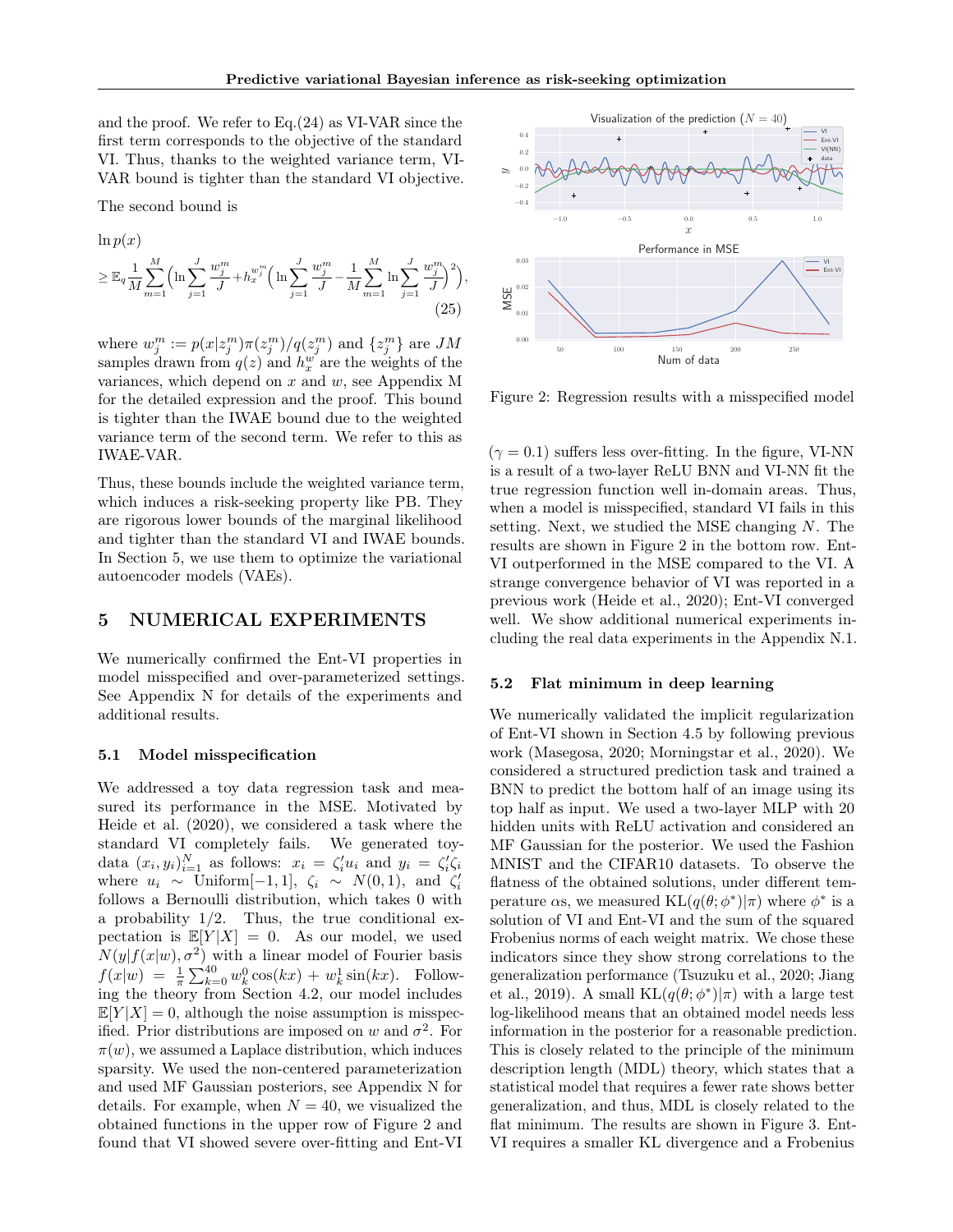and the proof. We refer to Eq.(24) as VI-VAR since the first term corresponds to the objective of the standard VI. Thus, thanks to the weighted variance term, VI-VAR bound is tighter than the standard VI objective.

The second bound is

$$\ln p(x)$$

$$\geq \mathbb{E}_q \frac{1}{M}\sum_{m=1}^{M}\Big(\ln\sum_{j=1}^{J}\frac{w_j^m}{J} + h_x^{w_j^m}\Big(\ln\sum_{j=1}^{J}\frac{w_j^m}{J} - \frac{1}{M}\sum_{m=1}^{M}\ln\sum_{j=1}^{J}\frac{w_j^m}{J}\Big)^2\Big), \tag{25}$$

where $w_j^m := p(x|z_j^m)\pi(z_j^m)/q(z_j^m)$ and $\{z_j^m\}$ are $JM$ samples drawn from $q(z)$ and $h_x^w$ are the weights of the variances, which depend on $x$ and $w$, see Appendix M for the detailed expression and the proof. This bound is tighter than the IWAE bound due to the weighted variance term of the second term. We refer to this as IWAE-VAR.

Thus, these bounds include the weighted variance term, which induces a risk-seeking property like PB. They are rigorous lower bounds of the marginal likelihood and tighter than the standard VI and IWAE bounds. In Section 5, we use them to optimize the variational autoencoder models (VAEs).

## 5 NUMERICAL EXPERIMENTS

We numerically confirmed the Ent-VI properties in model misspecified and over-parameterized settings. See Appendix N for details of the experiments and additional results.

### 5.1 Model misspecification

We addressed a toy data regression task and measured its performance in the MSE. Motivated by Heide et al. (2020), we considered a task where the standard VI completely fails. We generated toy-data $(x_i, y_i)_{i=1}^N$ as follows: $x_i = \zeta_i' u_i$ and $y_i = \zeta_i'\zeta_i$ where $u_i \sim \text{Uniform}[-1,1]$, $\zeta_i \sim N(0,1)$, and $\zeta_i'$ follows a Bernoulli distribution, which takes 0 with a probability 1/2. Thus, the true conditional expectation is $\mathbb{E}[Y|X] = 0$. As our model, we used $N(y|f(x|w),\sigma^2)$ with a linear model of Fourier basis $f(x|w) = \frac{1}{\pi}\sum_{k=0}^{40} w_k^0\cos(kx) + w_k^1\sin(kx)$. Following the theory from Section 4.2, our model includes $\mathbb{E}[Y|X]=0$, although the noise assumption is misspecified. Prior distributions are imposed on $w$ and $\sigma^2$. For $\pi(w)$, we assumed a Laplace distribution, which induces sparsity. We used the non-centered parameterization and used MF Gaussian posteriors, see Appendix N for details. For example, when $N=40$, we visualized the obtained functions in the upper row of Figure 2 and found that VI showed severe over-fitting and Ent-VI

Figure 2: Regression results with a misspecified model

($\gamma = 0.1$) suffers less over-fitting. In the figure, VI-NN is a result of a two-layer ReLU BNN and VI-NN fit the true regression function well in-domain areas. Thus, when a model is misspecified, standard VI fails in this setting. Next, we studied the MSE changing $N$. The results are shown in Figure 2 in the bottom row. Ent-VI outperformed in the MSE compared to the VI. A strange convergence behavior of VI was reported in a previous work (Heide et al., 2020); Ent-VI converged well. We show additional numerical experiments including the real data experiments in the Appendix N.1.

### 5.2 Flat minimum in deep learning

We numerically validated the implicit regularization of Ent-VI shown in Section 4.5 by following previous work (Masegosa, 2020; Morningstar et al., 2020). We considered a structured prediction task and trained a BNN to predict the bottom half of an image using its top half as input. We used a two-layer MLP with 20 hidden units with ReLU activation and considered an MF Gaussian for the posterior. We used the Fashion MNIST and the CIFAR10 datasets. To observe the flatness of the obtained solutions, under different temperature $\alpha$s, we measured $\text{KL}(q(\theta;\phi^*)|\pi)$ where $\phi^*$ is a solution of VI and Ent-VI and the sum of the squared Frobenius norms of each weight matrix. We chose these indicators since they show strong correlations to the generalization performance (Tsuzuku et al., 2020; Jiang et al., 2019). A small $\text{KL}(q(\theta;\phi^*)|\pi)$ with a large test log-likelihood means that an obtained model needs less information in the posterior for a reasonable prediction. This is closely related to the principle of the minimum description length (MDL) theory, which states that a statistical model that requires a fewer rate shows better generalization, and thus, MDL is closely related to the flat minimum. The results are shown in Figure 3. Ent-VI requires a smaller KL divergence and a Frobenius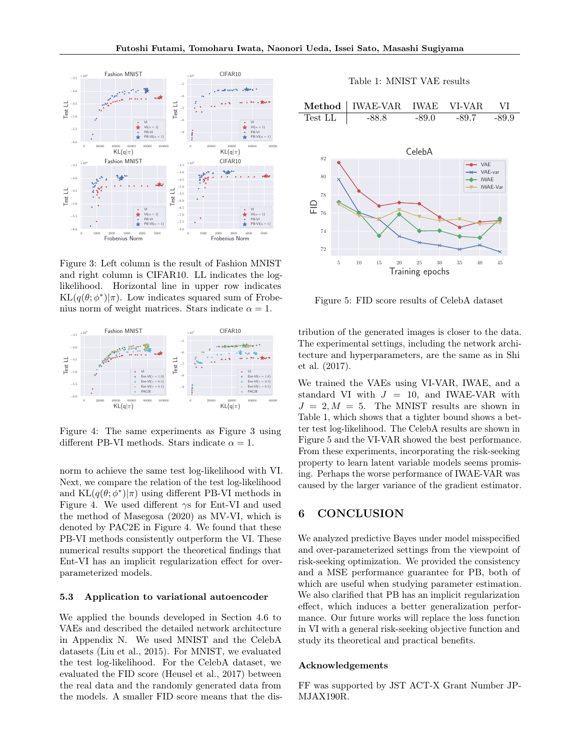Figure 3: Left column is the result of Fashion MNIST and right column is CIFAR10. LL indicates the log-likelihood. Horizontal line in upper row indicates $\mathrm{KL}(q(\theta;\phi^*)|\pi)$. Low indicates squared sum of Frobenius norm of weight matrices. Stars indicate $\alpha = 1$.

Figure 4: The same experiments as Figure 3 using different PB-VI methods. Stars indicate $\alpha = 1$.

norm to achieve the same test log-likelihood with VI. Next, we compare the relation of the test log-likelihood and $\mathrm{KL}(q(\theta;\phi^*)|\pi)$ using different PB-VI methods in Figure 4. We used different $\gamma$s for Ent-VI and used the method of Masegosa (2020) as MV-VI, which is denoted by PAC2E in Figure 4. We found that these PB-VI methods consistently outperform the VI. These numerical results support the theoretical findings that Ent-VI has an implicit regularization effect for over-parameterized models.

### 5.3 Application to variational autoencoder

We applied the bounds developed in Section 4.6 to VAEs and described the detailed network architecture in Appendix N. We used MNIST and the CelebA datasets (Liu et al., 2015). For MNIST, we evaluated the test log-likelihood. For the CelebA dataset, we evaluated the FID score (Heusel et al., 2017) between the real data and the randomly generated data from the models. A smaller FID score means that the distribution of the generated images is closer to the data. The experimental settings, including the network architecture and hyperparameters, are the same as in Shi et al. (2017).

Table 1: MNIST VAE results

| Method | IWAE-VAR | IWAE | VI-VAR | VI |
|---|---|---|---|---|
| Test LL | -88.8 | -89.0 | -89.7 | -89.9 |

Figure 5: FID score results of CelebA dataset

We trained the VAEs using VI-VAR, IWAE, and a standard VI with $J = 10$, and IWAE-VAR with $J = 2, M = 5$. The MNIST results are shown in Table 1, which shows that a tighter bound shows a better test log-likelihood. The CelebA results are shown in Figure 5 and the VI-VAR showed the best performance. From these experiments, incorporating the risk-seeking property to learn latent variable models seems promising. Perhaps the worse performance of IWAE-VAR was caused by the larger variance of the gradient estimator.

## 6 CONCLUSION

We analyzed predictive Bayes under model misspecified and over-parameterized settings from the viewpoint of risk-seeking optimization. We provided the consistency and a MSE performance guarantee for PB, both of which are useful when studying parameter estimation. We also clarified that PB has an implicit regularization effect, which induces a better generalization performance. Our future works will replace the loss function in VI with a general risk-seeking objective function and study its theoretical and practical benefits.

### Acknowledgements

FF was supported by JST ACT-X Grant Number JPMJAX190R.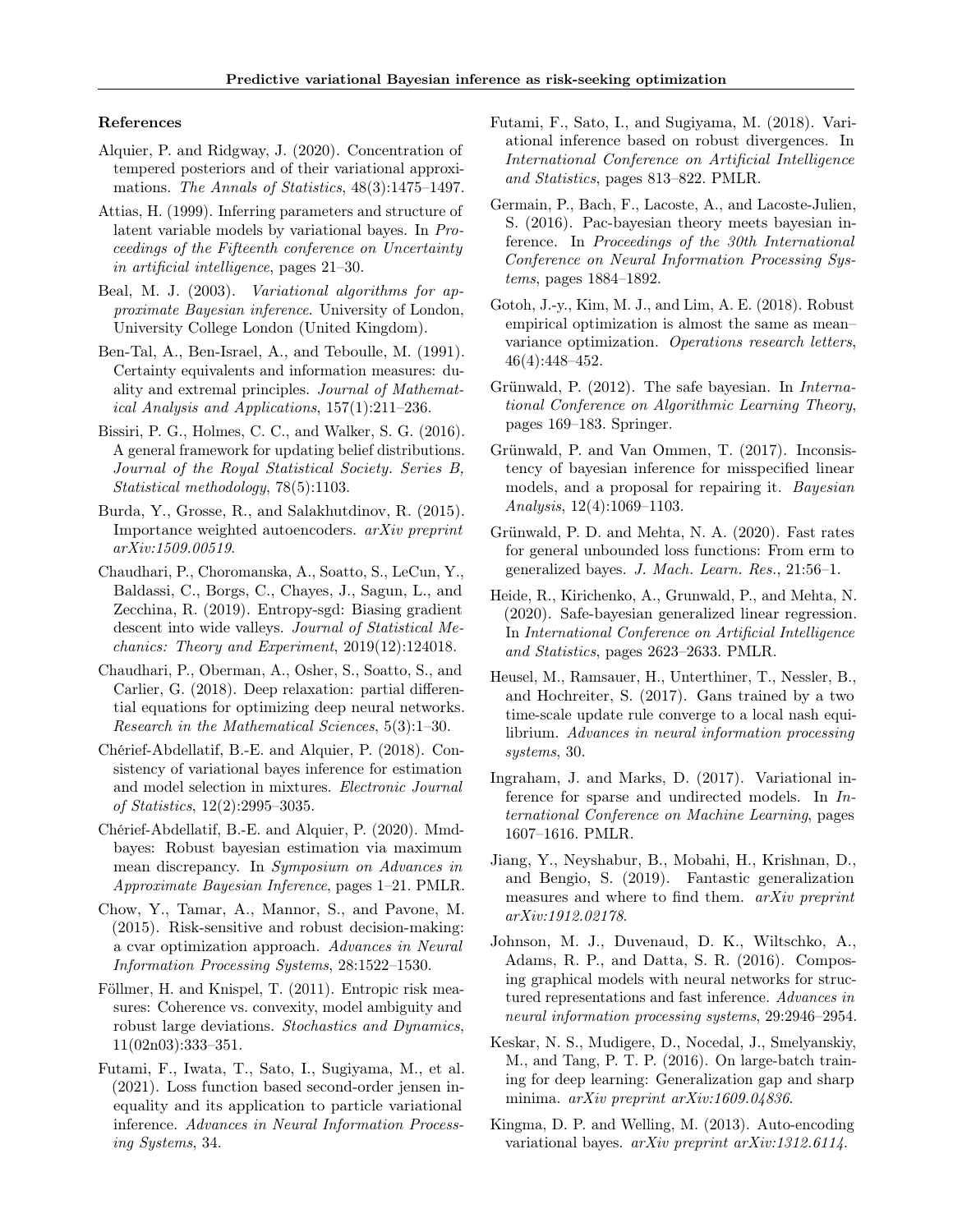## References

Alquier, P. and Ridgway, J. (2020). Concentration of tempered posteriors and of their variational approximations. *The Annals of Statistics*, 48(3):1475–1497.

Attias, H. (1999). Inferring parameters and structure of latent variable models by variational bayes. In *Proceedings of the Fifteenth conference on Uncertainty in artificial intelligence*, pages 21–30.

Beal, M. J. (2003). *Variational algorithms for approximate Bayesian inference*. University of London, University College London (United Kingdom).

Ben-Tal, A., Ben-Israel, A., and Teboulle, M. (1991). Certainty equivalents and information measures: duality and extremal principles. *Journal of Mathematical Analysis and Applications*, 157(1):211–236.

Bissiri, P. G., Holmes, C. C., and Walker, S. G. (2016). A general framework for updating belief distributions. *Journal of the Royal Statistical Society. Series B, Statistical methodology*, 78(5):1103.

Burda, Y., Grosse, R., and Salakhutdinov, R. (2015). Importance weighted autoencoders. *arXiv preprint arXiv:1509.00519*.

Chaudhari, P., Choromanska, A., Soatto, S., LeCun, Y., Baldassi, C., Borgs, C., Chayes, J., Sagun, L., and Zecchina, R. (2019). Entropy-sgd: Biasing gradient descent into wide valleys. *Journal of Statistical Mechanics: Theory and Experiment*, 2019(12):124018.

Chaudhari, P., Oberman, A., Osher, S., Soatto, S., and Carlier, G. (2018). Deep relaxation: partial differential equations for optimizing deep neural networks. *Research in the Mathematical Sciences*, 5(3):1–30.

Chérief-Abdellatif, B.-E. and Alquier, P. (2018). Consistency of variational bayes inference for estimation and model selection in mixtures. *Electronic Journal of Statistics*, 12(2):2995–3035.

Chérief-Abdellatif, B.-E. and Alquier, P. (2020). Mmd-bayes: Robust bayesian estimation via maximum mean discrepancy. In *Symposium on Advances in Approximate Bayesian Inference*, pages 1–21. PMLR.

Chow, Y., Tamar, A., Mannor, S., and Pavone, M. (2015). Risk-sensitive and robust decision-making: a cvar optimization approach. *Advances in Neural Information Processing Systems*, 28:1522–1530.

Föllmer, H. and Knispel, T. (2011). Entropic risk measures: Coherence vs. convexity, model ambiguity and robust large deviations. *Stochastics and Dynamics*, 11(02n03):333–351.

Futami, F., Iwata, T., Sato, I., Sugiyama, M., et al. (2021). Loss function based second-order jensen inequality and its application to particle variational inference. *Advances in Neural Information Processing Systems*, 34.

Futami, F., Sato, I., and Sugiyama, M. (2018). Variational inference based on robust divergences. In *International Conference on Artificial Intelligence and Statistics*, pages 813–822. PMLR.

Germain, P., Bach, F., Lacoste, A., and Lacoste-Julien, S. (2016). Pac-bayesian theory meets bayesian inference. In *Proceedings of the 30th International Conference on Neural Information Processing Systems*, pages 1884–1892.

Gotoh, J.-y., Kim, M. J., and Lim, A. E. (2018). Robust empirical optimization is almost the same as mean–variance optimization. *Operations research letters*, 46(4):448–452.

Grünwald, P. (2012). The safe bayesian. In *International Conference on Algorithmic Learning Theory*, pages 169–183. Springer.

Grünwald, P. and Van Ommen, T. (2017). Inconsistency of bayesian inference for misspecified linear models, and a proposal for repairing it. *Bayesian Analysis*, 12(4):1069–1103.

Grünwald, P. D. and Mehta, N. A. (2020). Fast rates for general unbounded loss functions: From erm to generalized bayes. *J. Mach. Learn. Res.*, 21:56–1.

Heide, R., Kirichenko, A., Grunwald, P., and Mehta, N. (2020). Safe-bayesian generalized linear regression. In *International Conference on Artificial Intelligence and Statistics*, pages 2623–2633. PMLR.

Heusel, M., Ramsauer, H., Unterthiner, T., Nessler, B., and Hochreiter, S. (2017). Gans trained by a two time-scale update rule converge to a local nash equilibrium. *Advances in neural information processing systems*, 30.

Ingraham, J. and Marks, D. (2017). Variational inference for sparse and undirected models. In *International Conference on Machine Learning*, pages 1607–1616. PMLR.

Jiang, Y., Neyshabur, B., Mobahi, H., Krishnan, D., and Bengio, S. (2019). Fantastic generalization measures and where to find them. *arXiv preprint arXiv:1912.02178*.

Johnson, M. J., Duvenaud, D. K., Wiltschko, A., Adams, R. P., and Datta, S. R. (2016). Composing graphical models with neural networks for structured representations and fast inference. *Advances in neural information processing systems*, 29:2946–2954.

Keskar, N. S., Mudigere, D., Nocedal, J., Smelyanskiy, M., and Tang, P. T. P. (2016). On large-batch training for deep learning: Generalization gap and sharp minima. *arXiv preprint arXiv:1609.04836*.

Kingma, D. P. and Welling, M. (2013). Auto-encoding variational bayes. *arXiv preprint arXiv:1312.6114*.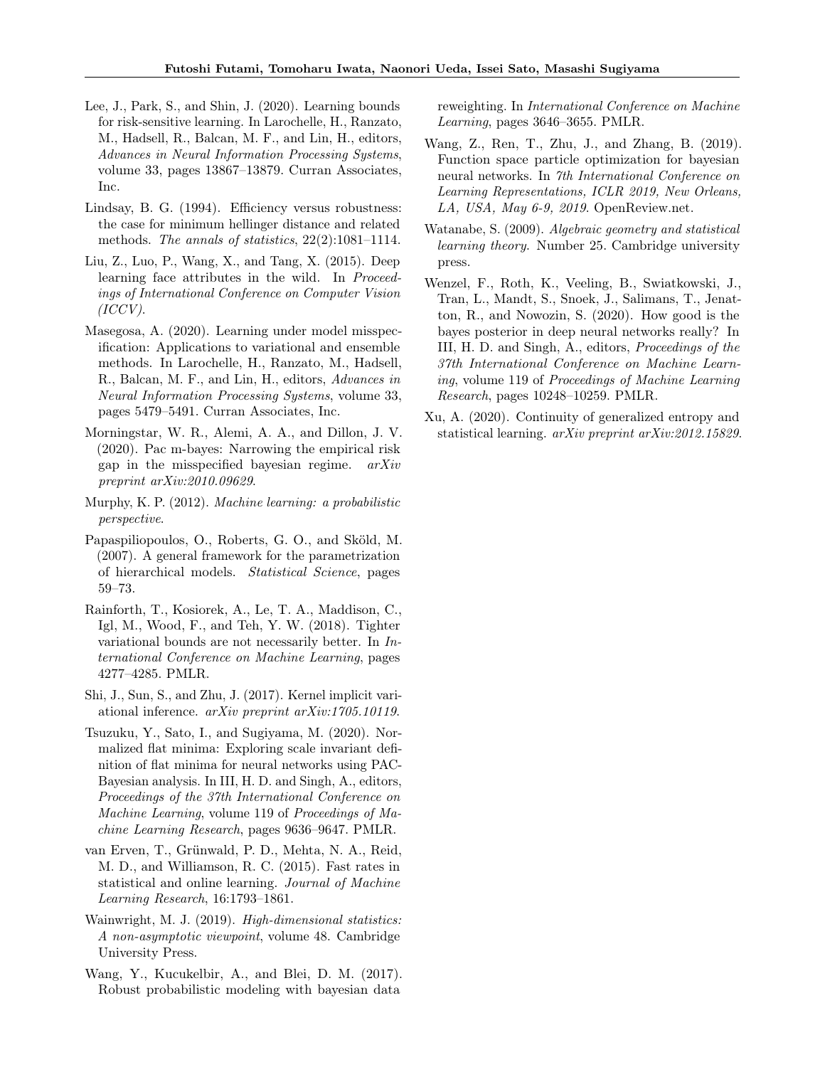Lee, J., Park, S., and Shin, J. (2020). Learning bounds for risk-sensitive learning. In Larochelle, H., Ranzato, M., Hadsell, R., Balcan, M. F., and Lin, H., editors, *Advances in Neural Information Processing Systems*, volume 33, pages 13867–13879. Curran Associates, Inc.

Lindsay, B. G. (1994). Efficiency versus robustness: the case for minimum hellinger distance and related methods. *The annals of statistics*, 22(2):1081–1114.

Liu, Z., Luo, P., Wang, X., and Tang, X. (2015). Deep learning face attributes in the wild. In *Proceedings of International Conference on Computer Vision (ICCV)*.

Masegosa, A. (2020). Learning under model misspecification: Applications to variational and ensemble methods. In Larochelle, H., Ranzato, M., Hadsell, R., Balcan, M. F., and Lin, H., editors, *Advances in Neural Information Processing Systems*, volume 33, pages 5479–5491. Curran Associates, Inc.

Morningstar, W. R., Alemi, A. A., and Dillon, J. V. (2020). Pac m-bayes: Narrowing the empirical risk gap in the misspecified bayesian regime. *arXiv preprint arXiv:2010.09629*.

Murphy, K. P. (2012). *Machine learning: a probabilistic perspective*.

Papaspiliopoulos, O., Roberts, G. O., and Sköld, M. (2007). A general framework for the parametrization of hierarchical models. *Statistical Science*, pages 59–73.

Rainforth, T., Kosiorek, A., Le, T. A., Maddison, C., Igl, M., Wood, F., and Teh, Y. W. (2018). Tighter variational bounds are not necessarily better. In *International Conference on Machine Learning*, pages 4277–4285. PMLR.

Shi, J., Sun, S., and Zhu, J. (2017). Kernel implicit variational inference. *arXiv preprint arXiv:1705.10119*.

Tsuzuku, Y., Sato, I., and Sugiyama, M. (2020). Normalized flat minima: Exploring scale invariant definition of flat minima for neural networks using PAC-Bayesian analysis. In III, H. D. and Singh, A., editors, *Proceedings of the 37th International Conference on Machine Learning*, volume 119 of *Proceedings of Machine Learning Research*, pages 9636–9647. PMLR.

van Erven, T., Grünwald, P. D., Mehta, N. A., Reid, M. D., and Williamson, R. C. (2015). Fast rates in statistical and online learning. *Journal of Machine Learning Research*, 16:1793–1861.

Wainwright, M. J. (2019). *High-dimensional statistics: A non-asymptotic viewpoint*, volume 48. Cambridge University Press.

Wang, Y., Kucukelbir, A., and Blei, D. M. (2017). Robust probabilistic modeling with bayesian data reweighting. In *International Conference on Machine Learning*, pages 3646–3655. PMLR.

Wang, Z., Ren, T., Zhu, J., and Zhang, B. (2019). Function space particle optimization for bayesian neural networks. In *7th International Conference on Learning Representations, ICLR 2019, New Orleans, LA, USA, May 6-9, 2019*. OpenReview.net.

Watanabe, S. (2009). *Algebraic geometry and statistical learning theory*. Number 25. Cambridge university press.

Wenzel, F., Roth, K., Veeling, B., Swiatkowski, J., Tran, L., Mandt, S., Snoek, J., Salimans, T., Jenatton, R., and Nowozin, S. (2020). How good is the bayes posterior in deep neural networks really? In III, H. D. and Singh, A., editors, *Proceedings of the 37th International Conference on Machine Learning*, volume 119 of *Proceedings of Machine Learning Research*, pages 10248–10259. PMLR.

Xu, A. (2020). Continuity of generalized entropy and statistical learning. *arXiv preprint arXiv:2012.15829*.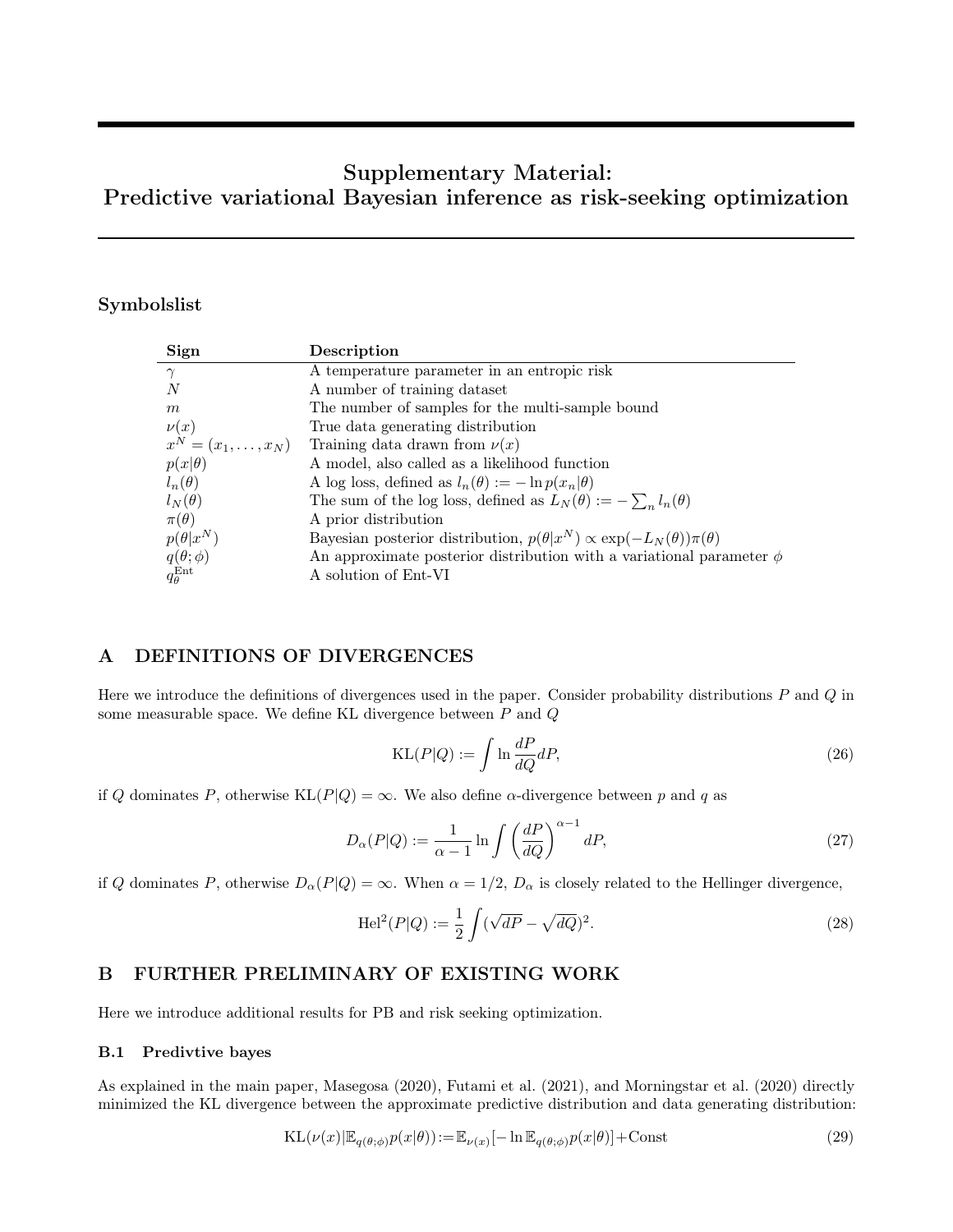# Supplementary Material: Predictive variational Bayesian inference as risk-seeking optimization

## Symbolslist

| Sign | Description |
|---|---|
| $\gamma$ | A temperature parameter in an entropic risk |
| $N$ | A number of training dataset |
| $m$ | The number of samples for the multi-sample bound |
| $\nu(x)$ | True data generating distribution |
| $x^N = (x_1, \ldots, x_N)$ | Training data drawn from $\nu(x)$ |
| $p(x\|\theta)$ | A model, also called as a likelihood function |
| $l_n(\theta)$ | A log loss, defined as $l_n(\theta) := -\ln p(x_n\|\theta)$ |
| $l_N(\theta)$ | The sum of the log loss, defined as $L_N(\theta) := -\sum_n l_n(\theta)$ |
| $\pi(\theta)$ | A prior distribution |
| $p(\theta\|x^N)$ | Bayesian posterior distribution, $p(\theta\|x^N) \propto \exp(-L_N(\theta))\pi(\theta)$ |
| $q(\theta;\phi)$ | An approximate posterior distribution with a variational parameter $\phi$ |
| $q_\theta^{\mathrm{Ent}}$ | A solution of Ent-VI |

## A DEFINITIONS OF DIVERGENCES

Here we introduce the definitions of divergences used in the paper. Consider probability distributions $P$ and $Q$ in some measurable space. We define KL divergence between $P$ and $Q$

$$\mathrm{KL}(P|Q) := \int \ln \frac{dP}{dQ} dP, \tag{26}$$

if $Q$ dominates $P$, otherwise $\mathrm{KL}(P|Q) = \infty$. We also define $\alpha$-divergence between $p$ and $q$ as

$$D_\alpha(P|Q) := \frac{1}{\alpha - 1} \ln \int \left(\frac{dP}{dQ}\right)^{\alpha-1} dP, \tag{27}$$

if $Q$ dominates $P$, otherwise $D_\alpha(P|Q) = \infty$. When $\alpha = 1/2$, $D_\alpha$ is closely related to the Hellinger divergence,

$$\mathrm{Hel}^2(P|Q) := \frac{1}{2} \int (\sqrt{dP} - \sqrt{dQ})^2. \tag{28}$$

## B FURTHER PRELIMINARY OF EXISTING WORK

Here we introduce additional results for PB and risk seeking optimization.

### B.1 Predivtive bayes

As explained in the main paper, Masegosa (2020), Futami et al. (2021), and Morningstar et al. (2020) directly minimized the KL divergence between the approximate predictive distribution and data generating distribution:

$$\mathrm{KL}(\nu(x)|\mathbb{E}_{q(\theta;\phi)}p(x|\theta)) := \mathbb{E}_{\nu(x)}[-\ln \mathbb{E}_{q(\theta;\phi)}p(x|\theta)] + \mathrm{Const} \tag{29}$$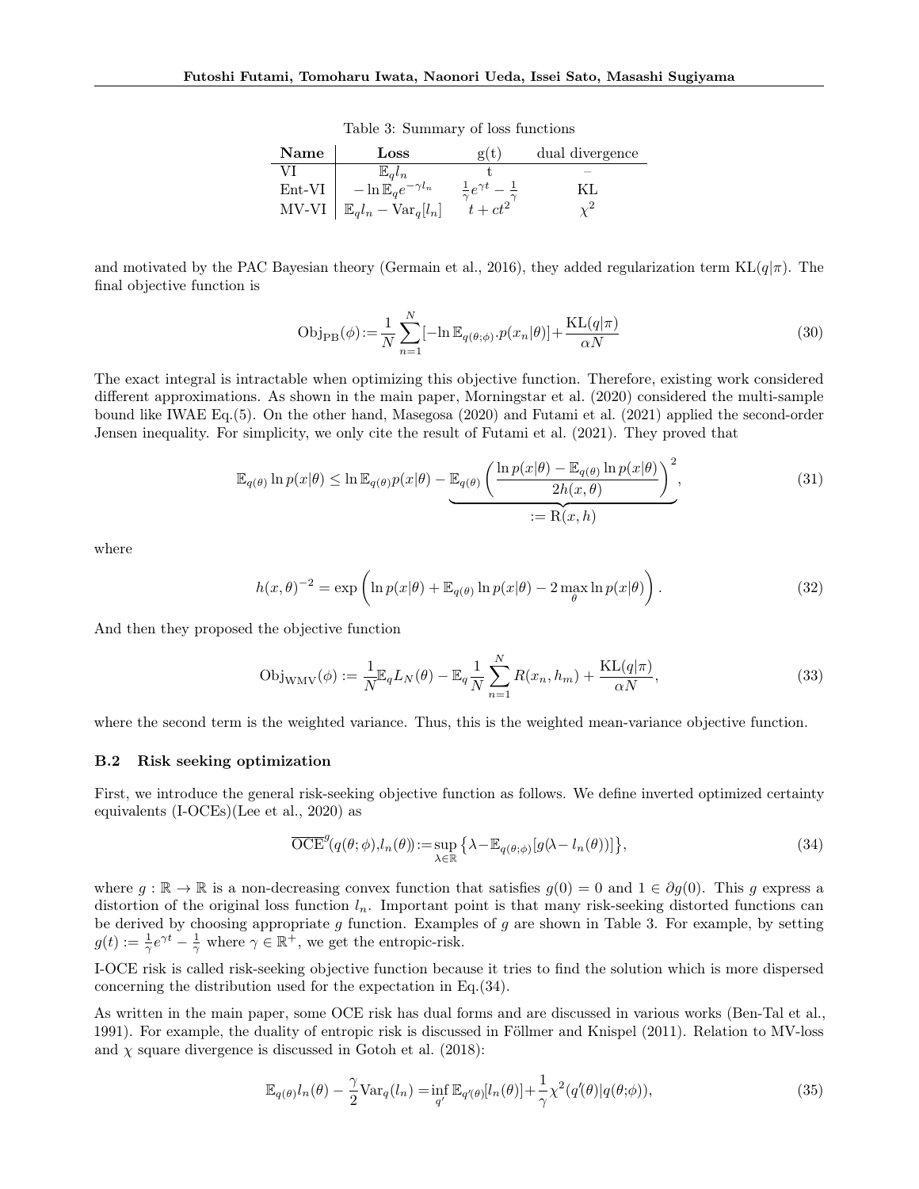Table 3: Summary of loss functions

| **Name** | **Loss** | g(t) | dual divergence |
|---|---|---|---|
| VI | $\mathbb{E}_q l_n$ | t | – |
| Ent-VI | $-\ln \mathbb{E}_q e^{-\gamma l_n}$ | $\frac{1}{\gamma}e^{\gamma t} - \frac{1}{\gamma}$ | KL |
| MV-VI | $\mathbb{E}_q l_n - \mathrm{Var}_q[l_n]$ | $t + ct^2$ | $\chi^2$ |

and motivated by the PAC Bayesian theory (Germain et al., 2016), they added regularization term $\mathrm{KL}(q|\pi)$. The final objective function is

$$\mathrm{Obj}_{\mathrm{PB}}(\phi) := \frac{1}{N}\sum_{n=1}^{N}[-\ln \mathbb{E}_{q(\theta;\phi)} \cdot p(x_n|\theta)] + \frac{\mathrm{KL}(q|\pi)}{\alpha N} \tag{30}$$

The exact integral is intractable when optimizing this objective function. Therefore, existing work considered different approximations. As shown in the main paper, Morningstar et al. (2020) considered the multi-sample bound like IWAE Eq.(5). On the other hand, Masegosa (2020) and Futami et al. (2021) applied the second-order Jensen inequality. For simplicity, we only cite the result of Futami et al. (2021). They proved that

$$\mathbb{E}_{q(\theta)} \ln p(x|\theta) \leq \ln \mathbb{E}_{q(\theta)} p(x|\theta) - \underbrace{\mathbb{E}_{q(\theta)} \left( \frac{\ln p(x|\theta) - \mathbb{E}_{q(\theta)} \ln p(x|\theta)}{2h(x,\theta)} \right)^2}_{:= \mathrm{R}(x,h)}, \tag{31}$$

where

$$h(x,\theta)^{-2} = \exp\left( \ln p(x|\theta) + \mathbb{E}_{q(\theta)} \ln p(x|\theta) - 2 \max_{\theta} \ln p(x|\theta) \right). \tag{32}$$

And then they proposed the objective function

$$\mathrm{Obj}_{\mathrm{WMV}}(\phi) := \frac{1}{N}\mathbb{E}_q L_N(\theta) - \mathbb{E}_q \frac{1}{N}\sum_{n=1}^{N} R(x_n, h_m) + \frac{\mathrm{KL}(q|\pi)}{\alpha N}, \tag{33}$$

where the second term is the weighted variance. Thus, this is the weighted mean-variance objective function.

### B.2 Risk seeking optimization

First, we introduce the general risk-seeking objective function as follows. We define inverted optimized certainty equivalents (I-OCEs)(Lee et al., 2020) as

$$\overline{\mathrm{OCE}}^g(q(\theta;\phi), l_n(\theta)) := \sup_{\lambda \in \mathbb{R}} \left\{ \lambda - \mathbb{E}_{q(\theta;\phi)}[g(\lambda - l_n(\theta))] \right\}, \tag{34}$$

where $g : \mathbb{R} \to \mathbb{R}$ is a non-decreasing convex function that satisfies $g(0) = 0$ and $1 \in \partial g(0)$. This $g$ express a distortion of the original loss function $l_n$. Important point is that many risk-seeking distorted functions can be derived by choosing appropriate $g$ function. Examples of $g$ are shown in Table 3. For example, by setting $g(t) := \frac{1}{\gamma}e^{\gamma t} - \frac{1}{\gamma}$ where $\gamma \in \mathbb{R}^+$, we get the entropic-risk.

I-OCE risk is called risk-seeking objective function because it tries to find the solution which is more dispersed concerning the distribution used for the expectation in Eq.(34).

As written in the main paper, some OCE risk has dual forms and are discussed in various works (Ben-Tal et al., 1991). For example, the duality of entropic risk is discussed in Föllmer and Knispel (2011). Relation to MV-loss and $\chi$ square divergence is discussed in Gotoh et al. (2018):

$$\mathbb{E}_{q(\theta)} l_n(\theta) - \frac{\gamma}{2}\mathrm{Var}_q(l_n) = \inf_{q'} \mathbb{E}_{q'(\theta)}[l_n(\theta)] + \frac{1}{\gamma}\chi^2(q'(\theta)|q(\theta;\phi)), \tag{35}$$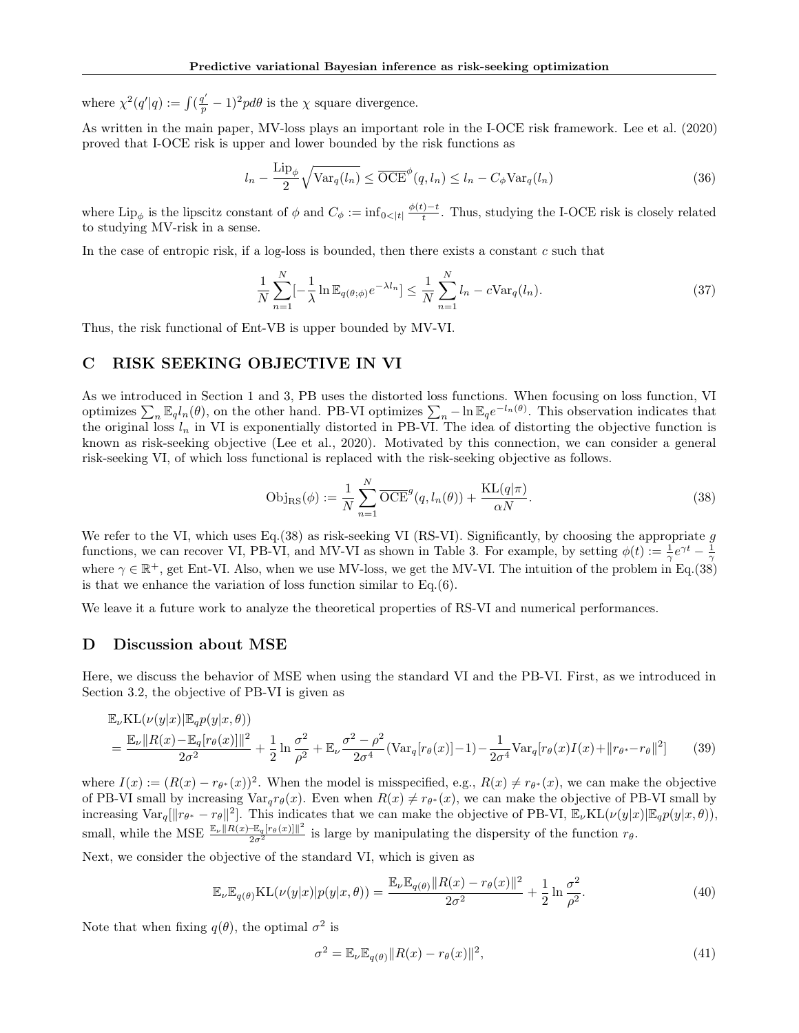where $\chi^2(q'|q) := \int (\frac{q'}{p} - 1)^2 p d\theta$ is the $\chi$ square divergence.

As written in the main paper, MV-loss plays an important role in the I-OCE risk framework. Lee et al. (2020) proved that I-OCE risk is upper and lower bounded by the risk functions as

$$
l_n - \frac{\mathrm{Lip}_\phi}{2}\sqrt{\mathrm{Var}_q(l_n)} \leq \overline{\mathrm{OCE}}^\phi(q, l_n) \leq l_n - C_\phi \mathrm{Var}_q(l_n) \tag{36}
$$

where $\mathrm{Lip}_\phi$ is the lipscitz constant of $\phi$ and $C_\phi := \inf_{0<|t|} \frac{\phi(t)-t}{t}$. Thus, studying the I-OCE risk is closely related to studying MV-risk in a sense.

In the case of entropic risk, if a log-loss is bounded, then there exists a constant $c$ such that

$$
\frac{1}{N}\sum_{n=1}^{N}[-\frac{1}{\lambda}\ln \mathbb{E}_{q(\theta;\phi)} e^{-\lambda l_n}] \leq \frac{1}{N}\sum_{n=1}^{N} l_n - c\mathrm{Var}_q(l_n). \tag{37}
$$

Thus, the risk functional of Ent-VB is upper bounded by MV-VI.

## C RISK SEEKING OBJECTIVE IN VI

As we introduced in Section 1 and 3, PB uses the distorted loss functions. When focusing on loss function, VI optimizes $\sum_n \mathbb{E}_q l_n(\theta)$, on the other hand. PB-VI optimizes $\sum_n -\ln \mathbb{E}_q e^{-l_n(\theta)}$. This observation indicates that the original loss $l_n$ in VI is exponentially distorted in PB-VI. The idea of distorting the objective function is known as risk-seeking objective (Lee et al., 2020). Motivated by this connection, we can consider a general risk-seeking VI, of which loss functional is replaced with the risk-seeking objective as follows.

$$
\mathrm{Obj}_{\mathrm{RS}}(\phi) := \frac{1}{N}\sum_{n=1}^{N} \overline{\mathrm{OCE}}^g(q, l_n(\theta)) + \frac{\mathrm{KL}(q|\pi)}{\alpha N}. \tag{38}
$$

We refer to the VI, which uses Eq.(38) as risk-seeking VI (RS-VI). Significantly, by choosing the appropriate $g$ functions, we can recover VI, PB-VI, and MV-VI as shown in Table 3. For example, by setting $\phi(t) := \frac{1}{\gamma}e^{\gamma t} - \frac{1}{\gamma}$ where $\gamma \in \mathbb{R}^+$, get Ent-VI. Also, when we use MV-loss, we get the MV-VI. The intuition of the problem in Eq.(38) is that we enhance the variation of loss function similar to Eq.(6).

We leave it a future work to analyze the theoretical properties of RS-VI and numerical performances.

## D Discussion about MSE

Here, we discuss the behavior of MSE when using the standard VI and the PB-VI. First, as we introduced in Section 3.2, the objective of PB-VI is given as

$$
\begin{aligned}
&\mathbb{E}_\nu \mathrm{KL}(\nu(y|x)|\mathbb{E}_q p(y|x,\theta)) \\
&= \frac{\mathbb{E}_\nu \|R(x) - \mathbb{E}_q[r_\theta(x)]\|^2}{2\sigma^2} + \frac{1}{2}\ln\frac{\sigma^2}{\rho^2} + \mathbb{E}_\nu \frac{\sigma^2-\rho^2}{2\sigma^4}(\mathrm{Var}_q[r_\theta(x)] - 1) - \frac{1}{2\sigma^4}\mathrm{Var}_q[r_\theta(x)I(x) + \|r_{\theta^*} - r_\theta\|^2]
\end{aligned} \tag{39}
$$

where $I(x) := (R(x) - r_{\theta^*}(x))^2$. When the model is misspecified, e.g., $R(x) \neq r_{\theta^*}(x)$, we can make the objective of PB-VI small by increasing $\mathrm{Var}_q r_\theta(x)$. Even when $R(x) \neq r_{\theta^*}(x)$, we can make the objective of PB-VI small by increasing $\mathrm{Var}_q[\|r_{\theta^*} - r_\theta\|^2]$. This indicates that we can make the objective of PB-VI, $\mathbb{E}_\nu \mathrm{KL}(\nu(y|x)|\mathbb{E}_q p(y|x,\theta))$, small, while the MSE $\frac{\mathbb{E}_\nu \|R(x) - \mathbb{E}_q[r_\theta(x)]\|^2}{2\sigma^2}$ is large by manipulating the dispersity of the function $r_\theta$.

Next, we consider the objective of the standard VI, which is given as

$$
\mathbb{E}_\nu \mathbb{E}_{q(\theta)} \mathrm{KL}(\nu(y|x)|p(y|x,\theta)) = \frac{\mathbb{E}_\nu \mathbb{E}_{q(\theta)} \|R(x) - r_\theta(x)\|^2}{2\sigma^2} + \frac{1}{2}\ln\frac{\sigma^2}{\rho^2}. \tag{40}
$$

Note that when fixing $q(\theta)$, the optimal $\sigma^2$ is

$$
\sigma^2 = \mathbb{E}_\nu \mathbb{E}_{q(\theta)} \|R(x) - r_\theta(x)\|^2, \tag{41}
$$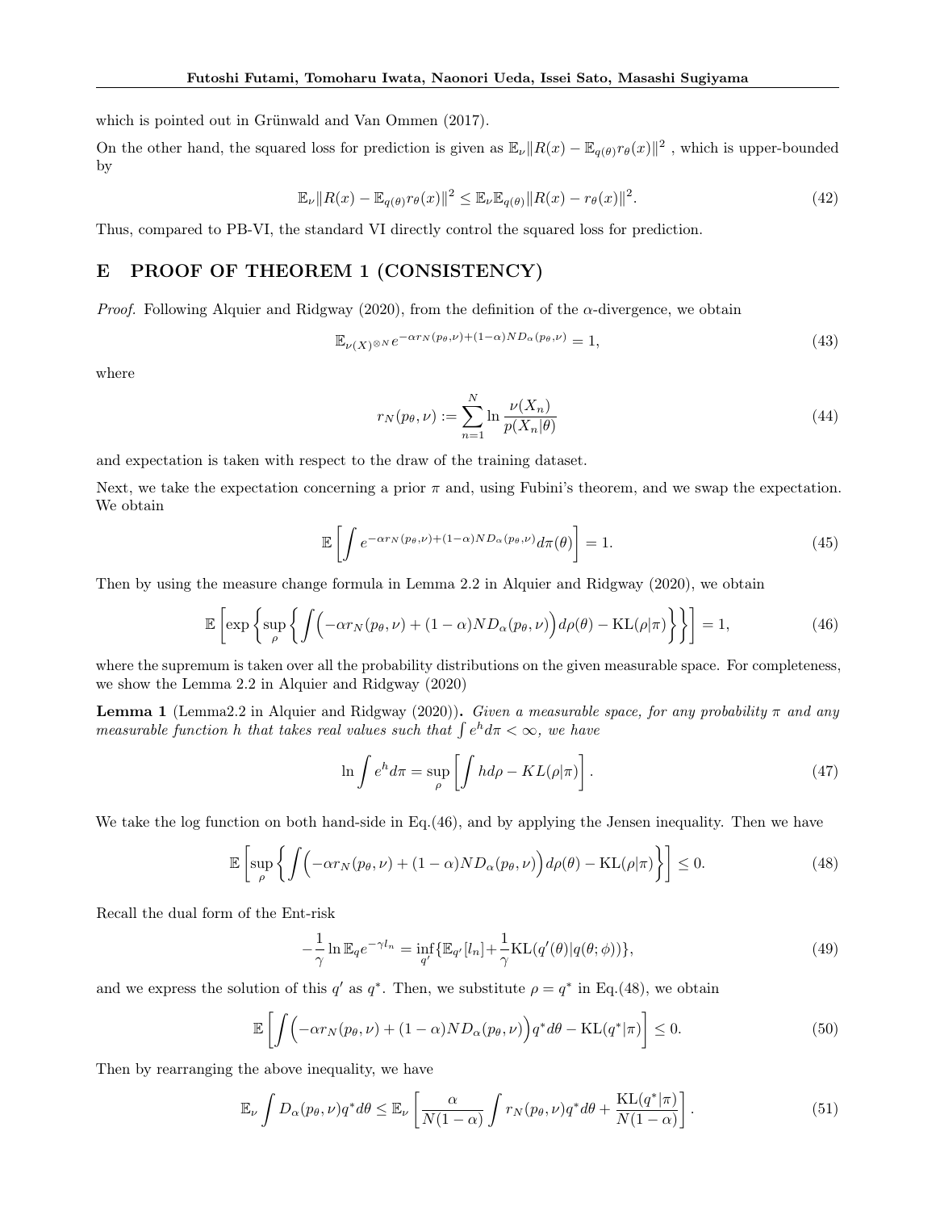which is pointed out in Grünwald and Van Ommen (2017).

On the other hand, the squared loss for prediction is given as $\mathbb{E}_\nu\|R(x) - \mathbb{E}_{q(\theta)}r_\theta(x)\|^2$ , which is upper-bounded by

$$\mathbb{E}_\nu\|R(x) - \mathbb{E}_{q(\theta)}r_\theta(x)\|^2 \leq \mathbb{E}_\nu\mathbb{E}_{q(\theta)}\|R(x) - r_\theta(x)\|^2. \tag{42}$$

Thus, compared to PB-VI, the standard VI directly control the squared loss for prediction.

# E PROOF OF THEOREM 1 (CONSISTENCY)

*Proof.* Following Alquier and Ridgway (2020), from the definition of the $\alpha$-divergence, we obtain

$$\mathbb{E}_{\nu(X)^{\otimes N}}e^{-\alpha r_N(p_\theta,\nu)+(1-\alpha)ND_\alpha(p_\theta,\nu)} = 1, \tag{43}$$

where

$$r_N(p_\theta,\nu) := \sum_{n=1}^N \ln\frac{\nu(X_n)}{p(X_n|\theta)} \tag{44}$$

and expectation is taken with respect to the draw of the training dataset.

Next, we take the expectation concerning a prior $\pi$ and, using Fubini's theorem, and we swap the expectation. We obtain

$$\mathbb{E}\left[\int e^{-\alpha r_N(p_\theta,\nu)+(1-\alpha)ND_\alpha(p_\theta,\nu)}d\pi(\theta)\right] = 1. \tag{45}$$

Then by using the measure change formula in Lemma 2.2 in Alquier and Ridgway (2020), we obtain

$$\mathbb{E}\left[\exp\left\{\sup_\rho\left\{\int\Big(-\alpha r_N(p_\theta,\nu)+(1-\alpha)ND_\alpha(p_\theta,\nu)\Big)d\rho(\theta) - \mathrm{KL}(\rho|\pi)\right\}\right\}\right] = 1, \tag{46}$$

where the supremum is taken over all the probability distributions on the given measurable space. For completeness, we show the Lemma 2.2 in Alquier and Ridgway (2020)

**Lemma 1** (Lemma2.2 in Alquier and Ridgway (2020)). *Given a measurable space, for any probability $\pi$ and any measurable function $h$ that takes real values such that $\int e^h d\pi < \infty$, we have*

$$\ln\int e^h d\pi = \sup_\rho\left[\int h d\rho - KL(\rho|\pi)\right]. \tag{47}$$

We take the log function on both hand-side in Eq.(46), and by applying the Jensen inequality. Then we have

$$\mathbb{E}\left[\sup_\rho\left\{\int\Big(-\alpha r_N(p_\theta,\nu)+(1-\alpha)ND_\alpha(p_\theta,\nu)\Big)d\rho(\theta) - \mathrm{KL}(\rho|\pi)\right\}\right] \leq 0. \tag{48}$$

Recall the dual form of the Ent-risk

$$-\frac{1}{\gamma}\ln\mathbb{E}_q e^{-\gamma l_n} = \inf_{q'}\{\mathbb{E}_{q'}[l_n] + \frac{1}{\gamma}\mathrm{KL}(q'(\theta)|q(\theta;\phi))\}, \tag{49}$$

and we express the solution of this $q'$ as $q^*$. Then, we substitute $\rho = q^*$ in Eq.(48), we obtain

$$\mathbb{E}\left[\int\Big(-\alpha r_N(p_\theta,\nu)+(1-\alpha)ND_\alpha(p_\theta,\nu)\Big)q^*d\theta - \mathrm{KL}(q^*|\pi)\right] \leq 0. \tag{50}$$

Then by rearranging the above inequality, we have

$$\mathbb{E}_\nu\int D_\alpha(p_\theta,\nu)q^*d\theta \leq \mathbb{E}_\nu\left[\frac{\alpha}{N(1-\alpha)}\int r_N(p_\theta,\nu)q^*d\theta + \frac{\mathrm{KL}(q^*|\pi)}{N(1-\alpha)}\right]. \tag{51}$$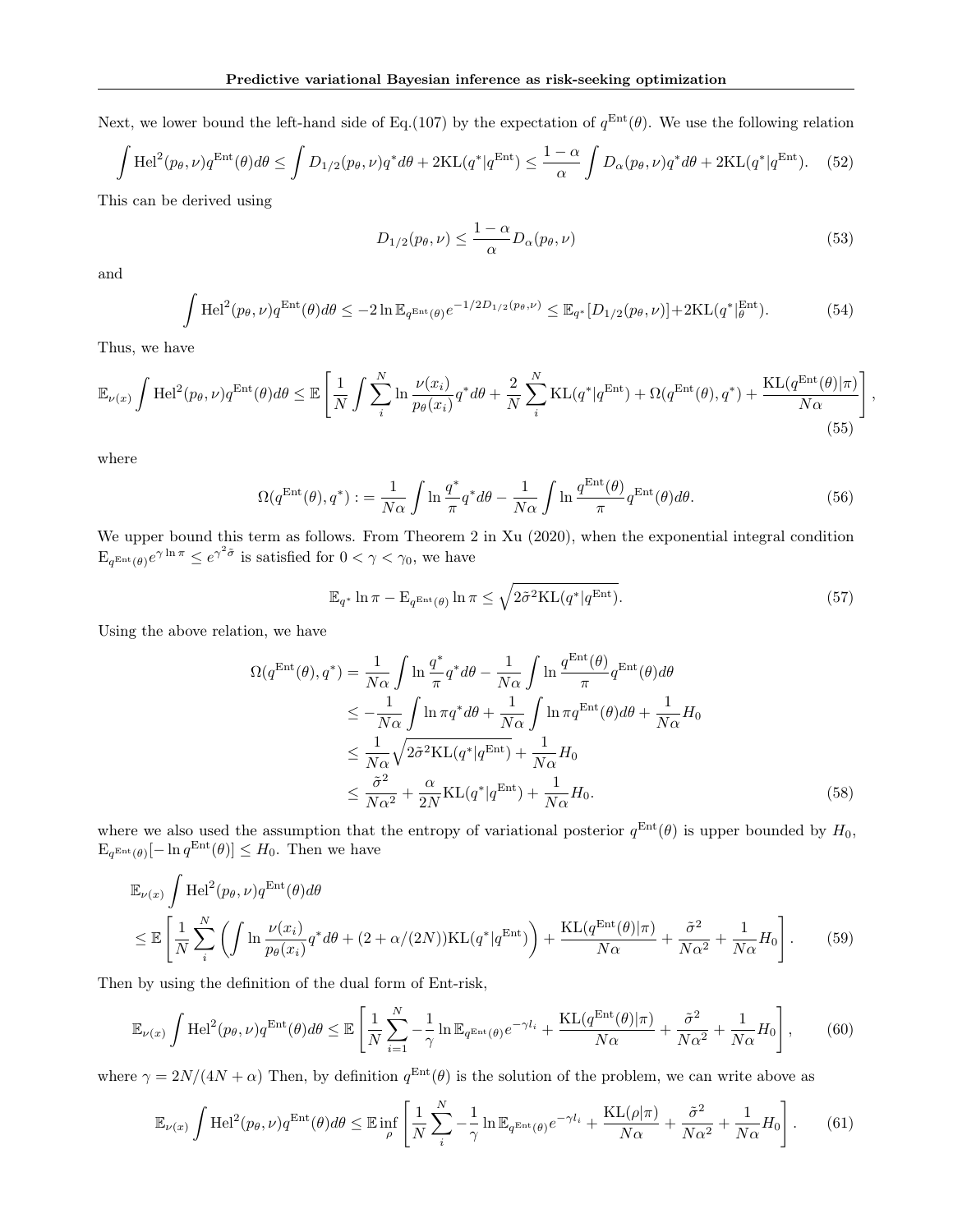Next, we lower bound the left-hand side of Eq.(107) by the expectation of $q^{\mathrm{Ent}}(\theta)$. We use the following relation

$$\int \mathrm{Hel}^2(p_\theta, \nu) q^{\mathrm{Ent}}(\theta) d\theta \leq \int D_{1/2}(p_\theta, \nu) q^* d\theta + 2\mathrm{KL}(q^*|q^{\mathrm{Ent}}) \leq \frac{1-\alpha}{\alpha} \int D_\alpha(p_\theta, \nu) q^* d\theta + 2\mathrm{KL}(q^*|q^{\mathrm{Ent}}). \tag{52}$$

This can be derived using

$$D_{1/2}(p_\theta, \nu) \leq \frac{1-\alpha}{\alpha} D_\alpha(p_\theta, \nu) \tag{53}$$

and

$$\int \mathrm{Hel}^2(p_\theta, \nu) q^{\mathrm{Ent}}(\theta) d\theta \leq -2 \ln \mathbb{E}_{q^{\mathrm{Ent}}(\theta)} e^{-1/2 D_{1/2}(p_\theta, \nu)} \leq \mathbb{E}_{q^*}[D_{1/2}(p_\theta, \nu)] + 2\mathrm{KL}(q^*|_\theta^{\mathrm{Ent}}). \tag{54}$$

Thus, we have

$$\mathbb{E}_{\nu(x)} \int \mathrm{Hel}^2(p_\theta, \nu) q^{\mathrm{Ent}}(\theta) d\theta \leq \mathbb{E}\left[\frac{1}{N} \int \sum_i^N \ln \frac{\nu(x_i)}{p_\theta(x_i)} q^* d\theta + \frac{2}{N} \sum_i^N \mathrm{KL}(q^*|q^{\mathrm{Ent}}) + \Omega(q^{\mathrm{Ent}}(\theta), q^*) + \frac{\mathrm{KL}(q^{\mathrm{Ent}}(\theta)|\pi)}{N\alpha}\right], \tag{55}$$

where

$$\Omega(q^{\mathrm{Ent}}(\theta), q^*) := \frac{1}{N\alpha} \int \ln \frac{q^*}{\pi} q^* d\theta - \frac{1}{N\alpha} \int \ln \frac{q^{\mathrm{Ent}}(\theta)}{\pi} q^{\mathrm{Ent}}(\theta) d\theta. \tag{56}$$

We upper bound this term as follows. From Theorem 2 in Xu (2020), when the exponential integral condition $\mathrm{E}_{q^{\mathrm{Ent}}(\theta)} e^{\gamma \ln \pi} \leq e^{\gamma^2 \tilde{\sigma}}$ is satisfied for $0 < \gamma < \gamma_0$, we have

$$\mathbb{E}_{q^*} \ln \pi - \mathrm{E}_{q^{\mathrm{Ent}}(\theta)} \ln \pi \leq \sqrt{2\tilde{\sigma}^2 \mathrm{KL}(q^*|q^{\mathrm{Ent}})}. \tag{57}$$

Using the above relation, we have

$$\begin{aligned}
\Omega(q^{\mathrm{Ent}}(\theta), q^*) &= \frac{1}{N\alpha} \int \ln \frac{q^*}{\pi} q^* d\theta - \frac{1}{N\alpha} \int \ln \frac{q^{\mathrm{Ent}}(\theta)}{\pi} q^{\mathrm{Ent}}(\theta) d\theta \\
&\leq -\frac{1}{N\alpha} \int \ln \pi q^* d\theta + \frac{1}{N\alpha} \int \ln \pi q^{\mathrm{Ent}}(\theta) d\theta + \frac{1}{N\alpha} H_0 \\
&\leq \frac{1}{N\alpha} \sqrt{2\tilde{\sigma}^2 \mathrm{KL}(q^*|q^{\mathrm{Ent}})} + \frac{1}{N\alpha} H_0 \\
&\leq \frac{\tilde{\sigma}^2}{N\alpha^2} + \frac{\alpha}{2N} \mathrm{KL}(q^*|q^{\mathrm{Ent}}) + \frac{1}{N\alpha} H_0.
\end{aligned} \tag{58}$$

where we also used the assumption that the entropy of variational posterior $q^{\mathrm{Ent}}(\theta)$ is upper bounded by $H_0$, $\mathrm{E}_{q^{\mathrm{Ent}}(\theta)}[-\ln q^{\mathrm{Ent}}(\theta)] \leq H_0$. Then we have

$$\begin{aligned}
&\mathbb{E}_{\nu(x)} \int \mathrm{Hel}^2(p_\theta, \nu) q^{\mathrm{Ent}}(\theta) d\theta \\
&\leq \mathbb{E}\left[\frac{1}{N} \sum_i^N \left(\int \ln \frac{\nu(x_i)}{p_\theta(x_i)} q^* d\theta + (2 + \alpha/(2N)) \mathrm{KL}(q^*|q^{\mathrm{Ent}})\right) + \frac{\mathrm{KL}(q^{\mathrm{Ent}}(\theta)|\pi)}{N\alpha} + \frac{\tilde{\sigma}^2}{N\alpha^2} + \frac{1}{N\alpha} H_0\right].
\end{aligned} \tag{59}$$

Then by using the definition of the dual form of Ent-risk,

$$\mathbb{E}_{\nu(x)} \int \mathrm{Hel}^2(p_\theta, \nu) q^{\mathrm{Ent}}(\theta) d\theta \leq \mathbb{E}\left[\frac{1}{N} \sum_{i=1}^N -\frac{1}{\gamma} \ln \mathbb{E}_{q^{\mathrm{Ent}}(\theta)} e^{-\gamma l_i} + \frac{\mathrm{KL}(q^{\mathrm{Ent}}(\theta)|\pi)}{N\alpha} + \frac{\tilde{\sigma}^2}{N\alpha^2} + \frac{1}{N\alpha} H_0\right], \tag{60}$$

where $\gamma = 2N/(4N + \alpha)$ Then, by definition $q^{\mathrm{Ent}}(\theta)$ is the solution of the problem, we can write above as

$$\mathbb{E}_{\nu(x)} \int \mathrm{Hel}^2(p_\theta, \nu) q^{\mathrm{Ent}}(\theta) d\theta \leq \mathbb{E} \inf_\rho \left[\frac{1}{N} \sum_i^N -\frac{1}{\gamma} \ln \mathbb{E}_{q^{\mathrm{Ent}}(\theta)} e^{-\gamma l_i} + \frac{\mathrm{KL}(\rho|\pi)}{N\alpha} + \frac{\tilde{\sigma}^2}{N\alpha^2} + \frac{1}{N\alpha} H_0\right]. \tag{61}$$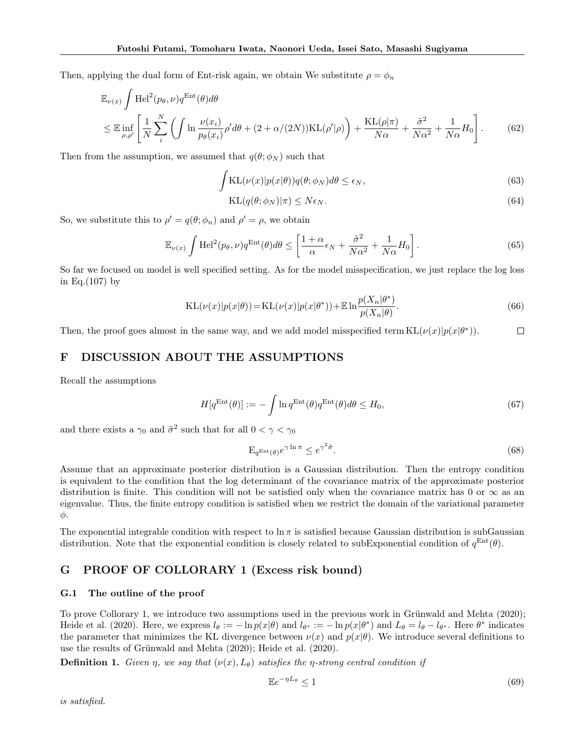Then, applying the dual form of Ent-risk again, we obtain We substitute $\rho = \phi_n$

$$
\begin{aligned}
&\mathbb{E}_{\nu(x)} \int \mathrm{Hel}^2(p_\theta, \nu) q^{\mathrm{Ent}}(\theta) d\theta \\
&\leq \mathbb{E} \inf_{\rho, \rho'} \left[ \frac{1}{N} \sum_i^N \left( \int \ln \frac{\nu(x_i)}{p_\theta(x_i)} \rho' d\theta + (2 + \alpha/(2N)) \mathrm{KL}(\rho'|\rho) \right) + \frac{\mathrm{KL}(\rho|\pi)}{N\alpha} + \frac{\tilde{\sigma}^2}{N\alpha^2} + \frac{1}{N\alpha} H_0 \right]. \tag{62}
\end{aligned}
$$

Then from the assumption, we assumed that $q(\theta; \phi_N)$ such that

$$
\int \mathrm{KL}(\nu(x)|p(x|\theta)) q(\theta; \phi_N) d\theta \leq \epsilon_N, \tag{63}
$$

$$
\mathrm{KL}(q(\theta; \phi_N)|\pi) \leq N\epsilon_N. \tag{64}
$$

So, we substitute this to $\rho' = q(\theta; \phi_n)$ and $\rho' = \rho$, we obtain

$$
\mathbb{E}_{\nu(x)} \int \mathrm{Hel}^2(p_\theta, \nu) q^{\mathrm{Ent}}(\theta) d\theta \leq \left[ \frac{1+\alpha}{\alpha} \epsilon_N + \frac{\tilde{\sigma}^2}{N\alpha^2} + \frac{1}{N\alpha} H_0 \right]. \tag{65}
$$

So far we focused on model is well specified setting. As for the model misspecification, we just replace the log loss in Eq.(107) by

$$
\mathrm{KL}(\nu(x)|p(x|\theta)) = \mathrm{KL}(\nu(x)|p(x|\theta^*)) + \mathbb{E} \ln \frac{p(X_n|\theta^*)}{p(X_n|\theta)}. \tag{66}
$$

Then, the proof goes almost in the same way, and we add model misspecified term $\mathrm{KL}(\nu(x)|p(x|\theta^*))$. □

## F DISCUSSION ABOUT THE ASSUMPTIONS

Recall the assumptions

$$
H[q^{\mathrm{Ent}}(\theta)] := -\int \ln q^{\mathrm{Ent}}(\theta) q^{\mathrm{Ent}}(\theta) d\theta \leq H_0, \tag{67}
$$

and there exists a $\gamma_0$ and $\tilde{\sigma}^2$ such that for all $0 < \gamma < \gamma_0$

$$
\mathrm{E}_{q^{\mathrm{Ent}}(\theta)} e^{\gamma \ln \pi} \leq e^{\gamma^2 \tilde{\sigma}}. \tag{68}
$$

Assume that an approximate posterior distribution is a Gaussian distribution. Then the entropy condition is equivalent to the condition that the log determinant of the covariance matrix of the approximate posterior distribution is finite. This condition will not be satisfied only when the covariance matrix has 0 or $\infty$ as an eigenvalue. Thus, the finite entropy condition is satisfied when we restrict the domain of the variational parameter $\phi$.

The exponential integrable condition with respect to $\ln \pi$ is satisfied because Gaussian distribution is subGaussian distribution. Note that the exponential condition is closely related to subExponential condition of $q^{\mathrm{Ent}}(\theta)$.

## G PROOF OF COLLORARY 1 (Excess risk bound)

### G.1 The outline of the proof

To prove Collorary 1, we introduce two assumptions used in the previous work in Grünwald and Mehta (2020); Heide et al. (2020). Here, we express $l_\theta := -\ln p(x|\theta)$ and $l_{\theta^*} := -\ln p(x|\theta^*)$ and $L_\theta = l_\theta - l_{\theta^*}$. Here $\theta^*$ indicates the parameter that minimizes the KL divergence between $\nu(x)$ and $p(x|\theta)$. We introduce several definitions to use the results of Grünwald and Mehta (2020); Heide et al. (2020).

**Definition 1.** *Given $\eta$, we say that $(\nu(x), L_\theta)$ satisfies the $\eta$-strong central condition if*

$$
\mathbb{E} e^{-\eta L_\theta} \leq 1 \tag{69}
$$

*is satisfied.*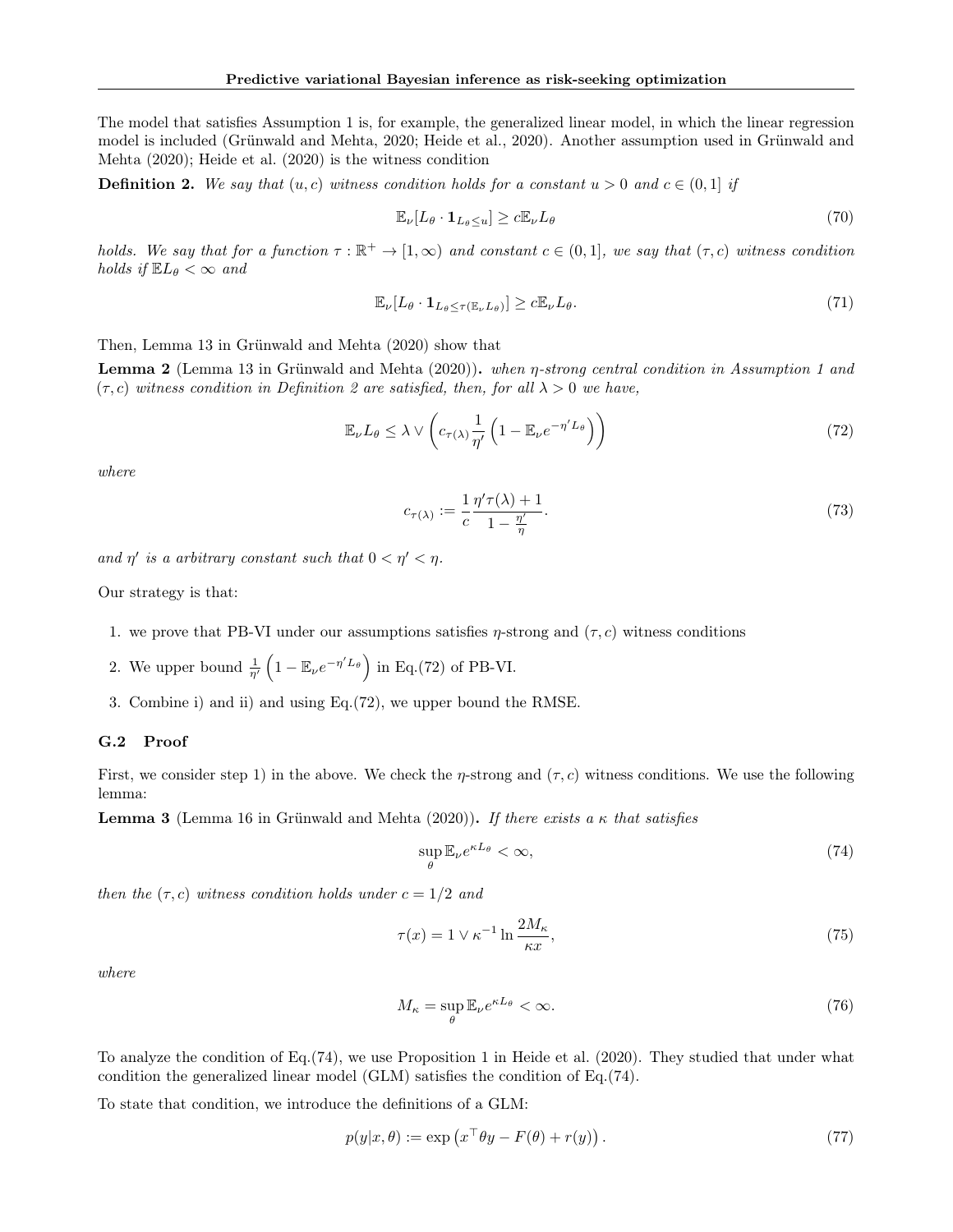The model that satisfies Assumption 1 is, for example, the generalized linear model, in which the linear regression model is included (Grünwald and Mehta, 2020; Heide et al., 2020). Another assumption used in Grünwald and Mehta (2020); Heide et al. (2020) is the witness condition

**Definition 2.** *We say that $(u, c)$ witness condition holds for a constant $u > 0$ and $c \in (0, 1]$ if*

$$\mathbb{E}_\nu[L_\theta \cdot \mathbf{1}_{L_\theta \leq u}] \geq c\mathbb{E}_\nu L_\theta \tag{70}$$

*holds. We say that for a function $\tau : \mathbb{R}^+ \to [1, \infty)$ and constant $c \in (0, 1]$, we say that $(\tau, c)$ witness condition holds if $\mathbb{E}L_\theta < \infty$ and*

$$\mathbb{E}_\nu[L_\theta \cdot \mathbf{1}_{L_\theta \leq \tau(\mathbb{E}_\nu L_\theta)}] \geq c\mathbb{E}_\nu L_\theta. \tag{71}$$

Then, Lemma 13 in Grünwald and Mehta (2020) show that

**Lemma 2** (Lemma 13 in Grünwald and Mehta (2020))**.** *when $\eta$-strong central condition in Assumption 1 and $(\tau, c)$ witness condition in Definition 2 are satisfied, then, for all $\lambda > 0$ we have,*

$$\mathbb{E}_\nu L_\theta \leq \lambda \vee \left( c_{\tau(\lambda)} \frac{1}{\eta'} \left(1 - \mathbb{E}_\nu e^{-\eta' L_\theta}\right) \right) \tag{72}$$

*where*

$$c_{\tau(\lambda)} := \frac{1}{c} \frac{\eta' \tau(\lambda) + 1}{1 - \frac{\eta'}{\eta}}. \tag{73}$$

*and $\eta'$ is a arbitrary constant such that $0 < \eta' < \eta$.*

Our strategy is that:

1. we prove that PB-VI under our assumptions satisfies $\eta$-strong and $(\tau, c)$ witness conditions
2. We upper bound $\frac{1}{\eta'}\left(1 - \mathbb{E}_\nu e^{-\eta' L_\theta}\right)$ in Eq.(72) of PB-VI.
3. Combine i) and ii) and using Eq.(72), we upper bound the RMSE.

### G.2 Proof

First, we consider step 1) in the above. We check the $\eta$-strong and $(\tau, c)$ witness conditions. We use the following lemma:

**Lemma 3** (Lemma 16 in Grünwald and Mehta (2020))**.** *If there exists a $\kappa$ that satisfies*

$$\sup_\theta \mathbb{E}_\nu e^{\kappa L_\theta} < \infty, \tag{74}$$

*then the $(\tau, c)$ witness condition holds under $c = 1/2$ and*

$$\tau(x) = 1 \vee \kappa^{-1} \ln \frac{2M_\kappa}{\kappa x}, \tag{75}$$

*where*

$$M_\kappa = \sup_\theta \mathbb{E}_\nu e^{\kappa L_\theta} < \infty. \tag{76}$$

To analyze the condition of Eq.(74), we use Proposition 1 in Heide et al. (2020). They studied that under what condition the generalized linear model (GLM) satisfies the condition of Eq.(74).

To state that condition, we introduce the definitions of a GLM:

$$p(y|x, \theta) := \exp\left(x^\top \theta y - F(\theta) + r(y)\right). \tag{77}$$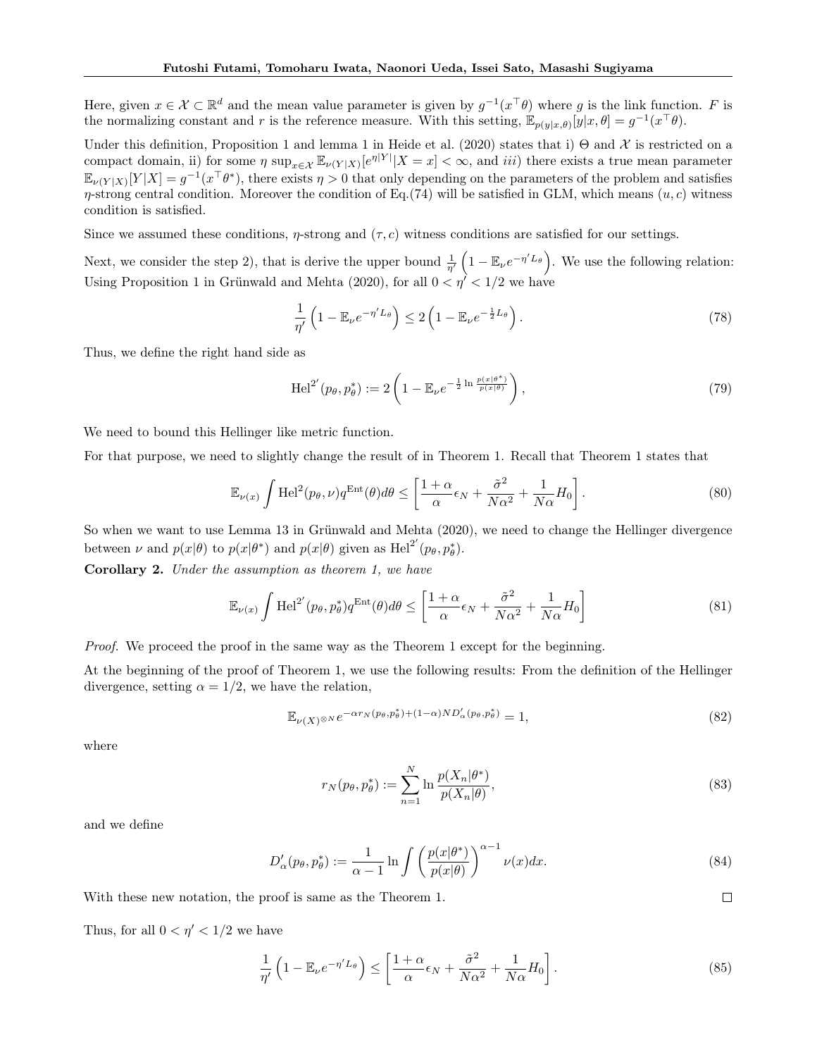Here, given $x \in \mathcal{X} \subset \mathbb{R}^d$ and the mean value parameter is given by $g^{-1}(x^\top \theta)$ where $g$ is the link function. $F$ is the normalizing constant and $r$ is the reference measure. With this setting, $\mathbb{E}_{p(y|x,\theta)}[y|x,\theta] = g^{-1}(x^\top \theta)$.

Under this definition, Proposition 1 and lemma 1 in Heide et al. (2020) states that i) $\Theta$ and $\mathcal{X}$ is restricted on a compact domain, ii) for some $\eta$ $\sup_{x\in\mathcal{X}} \mathbb{E}_{\nu(Y|X)}[e^{\eta|Y|}|X=x] < \infty$, and $iii)$ there exists a true mean parameter $\mathbb{E}_{\nu(Y|X)}[Y|X] = g^{-1}(x^\top \theta^*)$, there exists $\eta > 0$ that only depending on the parameters of the problem and satisfies $\eta$-strong central condition. Moreover the condition of Eq.(74) will be satisfied in GLM, which means $(u, c)$ witness condition is satisfied.

Since we assumed these conditions, $\eta$-strong and $(\tau, c)$ witness conditions are satisfied for our settings.

Next, we consider the step 2), that is derive the upper bound $\frac{1}{\eta'}\left(1 - \mathbb{E}_\nu e^{-\eta' L_\theta}\right)$. We use the following relation: Using Proposition 1 in Grünwald and Mehta (2020), for all $0 < \eta' < 1/2$ we have

$$\frac{1}{\eta'}\left(1 - \mathbb{E}_\nu e^{-\eta' L_\theta}\right) \leq 2\left(1 - \mathbb{E}_\nu e^{-\frac{1}{2} L_\theta}\right). \tag{78}$$

Thus, we define the right hand side as

$$\mathrm{Hel}^{2'}(p_\theta, p_\theta^*) := 2\left(1 - \mathbb{E}_\nu e^{-\frac{1}{2}\ln\frac{p(x|\theta^*)}{p(x|\theta)}}\right), \tag{79}$$

We need to bound this Hellinger like metric function.

For that purpose, we need to slightly change the result of in Theorem 1. Recall that Theorem 1 states that

$$\mathbb{E}_{\nu(x)} \int \mathrm{Hel}^2(p_\theta, \nu) q^{\mathrm{Ent}}(\theta) d\theta \leq \left[\frac{1+\alpha}{\alpha}\epsilon_N + \frac{\tilde{\sigma}^2}{N\alpha^2} + \frac{1}{N\alpha} H_0\right]. \tag{80}$$

So when we want to use Lemma 13 in Grünwald and Mehta (2020), we need to change the Hellinger divergence between $\nu$ and $p(x|\theta)$ to $p(x|\theta^*)$ and $p(x|\theta)$ given as $\mathrm{Hel}^{2'}(p_\theta, p_\theta^*)$.

**Corollary 2.** *Under the assumption as theorem 1, we have*

$$\mathbb{E}_{\nu(x)} \int \mathrm{Hel}^{2'}(p_\theta, p_\theta^*) q^{\mathrm{Ent}}(\theta) d\theta \leq \left[\frac{1+\alpha}{\alpha}\epsilon_N + \frac{\tilde{\sigma}^2}{N\alpha^2} + \frac{1}{N\alpha} H_0\right] \tag{81}$$

*Proof.* We proceed the proof in the same way as the Theorem 1 except for the beginning.

At the beginning of the proof of Theorem 1, we use the following results: From the definition of the Hellinger divergence, setting $\alpha = 1/2$, we have the relation,

$$\mathbb{E}_{\nu(X)^{\otimes N}} e^{-\alpha r_N(p_\theta, p_\theta^*) + (1-\alpha) N D'_\alpha(p_\theta, p_\theta^*)} = 1, \tag{82}$$

where

$$r_N(p_\theta, p_\theta^*) := \sum_{n=1}^N \ln\frac{p(X_n|\theta^*)}{p(X_n|\theta)}, \tag{83}$$

and we define

$$D'_\alpha(p_\theta, p_\theta^*) := \frac{1}{\alpha - 1}\ln\int\left(\frac{p(x|\theta^*)}{p(x|\theta)}\right)^{\alpha-1} \nu(x) dx. \tag{84}$$

With these new notation, the proof is same as the Theorem 1. □

Thus, for all $0 < \eta' < 1/2$ we have

$$\frac{1}{\eta'}\left(1 - \mathbb{E}_\nu e^{-\eta' L_\theta}\right) \leq \left[\frac{1+\alpha}{\alpha}\epsilon_N + \frac{\tilde{\sigma}^2}{N\alpha^2} + \frac{1}{N\alpha} H_0\right]. \tag{85}$$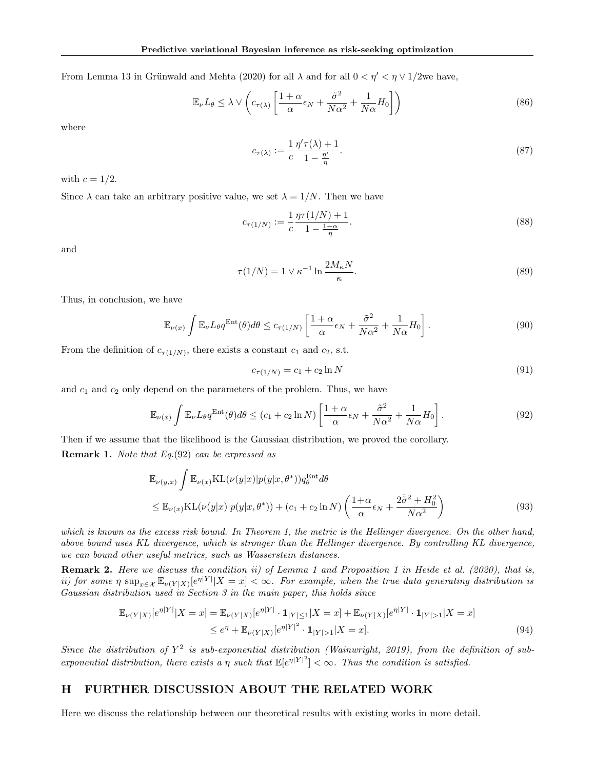From Lemma 13 in Grünwald and Mehta (2020) for all $\lambda$ and for all $0 < \eta' < \eta \vee 1/2$we have,

$$\mathbb{E}_\nu L_\theta \leq \lambda \vee \left( c_{\tau(\lambda)} \left[ \frac{1+\alpha}{\alpha}\epsilon_N + \frac{\tilde{\sigma}^2}{N\alpha^2} + \frac{1}{N\alpha} H_0 \right] \right) \tag{86}$$

where

$$c_{\tau(\lambda)} := \frac{1}{c} \frac{\eta'\tau(\lambda)+1}{1-\frac{\eta'}{\eta}}. \tag{87}$$

with $c = 1/2$.

Since $\lambda$ can take an arbitrary positive value, we set $\lambda = 1/N$. Then we have

$$c_{\tau(1/N)} := \frac{1}{c} \frac{\eta\tau(1/N)+1}{1-\frac{1-\alpha}{\eta}}. \tag{88}$$

and

$$\tau(1/N) = 1 \vee \kappa^{-1} \ln \frac{2M_\kappa N}{\kappa}. \tag{89}$$

Thus, in conclusion, we have

$$\mathbb{E}_{\nu(x)} \int \mathbb{E}_\nu L_\theta q^{\mathrm{Ent}}(\theta) d\theta \leq c_{\tau(1/N)} \left[ \frac{1+\alpha}{\alpha}\epsilon_N + \frac{\tilde{\sigma}^2}{N\alpha^2} + \frac{1}{N\alpha} H_0 \right]. \tag{90}$$

From the definition of $c_{\tau(1/N)}$, there exists a constant $c_1$ and $c_2$, s.t.

$$c_{\tau(1/N)} = c_1 + c_2 \ln N \tag{91}$$

and $c_1$ and $c_2$ only depend on the parameters of the problem. Thus, we have

$$\mathbb{E}_{\nu(x)} \int \mathbb{E}_\nu L_\theta q^{\mathrm{Ent}}(\theta) d\theta \leq (c_1 + c_2 \ln N) \left[ \frac{1+\alpha}{\alpha}\epsilon_N + \frac{\tilde{\sigma}^2}{N\alpha^2} + \frac{1}{N\alpha} H_0 \right]. \tag{92}$$

Then if we assume that the likelihood is the Gaussian distribution, we proved the corollary.

**Remark 1.** *Note that Eq.(92) can be expressed as*

$$\begin{aligned} &\mathbb{E}_{\nu(y,x)} \int \mathbb{E}_{\nu(x)} \mathrm{KL}(\nu(y|x)|p(y|x,\theta^*)) q_\theta^{\mathrm{Ent}} d\theta \\ &\leq \mathbb{E}_{\nu(x)} \mathrm{KL}(\nu(y|x)|p(y|x,\theta^*)) + (c_1 + c_2 \ln N) \left( \frac{1+\alpha}{\alpha}\epsilon_N + \frac{2\tilde{\sigma}^2 + H_0^2}{N\alpha^2} \right) \end{aligned} \tag{93}$$

*which is known as the excess risk bound. In Theorem 1, the metric is the Hellinger divergence. On the other hand, above bound uses KL divergence, which is stronger than the Hellinger divergence. By controlling KL divergence, we can bound other useful metrics, such as Wasserstein distances.*

**Remark 2.** *Here we discuss the condition ii) of Lemma 1 and Proposition 1 in Heide et al. (2020), that is, ii) for some $\eta$ $\sup_{x\in\mathcal{X}} \mathbb{E}_{\nu(Y|X)}[e^{\eta|Y|}|X=x] < \infty$. For example, when the true data generating distribution is Gaussian distribution used in Section 3 in the main paper, this holds since*

$$\begin{aligned} \mathbb{E}_{\nu(Y|X)}[e^{\eta|Y|}|X=x] &= \mathbb{E}_{\nu(Y|X)}[e^{\eta|Y|} \cdot \mathbf{1}_{|Y|\leq 1}|X=x] + \mathbb{E}_{\nu(Y|X)}[e^{\eta|Y|} \cdot \mathbf{1}_{|Y|>1}|X=x] \\ &\leq e^\eta + \mathbb{E}_{\nu(Y|X)}[e^{\eta|Y|^2} \cdot \mathbf{1}_{|Y|>1}|X=x]. \end{aligned} \tag{94}$$

*Since the distribution of $Y^2$ is sub-exponential distribution (Wainwright, 2019), from the definition of sub-exponential distribution, there exists a $\eta$ such that $\mathbb{E}[e^{\eta|Y|^2}] < \infty$. Thus the condition is satisfied.*

## H FURTHER DISCUSSION ABOUT THE RELATED WORK

Here we discuss the relationship between our theoretical results with existing works in more detail.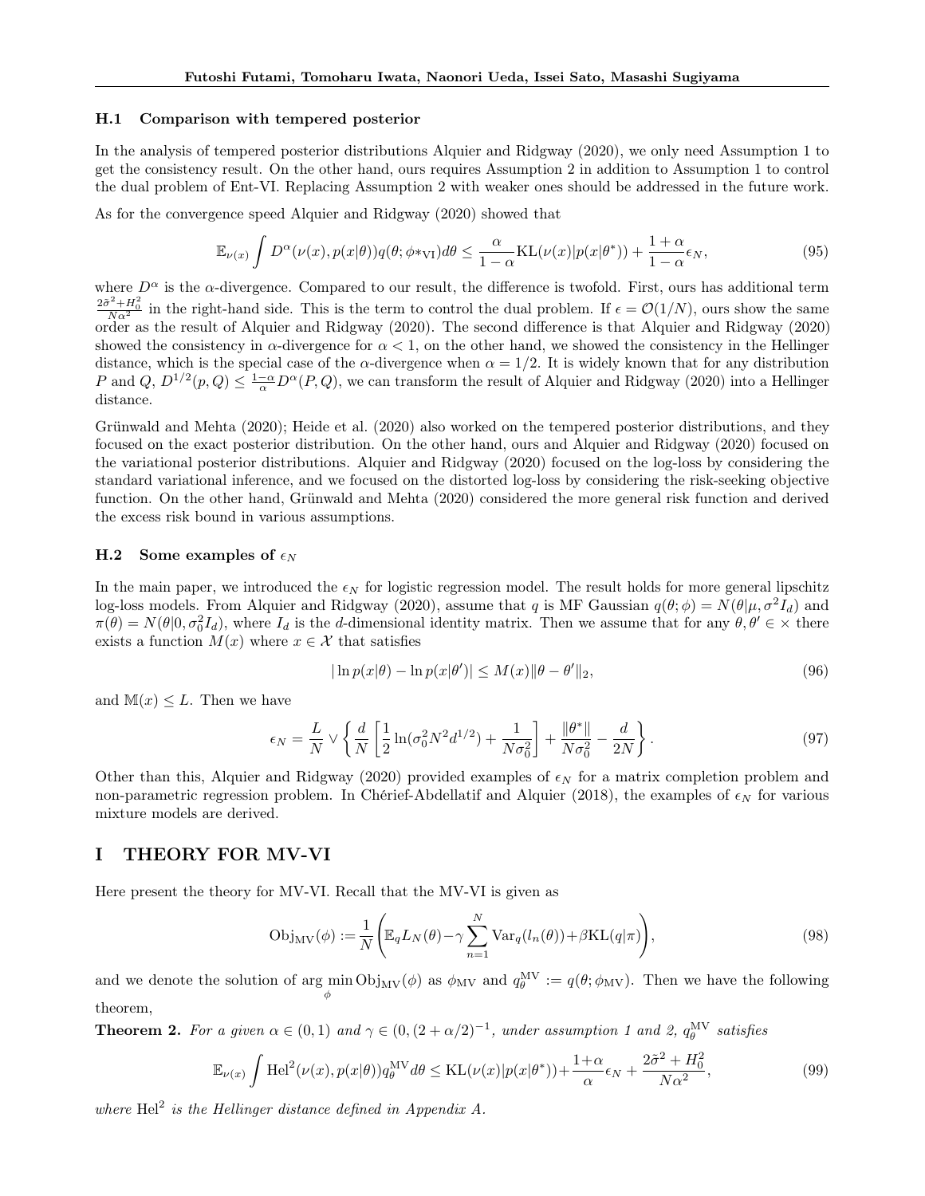### H.1 Comparison with tempered posterior

In the analysis of tempered posterior distributions Alquier and Ridgway (2020), we only need Assumption 1 to get the consistency result. On the other hand, ours requires Assumption 2 in addition to Assumption 1 to control the dual problem of Ent-VI. Replacing Assumption 2 with weaker ones should be addressed in the future work.

As for the convergence speed Alquier and Ridgway (2020) showed that

$$\mathbb{E}_{\nu(x)} \int D^{\alpha}(\nu(x), p(x|\theta)) q(\theta; \phi*_{\mathrm{VI}}) d\theta \leq \frac{\alpha}{1-\alpha} \mathrm{KL}(\nu(x)|p(x|\theta^*)) + \frac{1+\alpha}{1-\alpha} \epsilon_N, \tag{95}$$

where $D^{\alpha}$ is the $\alpha$-divergence. Compared to our result, the difference is twofold. First, ours has additional term $\frac{2\bar{\sigma}^2+H_0^2}{N\alpha^2}$ in the right-hand side. This is the term to control the dual problem. If $\epsilon = \mathcal{O}(1/N)$, ours show the same order as the result of Alquier and Ridgway (2020). The second difference is that Alquier and Ridgway (2020) showed the consistency in $\alpha$-divergence for $\alpha < 1$, on the other hand, we showed the consistency in the Hellinger distance, which is the special case of the $\alpha$-divergence when $\alpha = 1/2$. It is widely known that for any distribution $P$ and $Q$, $D^{1/2}(p, Q) \leq \frac{1-\alpha}{\alpha} D^{\alpha}(P, Q)$, we can transform the result of Alquier and Ridgway (2020) into a Hellinger distance.

Grünwald and Mehta (2020); Heide et al. (2020) also worked on the tempered posterior distributions, and they focused on the exact posterior distribution. On the other hand, ours and Alquier and Ridgway (2020) focused on the variational posterior distributions. Alquier and Ridgway (2020) focused on the log-loss by considering the standard variational inference, and we focused on the distorted log-loss by considering the risk-seeking objective function. On the other hand, Grünwald and Mehta (2020) considered the more general risk function and derived the excess risk bound in various assumptions.

### H.2 Some examples of $\epsilon_N$

In the main paper, we introduced the $\epsilon_N$ for logistic regression model. The result holds for more general lipschitz log-loss models. From Alquier and Ridgway (2020), assume that $q$ is MF Gaussian $q(\theta; \phi) = N(\theta|\mu, \sigma^2 I_d)$ and $\pi(\theta) = N(\theta|0, \sigma_0^2 I_d)$, where $I_d$ is the $d$-dimensional identity matrix. Then we assume that for any $\theta, \theta' \in \times$ there exists a function $M(x)$ where $x \in \mathcal{X}$ that satisfies

$$|\ln p(x|\theta) - \ln p(x|\theta')| \leq M(x)\|\theta - \theta'\|_2, \tag{96}$$

and $\mathbb{M}(x) \leq L$. Then we have

$$\epsilon_N = \frac{L}{N} \vee \left\{ \frac{d}{N} \left[ \frac{1}{2} \ln(\sigma_0^2 N^2 d^{1/2}) + \frac{1}{N\sigma_0^2} \right] + \frac{\|\theta^*\|}{N\sigma_0^2} - \frac{d}{2N} \right\}. \tag{97}$$

Other than this, Alquier and Ridgway (2020) provided examples of $\epsilon_N$ for a matrix completion problem and non-parametric regression problem. In Chérief-Abdellatif and Alquier (2018), the examples of $\epsilon_N$ for various mixture models are derived.

## I THEORY FOR MV-VI

Here present the theory for MV-VI. Recall that the MV-VI is given as

$$\mathrm{Obj}_{\mathrm{MV}}(\phi) := \frac{1}{N}\left(\mathbb{E}_q L_N(\theta) - \gamma \sum_{n=1}^{N} \mathrm{Var}_q(l_n(\theta)) + \beta \mathrm{KL}(q|\pi)\right), \tag{98}$$

and we denote the solution of $\arg\min_{\phi} \mathrm{Obj}_{\mathrm{MV}}(\phi)$ as $\phi_{\mathrm{MV}}$ and $q_\theta^{\mathrm{MV}} := q(\theta; \phi_{\mathrm{MV}})$. Then we have the following theorem,

**Theorem 2.** *For a given $\alpha \in (0,1)$ and $\gamma \in (0, (2+\alpha/2)^{-1}$, under assumption 1 and 2, $q_\theta^{\mathrm{MV}}$ satisfies*

$$\mathbb{E}_{\nu(x)} \int \mathrm{Hel}^2(\nu(x), p(x|\theta)) q_\theta^{\mathrm{MV}} d\theta \leq \mathrm{KL}(\nu(x)|p(x|\theta^*)) + \frac{1+\alpha}{\alpha} \epsilon_N + \frac{2\bar{\sigma}^2 + H_0^2}{N\alpha^2}, \tag{99}$$

*where $\mathrm{Hel}^2$ is the Hellinger distance defined in Appendix A.*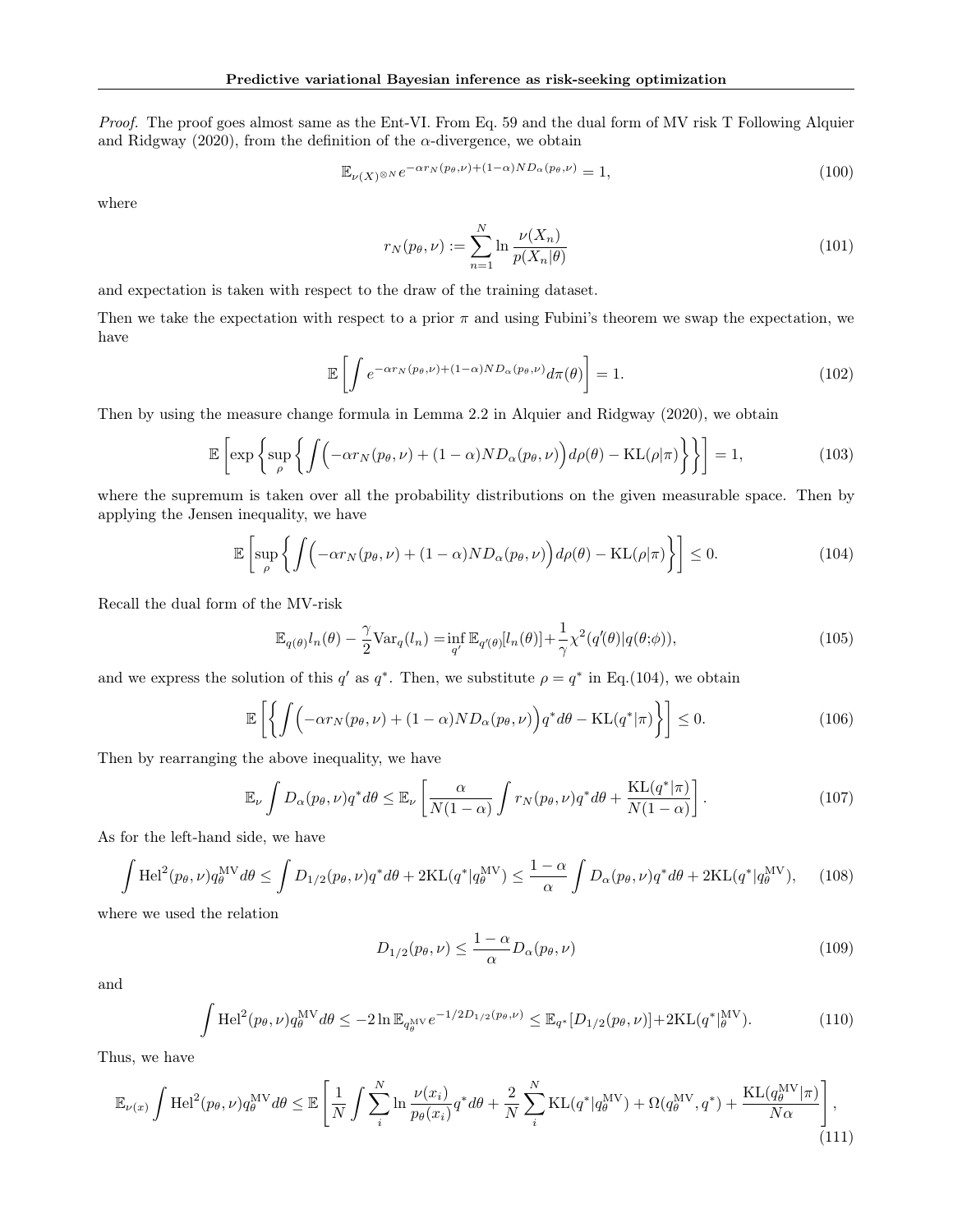*Proof.* The proof goes almost same as the Ent-VI. From Eq. 59 and the dual form of MV risk T Following Alquier and Ridgway (2020), from the definition of the $\alpha$-divergence, we obtain

$$\mathbb{E}_{\nu(X)^{\otimes N}} e^{-\alpha r_N(p_\theta,\nu)+(1-\alpha)ND_\alpha(p_\theta,\nu)} = 1, \tag{100}$$

where

$$r_N(p_\theta,\nu) := \sum_{n=1}^N \ln\frac{\nu(X_n)}{p(X_n|\theta)} \tag{101}$$

and expectation is taken with respect to the draw of the training dataset.

Then we take the expectation with respect to a prior $\pi$ and using Fubini's theorem we swap the expectation, we have

$$\mathbb{E}\left[\int e^{-\alpha r_N(p_\theta,\nu)+(1-\alpha)ND_\alpha(p_\theta,\nu)} d\pi(\theta)\right] = 1. \tag{102}$$

Then by using the measure change formula in Lemma 2.2 in Alquier and Ridgway (2020), we obtain

$$\mathbb{E}\left[\exp\left\{\sup_\rho\left\{\int\Big(-\alpha r_N(p_\theta,\nu)+(1-\alpha)ND_\alpha(p_\theta,\nu)\Big)d\rho(\theta) - \mathrm{KL}(\rho|\pi)\right\}\right\}\right] = 1, \tag{103}$$

where the supremum is taken over all the probability distributions on the given measurable space. Then by applying the Jensen inequality, we have

$$\mathbb{E}\left[\sup_\rho\left\{\int\Big(-\alpha r_N(p_\theta,\nu)+(1-\alpha)ND_\alpha(p_\theta,\nu)\Big)d\rho(\theta) - \mathrm{KL}(\rho|\pi)\right\}\right] \leq 0. \tag{104}$$

Recall the dual form of the MV-risk

$$\mathbb{E}_{q(\theta)} l_n(\theta) - \frac{\gamma}{2}\mathrm{Var}_q(l_n) = \inf_{q'} \mathbb{E}_{q'(\theta)}[l_n(\theta)] + \frac{1}{\gamma}\chi^2(q'(\theta)|q(\theta;\phi)), \tag{105}$$

and we express the solution of this $q'$ as $q^*$. Then, we substitute $\rho = q^*$ in Eq.(104), we obtain

$$\mathbb{E}\left[\left\{\int\Big(-\alpha r_N(p_\theta,\nu)+(1-\alpha)ND_\alpha(p_\theta,\nu)\Big)q^* d\theta - \mathrm{KL}(q^*|\pi)\right\}\right] \leq 0. \tag{106}$$

Then by rearranging the above inequality, we have

$$\mathbb{E}_\nu \int D_\alpha(p_\theta,\nu)q^* d\theta \leq \mathbb{E}_\nu\left[\frac{\alpha}{N(1-\alpha)}\int r_N(p_\theta,\nu)q^* d\theta + \frac{\mathrm{KL}(q^*|\pi)}{N(1-\alpha)}\right]. \tag{107}$$

As for the left-hand side, we have

$$\int \mathrm{Hel}^2(p_\theta,\nu)q_\theta^{\mathrm{MV}} d\theta \leq \int D_{1/2}(p_\theta,\nu)q^* d\theta + 2\mathrm{KL}(q^*|q_\theta^{\mathrm{MV}}) \leq \frac{1-\alpha}{\alpha}\int D_\alpha(p_\theta,\nu)q^* d\theta + 2\mathrm{KL}(q^*|q_\theta^{\mathrm{MV}}), \tag{108}$$

where we used the relation

$$D_{1/2}(p_\theta,\nu) \leq \frac{1-\alpha}{\alpha} D_\alpha(p_\theta,\nu) \tag{109}$$

and

$$\int \mathrm{Hel}^2(p_\theta,\nu)q_\theta^{\mathrm{MV}} d\theta \leq -2\ln \mathbb{E}_{q_\theta^{\mathrm{MV}}} e^{-1/2 D_{1/2}(p_\theta,\nu)} \leq \mathbb{E}_{q^*}[D_{1/2}(p_\theta,\nu)] + 2\mathrm{KL}(q^*|_\theta^{\mathrm{MV}}). \tag{110}$$

Thus, we have

$$\mathbb{E}_{\nu(x)}\int \mathrm{Hel}^2(p_\theta,\nu)q_\theta^{\mathrm{MV}} d\theta \leq \mathbb{E}\left[\frac{1}{N}\int\sum_i^N \ln\frac{\nu(x_i)}{p_\theta(x_i)}q^* d\theta + \frac{2}{N}\sum_i^N \mathrm{KL}(q^*|q_\theta^{\mathrm{MV}}) + \Omega(q_\theta^{\mathrm{MV}},q^*) + \frac{\mathrm{KL}(q_\theta^{\mathrm{MV}}|\pi)}{N\alpha}\right], \tag{111}$$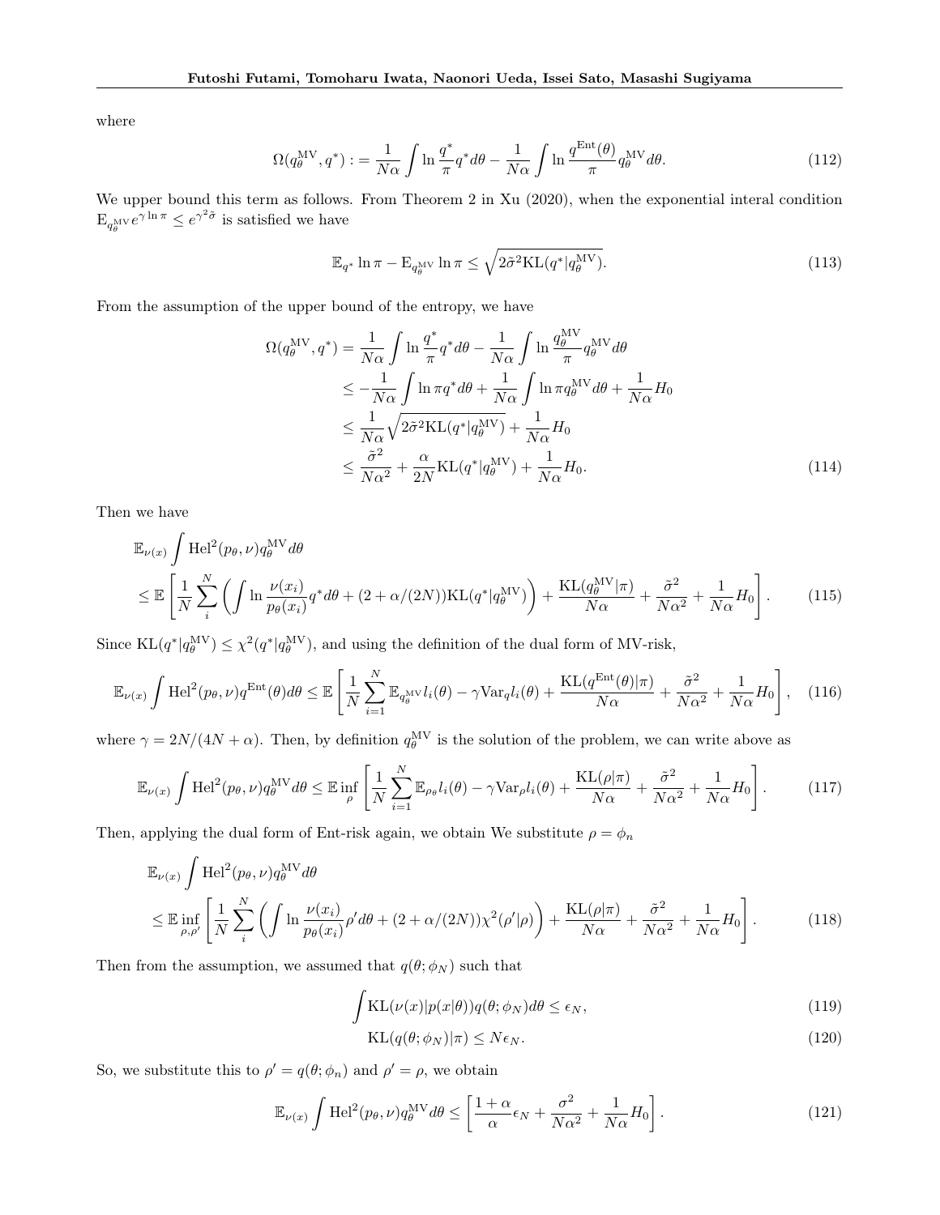where

$$
\Omega(q_\theta^{\mathrm{MV}}, q^*) := \frac{1}{N\alpha}\int \ln \frac{q^*}{\pi} q^* d\theta - \frac{1}{N\alpha}\int \ln \frac{q^{\mathrm{Ent}}(\theta)}{\pi} q_\theta^{\mathrm{MV}} d\theta. \tag{112}
$$

We upper bound this term as follows. From Theorem 2 in Xu (2020), when the exponential interal condition $\mathrm{E}_{q_\theta^{\mathrm{MV}}} e^{\gamma \ln \pi} \leq e^{\gamma^2 \tilde{\sigma}}$ is satisfied we have

$$
\mathbb{E}_{q^*} \ln \pi - \mathrm{E}_{q_\theta^{\mathrm{MV}}} \ln \pi \leq \sqrt{2\tilde{\sigma}^2 \mathrm{KL}(q^* | q_\theta^{\mathrm{MV}})}. \tag{113}
$$

From the assumption of the upper bound of the entropy, we have

$$
\begin{aligned}
\Omega(q_\theta^{\mathrm{MV}}, q^*) &= \frac{1}{N\alpha}\int \ln \frac{q^*}{\pi} q^* d\theta - \frac{1}{N\alpha}\int \ln \frac{q_\theta^{\mathrm{MV}}}{\pi} q_\theta^{\mathrm{MV}} d\theta \\
&\leq -\frac{1}{N\alpha}\int \ln \pi q^* d\theta + \frac{1}{N\alpha}\int \ln \pi q_\theta^{\mathrm{MV}} d\theta + \frac{1}{N\alpha} H_0 \\
&\leq \frac{1}{N\alpha}\sqrt{2\tilde{\sigma}^2 \mathrm{KL}(q^*|q_\theta^{\mathrm{MV}})} + \frac{1}{N\alpha} H_0 \\
&\leq \frac{\tilde{\sigma}^2}{N\alpha^2} + \frac{\alpha}{2N}\mathrm{KL}(q^*|q_\theta^{\mathrm{MV}}) + \frac{1}{N\alpha} H_0.
\end{aligned} \tag{114}
$$

Then we have

$$
\begin{aligned}
&\mathbb{E}_{\nu(x)} \int \mathrm{Hel}^2(p_\theta, \nu) q_\theta^{\mathrm{MV}} d\theta \\
&\leq \mathbb{E}\left[\frac{1}{N}\sum_i^N \left(\int \ln \frac{\nu(x_i)}{p_\theta(x_i)} q^* d\theta + (2 + \alpha/(2N))\mathrm{KL}(q^*|q_\theta^{\mathrm{MV}})\right) + \frac{\mathrm{KL}(q_\theta^{\mathrm{MV}}|\pi)}{N\alpha} + \frac{\tilde{\sigma}^2}{N\alpha^2} + \frac{1}{N\alpha} H_0\right].
\end{aligned} \tag{115}
$$

Since $\mathrm{KL}(q^*|q_\theta^{\mathrm{MV}}) \leq \chi^2(q^*|q_\theta^{\mathrm{MV}})$, and using the definition of the dual form of MV-risk,

$$
\mathbb{E}_{\nu(x)} \int \mathrm{Hel}^2(p_\theta, \nu) q^{\mathrm{Ent}}(\theta) d\theta \leq \mathbb{E}\left[\frac{1}{N}\sum_{i=1}^N \mathbb{E}_{q_\theta^{\mathrm{MV}}} l_i(\theta) - \gamma \mathrm{Var}_q l_i(\theta) + \frac{\mathrm{KL}(q^{\mathrm{Ent}}(\theta)|\pi)}{N\alpha} + \frac{\tilde{\sigma}^2}{N\alpha^2} + \frac{1}{N\alpha} H_0\right], \tag{116}
$$

where $\gamma = 2N/(4N+\alpha)$. Then, by definition $q_\theta^{\mathrm{MV}}$ is the solution of the problem, we can write above as

$$
\mathbb{E}_{\nu(x)} \int \mathrm{Hel}^2(p_\theta, \nu) q_\theta^{\mathrm{MV}} d\theta \leq \mathbb{E}\inf_\rho \left[\frac{1}{N}\sum_{i=1}^N \mathbb{E}_{\rho_\theta} l_i(\theta) - \gamma \mathrm{Var}_\rho l_i(\theta) + \frac{\mathrm{KL}(\rho|\pi)}{N\alpha} + \frac{\tilde{\sigma}^2}{N\alpha^2} + \frac{1}{N\alpha} H_0\right]. \tag{117}
$$

Then, applying the dual form of Ent-risk again, we obtain We substitute $\rho = \phi_n$

$$
\begin{aligned}
&\mathbb{E}_{\nu(x)} \int \mathrm{Hel}^2(p_\theta, \nu) q_\theta^{\mathrm{MV}} d\theta \\
&\leq \mathbb{E}\inf_{\rho,\rho'} \left[\frac{1}{N}\sum_i^N \left(\int \ln \frac{\nu(x_i)}{p_\theta(x_i)} \rho' d\theta + (2 + \alpha/(2N))\chi^2(\rho'|\rho)\right) + \frac{\mathrm{KL}(\rho|\pi)}{N\alpha} + \frac{\tilde{\sigma}^2}{N\alpha^2} + \frac{1}{N\alpha} H_0\right].
\end{aligned} \tag{118}
$$

Then from the assumption, we assumed that $q(\theta;\phi_N)$ such that

$$
\int \mathrm{KL}(\nu(x)|p(x|\theta)) q(\theta;\phi_N) d\theta \leq \epsilon_N, \tag{119}
$$

$$
\mathrm{KL}(q(\theta;\phi_N)|\pi) \leq N\epsilon_N. \tag{120}
$$

So, we substitute this to $\rho' = q(\theta;\phi_n)$ and $\rho' = \rho$, we obtain

$$
\mathbb{E}_{\nu(x)} \int \mathrm{Hel}^2(p_\theta, \nu) q_\theta^{\mathrm{MV}} d\theta \leq \left[\frac{1+\alpha}{\alpha}\epsilon_N + \frac{\sigma^2}{N\alpha^2} + \frac{1}{N\alpha} H_0\right]. \tag{121}
$$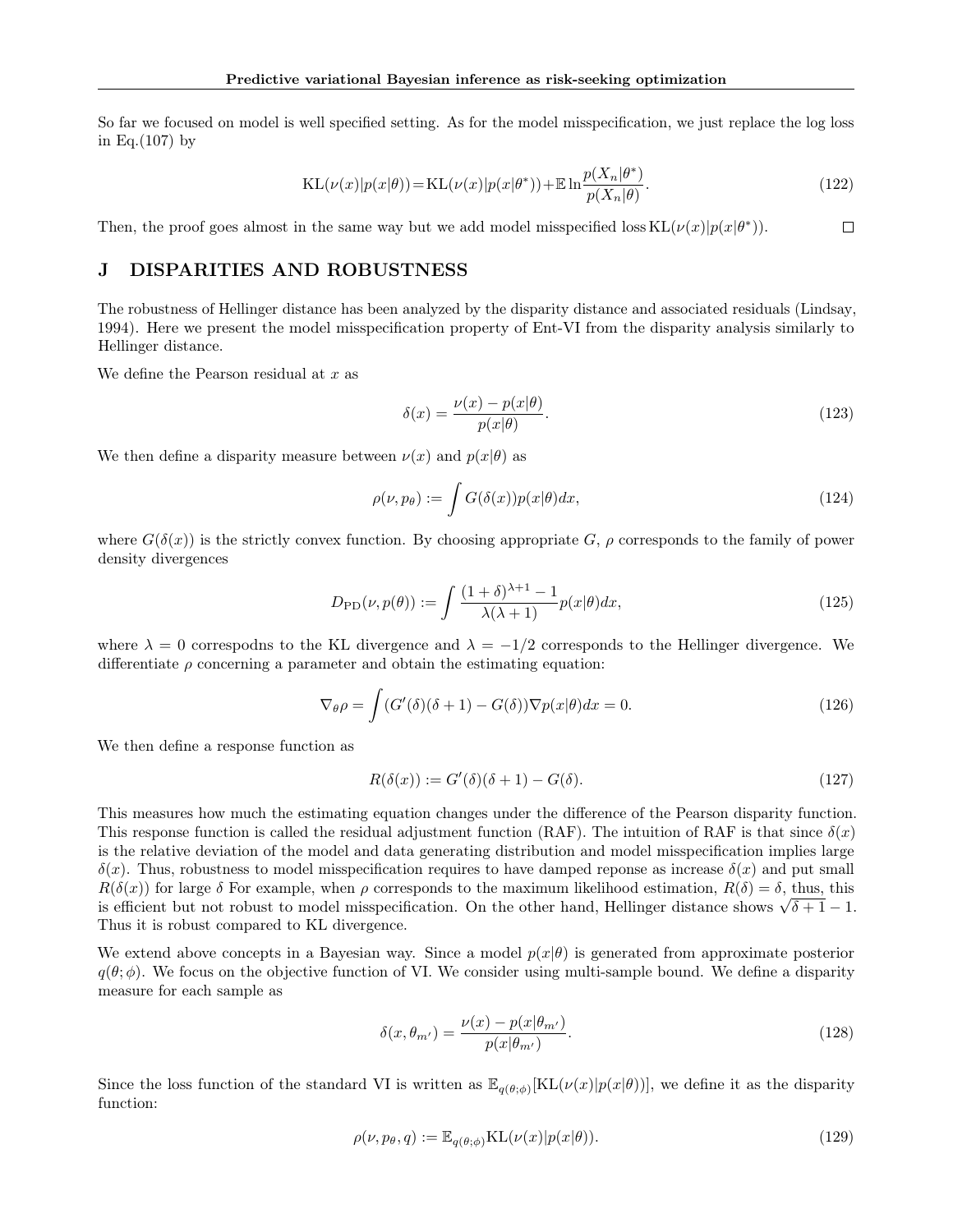So far we focused on model is well specified setting. As for the model misspecification, we just replace the log loss in Eq.(107) by

$$\mathrm{KL}(\nu(x)|p(x|\theta)) = \mathrm{KL}(\nu(x)|p(x|\theta^*)) + \mathbb{E}\ln\frac{p(X_n|\theta^*)}{p(X_n|\theta)}. \tag{122}$$

Then, the proof goes almost in the same way but we add model misspecified loss $\mathrm{KL}(\nu(x)|p(x|\theta^*))$. □

# J DISPARITIES AND ROBUSTNESS

The robustness of Hellinger distance has been analyzed by the disparity distance and associated residuals (Lindsay, 1994). Here we present the model misspecification property of Ent-VI from the disparity analysis similarly to Hellinger distance.

We define the Pearson residual at $x$ as

$$\delta(x) = \frac{\nu(x) - p(x|\theta)}{p(x|\theta)}. \tag{123}$$

We then define a disparity measure between $\nu(x)$ and $p(x|\theta)$ as

$$\rho(\nu, p_\theta) := \int G(\delta(x)) p(x|\theta) dx, \tag{124}$$

where $G(\delta(x))$ is the strictly convex function. By choosing appropriate $G$, $\rho$ corresponds to the family of power density divergences

$$D_{\mathrm{PD}}(\nu, p(\theta)) := \int \frac{(1+\delta)^{\lambda+1} - 1}{\lambda(\lambda+1)} p(x|\theta) dx, \tag{125}$$

where $\lambda = 0$ correspodns to the KL divergence and $\lambda = -1/2$ corresponds to the Hellinger divergence. We differentiate $\rho$ concerning a parameter and obtain the estimating equation:

$$\nabla_\theta \rho = \int (G'(\delta)(\delta+1) - G(\delta)) \nabla p(x|\theta) dx = 0. \tag{126}$$

We then define a response function as

$$R(\delta(x)) := G'(\delta)(\delta+1) - G(\delta). \tag{127}$$

This measures how much the estimating equation changes under the difference of the Pearson disparity function. This response function is called the residual adjustment function (RAF). The intuition of RAF is that since $\delta(x)$ is the relative deviation of the model and data generating distribution and model misspecification implies large $\delta(x)$. Thus, robustness to model misspecification requires to have damped reponse as increase $\delta(x)$ and put small $R(\delta(x))$ for large $\delta$ For example, when $\rho$ corresponds to the maximum likelihood estimation, $R(\delta) = \delta$, thus, this is efficient but not robust to model misspecification. On the other hand, Hellinger distance shows $\sqrt{\delta+1} - 1$. Thus it is robust compared to KL divergence.

We extend above concepts in a Bayesian way. Since a model $p(x|\theta)$ is generated from approximate posterior $q(\theta;\phi)$. We focus on the objective function of VI. We consider using multi-sample bound. We define a disparity measure for each sample as

$$\delta(x, \theta_{m'}) = \frac{\nu(x) - p(x|\theta_{m'})}{p(x|\theta_{m'})}. \tag{128}$$

Since the loss function of the standard VI is written as $\mathbb{E}_{q(\theta;\phi)}[\mathrm{KL}(\nu(x)|p(x|\theta))]$, we define it as the disparity function:

$$\rho(\nu, p_\theta, q) := \mathbb{E}_{q(\theta;\phi)} \mathrm{KL}(\nu(x)|p(x|\theta)). \tag{129}$$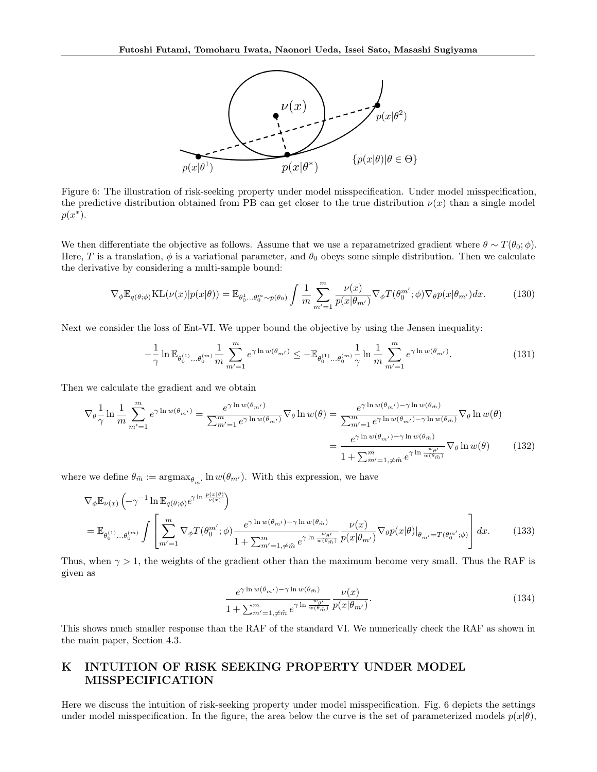Figure 6: The illustration of risk-seeking property under model misspecification. Under model misspecification, the predictive distribution obtained from PB can get closer to the true distribution $\nu(x)$ than a single model $p(x^*)$.

We then differentiate the objective as follows. Assume that we use a reparametrized gradient where $\theta \sim T(\theta_0; \phi)$. Here, $T$ is a translation, $\phi$ is a variational parameter, and $\theta_0$ obeys some simple distribution. Then we calculate the derivative by considering a multi-sample bound:

$$\nabla_\phi \mathbb{E}_{q(\theta;\phi)} \mathrm{KL}(\nu(x)|p(x|\theta)) = \mathbb{E}_{\theta_0^1 \ldots \theta_0^m \sim p(\theta_0)} \int \frac{1}{m} \sum_{m'=1}^{m} \frac{\nu(x)}{p(x|\theta_{m'})} \nabla_\phi T(\theta_0^{m'}; \phi) \nabla_\theta p(x|\theta_{m'}) dx. \tag{130}$$

Next we consider the loss of Ent-VI. We upper bound the objective by using the Jensen inequality:

$$-\frac{1}{\gamma} \ln \mathbb{E}_{\theta_0^{(1)} \ldots \theta_0^{(m)}} \frac{1}{m} \sum_{m'=1}^{m} e^{\gamma \ln w(\theta_{m'})} \leq -\mathbb{E}_{\theta_0^{(1)} \ldots \theta_0^{(m)}} \frac{1}{\gamma} \ln \frac{1}{m} \sum_{m'=1}^{m} e^{\gamma \ln w(\theta_{m'})}. \tag{131}$$

Then we calculate the gradient and we obtain

$$\begin{aligned}
\nabla_\theta \frac{1}{\gamma} \ln \frac{1}{m} \sum_{m'=1}^{m} e^{\gamma \ln w(\theta_{m'})} &= \frac{e^{\gamma \ln w(\theta_{m'})}}{\sum_{m'=1}^{m} e^{\gamma \ln w(\theta_{m'})}} \nabla_\theta \ln w(\theta) = \frac{e^{\gamma \ln w(\theta_{m'}) - \gamma \ln w(\theta_{\tilde{m}})}}{\sum_{m'=1}^{m} e^{\gamma \ln w(\theta_{m'}) - \gamma \ln w(\theta_{\tilde{m}})}} \nabla_\theta \ln w(\theta) \\
&= \frac{e^{\gamma \ln w(\theta_{m'}) - \gamma \ln w(\theta_{\tilde{m}})}}{1 + \sum_{m'=1, \neq \tilde{m}}^{m} e^{\gamma \ln \frac{w_{\theta'}}{w(\theta_{\tilde{m}})}}} \nabla_\theta \ln w(\theta)
\end{aligned} \tag{132}$$

where we define $\theta_{\tilde{m}} := \mathrm{argmax}_{\theta_{m'}} \ln w(\theta_{m'})$. With this expression, we have

$$\begin{aligned}
&\nabla_\phi \mathbb{E}_{\nu(x)} \left( -\gamma^{-1} \ln \mathbb{E}_{q(\theta;\phi)} e^{\gamma \ln \frac{p(x|\theta)}{\nu(x)}} \right) \\
&= \mathbb{E}_{\theta_0^{(1)} \ldots \theta_0^{(m)}} \int \left[ \sum_{m'=1}^{m} \nabla_\phi T(\theta_0^{m'}; \phi) \frac{e^{\gamma \ln w(\theta_{m'}) - \gamma \ln w(\theta_{\tilde{m}})}}{1 + \sum_{m'=1, \neq \tilde{m}}^{m} e^{\gamma \ln \frac{w_{\theta'}}{w(\theta_{\tilde{m}})}}} \frac{\nu(x)}{p(x|\theta_{m'})} \nabla_\theta p(x|\theta)|_{\theta_{m'} = T(\theta_0^{m'}; \phi)} \right] dx.
\end{aligned} \tag{133}$$

Thus, when $\gamma > 1$, the weights of the gradient other than the maximum become very small. Thus the RAF is given as

$$\frac{e^{\gamma \ln w(\theta_{m'}) - \gamma \ln w(\theta_{\tilde{m}})}}{1 + \sum_{m'=1, \neq \tilde{m}}^{m} e^{\gamma \ln \frac{w_{\theta'}}{w(\theta_{\tilde{m}})}}} \frac{\nu(x)}{p(x|\theta_{m'})}. \tag{134}$$

This shows much smaller response than the RAF of the standard VI. We numerically check the RAF as shown in the main paper, Section 4.3.

## K INTUITION OF RISK SEEKING PROPERTY UNDER MODEL MISSPECIFICATION

Here we discuss the intuition of risk-seeking property under model misspecification. Fig. 6 depicts the settings under model misspecification. In the figure, the area below the curve is the set of parameterized models $p(x|\theta)$,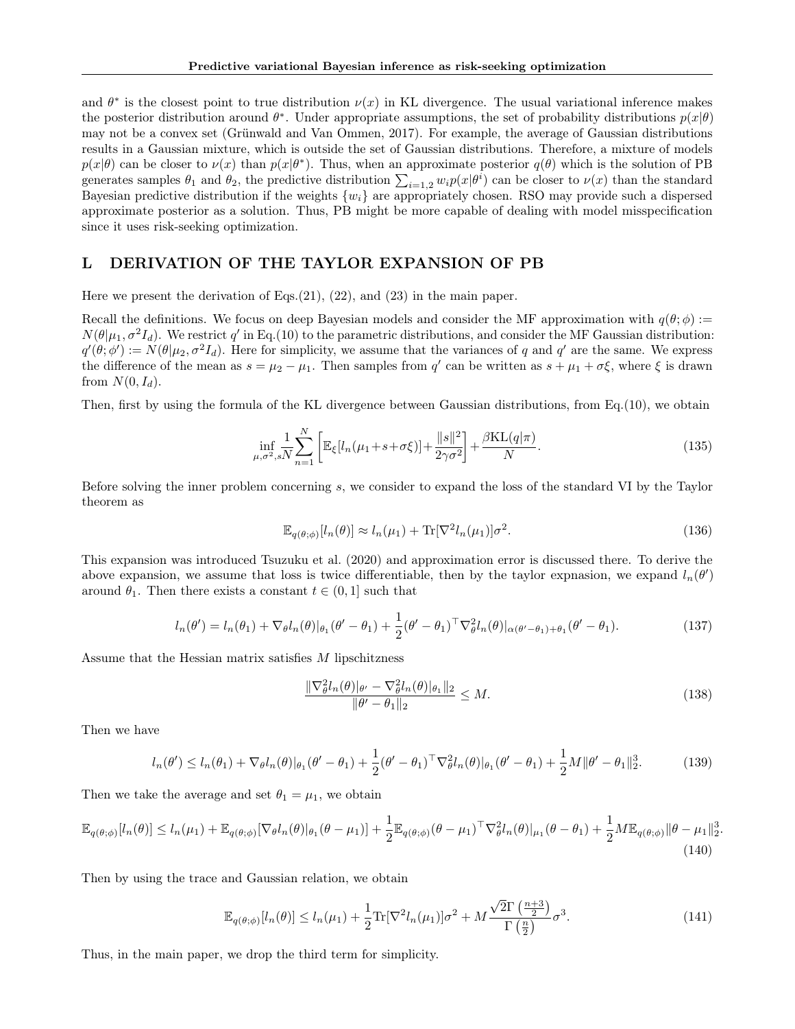and $\theta^*$ is the closest point to true distribution $\nu(x)$ in KL divergence. The usual variational inference makes the posterior distribution around $\theta^*$. Under appropriate assumptions, the set of probability distributions $p(x|\theta)$ may not be a convex set (Grünwald and Van Ommen, 2017). For example, the average of Gaussian distributions results in a Gaussian mixture, which is outside the set of Gaussian distributions. Therefore, a mixture of models $p(x|\theta)$ can be closer to $\nu(x)$ than $p(x|\theta^*)$. Thus, when an approximate posterior $q(\theta)$ which is the solution of PB generates samples $\theta_1$ and $\theta_2$, the predictive distribution $\sum_{i=1,2} w_i p(x|\theta^i)$ can be closer to $\nu(x)$ than the standard Bayesian predictive distribution if the weights $\{w_i\}$ are appropriately chosen. RSO may provide such a dispersed approximate posterior as a solution. Thus, PB might be more capable of dealing with model misspecification since it uses risk-seeking optimization.

# L DERIVATION OF THE TAYLOR EXPANSION OF PB

Here we present the derivation of Eqs.(21), (22), and (23) in the main paper.

Recall the definitions. We focus on deep Bayesian models and consider the MF approximation with $q(\theta;\phi) := N(\theta|\mu_1, \sigma^2 I_d)$. We restrict $q'$ in Eq.(10) to the parametric distributions, and consider the MF Gaussian distribution: $q'(\theta;\phi') := N(\theta|\mu_2, \sigma^2 I_d)$. Here for simplicity, we assume that the variances of $q$ and $q'$ are the same. We express the difference of the mean as $s = \mu_2 - \mu_1$. Then samples from $q'$ can be written as $s + \mu_1 + \sigma\xi$, where $\xi$ is drawn from $N(0, I_d)$.

Then, first by using the formula of the KL divergence between Gaussian distributions, from Eq.(10), we obtain

$$\inf_{\mu,\sigma^2,s} \frac{1}{N}\sum_{n=1}^{N}\left[\mathbb{E}_\xi[l_n(\mu_1+s+\sigma\xi)]+\frac{\|s\|^2}{2\gamma\sigma^2}\right]+\frac{\beta\mathrm{KL}(q|\pi)}{N}. \tag{135}$$

Before solving the inner problem concerning $s$, we consider to expand the loss of the standard VI by the Taylor theorem as

$$\mathbb{E}_{q(\theta;\phi)}[l_n(\theta)] \approx l_n(\mu_1) + \mathrm{Tr}[\nabla^2 l_n(\mu_1)]\sigma^2. \tag{136}$$

This expansion was introduced Tsuzuku et al. (2020) and approximation error is discussed there. To derive the above expansion, we assume that loss is twice differentiable, then by the taylor expnasion, we expand $l_n(\theta')$ around $\theta_1$. Then there exists a constant $t \in (0, 1]$ such that

$$l_n(\theta') = l_n(\theta_1) + \nabla_\theta l_n(\theta)|_{\theta_1}(\theta'-\theta_1) + \frac{1}{2}(\theta'-\theta_1)^\top \nabla^2_\theta l_n(\theta)|_{\alpha(\theta'-\theta_1)+\theta_1}(\theta'-\theta_1). \tag{137}$$

Assume that the Hessian matrix satisfies $M$ lipschitzness

$$\frac{\|\nabla^2_\theta l_n(\theta)|_{\theta'} - \nabla^2_\theta l_n(\theta)|_{\theta_1}\|_2}{\|\theta'-\theta_1\|_2} \leq M. \tag{138}$$

Then we have

$$l_n(\theta') \leq l_n(\theta_1) + \nabla_\theta l_n(\theta)|_{\theta_1}(\theta'-\theta_1) + \frac{1}{2}(\theta'-\theta_1)^\top \nabla^2_\theta l_n(\theta)|_{\theta_1}(\theta'-\theta_1) + \frac{1}{2}M\|\theta'-\theta_1\|_2^3. \tag{139}$$

Then we take the average and set $\theta_1 = \mu_1$, we obtain

$$\mathbb{E}_{q(\theta;\phi)}[l_n(\theta)] \leq l_n(\mu_1) + \mathbb{E}_{q(\theta;\phi)}[\nabla_\theta l_n(\theta)|_{\theta_1}(\theta-\mu_1)] + \frac{1}{2}\mathbb{E}_{q(\theta;\phi)}(\theta-\mu_1)^\top \nabla^2_\theta l_n(\theta)|_{\mu_1}(\theta-\theta_1) + \frac{1}{2}M\mathbb{E}_{q(\theta;\phi)}\|\theta-\mu_1\|_2^3. \tag{140}$$

Then by using the trace and Gaussian relation, we obtain

$$\mathbb{E}_{q(\theta;\phi)}[l_n(\theta)] \leq l_n(\mu_1) + \frac{1}{2}\mathrm{Tr}[\nabla^2 l_n(\mu_1)]\sigma^2 + M\frac{\sqrt{2}\Gamma\left(\frac{n+3}{2}\right)}{\Gamma\left(\frac{n}{2}\right)}\sigma^3. \tag{141}$$

Thus, in the main paper, we drop the third term for simplicity.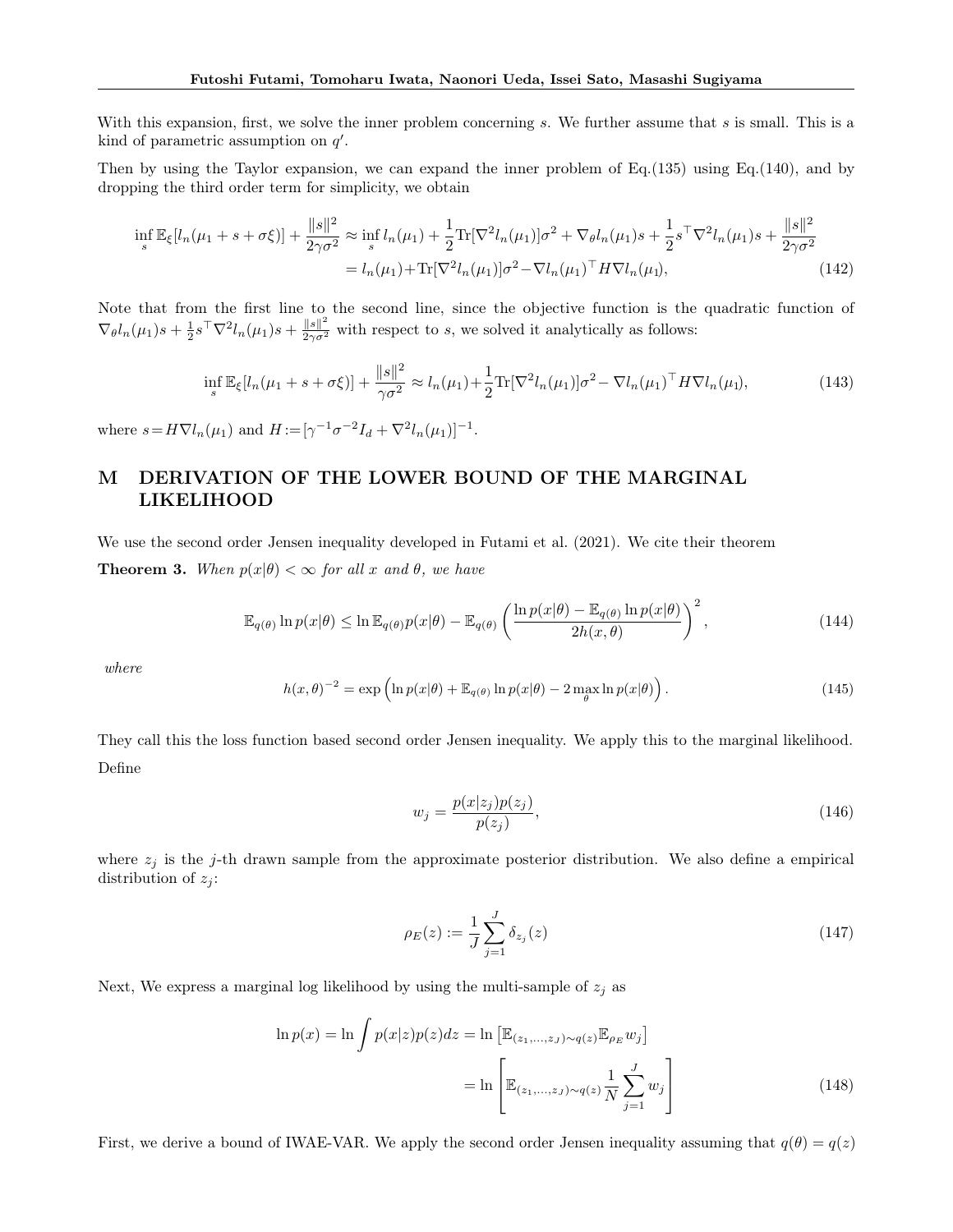With this expansion, first, we solve the inner problem concerning $s$. We further assume that $s$ is small. This is a kind of parametric assumption on $q'$.

Then by using the Taylor expansion, we can expand the inner problem of Eq.(135) using Eq.(140), and by dropping the third order term for simplicity, we obtain

$$
\begin{aligned}
\inf_s \mathbb{E}_\xi[l_n(\mu_1+s+\sigma\xi)]+\frac{\|s\|^2}{2\gamma\sigma^2} &\approx \inf_s l_n(\mu_1)+\frac{1}{2}\mathrm{Tr}[\nabla^2 l_n(\mu_1)]\sigma^2+\nabla_\theta l_n(\mu_1)s+\frac{1}{2}s^\top\nabla^2 l_n(\mu_1)s+\frac{\|s\|^2}{2\gamma\sigma^2} \\
&= l_n(\mu_1)+\mathrm{Tr}[\nabla^2 l_n(\mu_1)]\sigma^2-\nabla l_n(\mu_1)^\top H\nabla l_n(\mu_1),
\end{aligned} \tag{142}
$$

Note that from the first line to the second line, since the objective function is the quadratic function of $\nabla_\theta l_n(\mu_1)s+\frac{1}{2}s^\top\nabla^2 l_n(\mu_1)s+\frac{\|s\|^2}{2\gamma\sigma^2}$ with respect to $s$, we solved it analytically as follows:

$$
\inf_s \mathbb{E}_\xi[l_n(\mu_1+s+\sigma\xi)]+\frac{\|s\|^2}{\gamma\sigma^2} \approx l_n(\mu_1)+\frac{1}{2}\mathrm{Tr}[\nabla^2 l_n(\mu_1)]\sigma^2-\nabla l_n(\mu_1)^\top H\nabla l_n(\mu_1), \tag{143}
$$

where $s=H\nabla l_n(\mu_1)$ and $H:=[\gamma^{-1}\sigma^{-2}I_d+\nabla^2 l_n(\mu_1)]^{-1}$.

# M DERIVATION OF THE LOWER BOUND OF THE MARGINAL LIKELIHOOD

We use the second order Jensen inequality developed in Futami et al. (2021). We cite their theorem

**Theorem 3.** *When $p(x|\theta)<\infty$ for all $x$ and $\theta$, we have*

$$
\mathbb{E}_{q(\theta)}\ln p(x|\theta)\le \ln\mathbb{E}_{q(\theta)}p(x|\theta)-\mathbb{E}_{q(\theta)}\left(\frac{\ln p(x|\theta)-\mathbb{E}_{q(\theta)}\ln p(x|\theta)}{2h(x,\theta)}\right)^2, \tag{144}
$$

*where*

$$
h(x,\theta)^{-2}=\exp\left(\ln p(x|\theta)+\mathbb{E}_{q(\theta)}\ln p(x|\theta)-2\max_\theta \ln p(x|\theta)\right). \tag{145}
$$

They call this the loss function based second order Jensen inequality. We apply this to the marginal likelihood. Define

$$
w_j=\frac{p(x|z_j)p(z_j)}{p(z_j)}, \tag{146}
$$

where $z_j$ is the $j$-th drawn sample from the approximate posterior distribution. We also define a empirical distribution of $z_j$:

$$
\rho_E(z):=\frac{1}{J}\sum_{j=1}^J\delta_{z_j}(z) \tag{147}
$$

Next, We express a marginal log likelihood by using the multi-sample of $z_j$ as

$$
\begin{aligned}
\ln p(x)=\ln\int p(x|z)p(z)dz &= \ln\left[\mathbb{E}_{(z_1,\ldots,z_J)\sim q(z)}\mathbb{E}_{\rho_E}w_j\right] \\
&= \ln\left[\mathbb{E}_{(z_1,\ldots,z_J)\sim q(z)}\frac{1}{N}\sum_{j=1}^J w_j\right]
\end{aligned} \tag{148}
$$

First, we derive a bound of IWAE-VAR. We apply the second order Jensen inequality assuming that $q(\theta)=q(z)$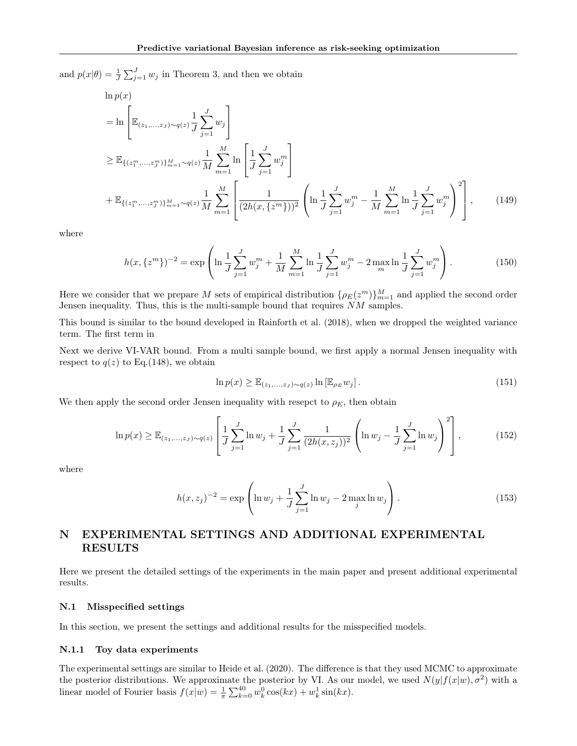and $p(x|\theta) = \frac{1}{J}\sum_{j=1}^{J} w_j$ in Theorem 3, and then we obtain

$$
\begin{aligned}
&\ln p(x) \\
&= \ln \left[ \mathbb{E}_{(z_1,\ldots,z_J)\sim q(z)} \frac{1}{J}\sum_{j=1}^{J} w_j \right] \\
&\geq \mathbb{E}_{\{(z_1^m,\ldots,z_J^m)\}_{m=1}^M \sim q(z)} \frac{1}{M}\sum_{m=1}^{M} \ln \left[ \frac{1}{J}\sum_{j=1}^{J} w_j^m \right] \\
&+ \mathbb{E}_{\{(z_1^m,\ldots,z_J^m)\}_{m=1}^M \sim q(z)} \frac{1}{M}\sum_{m=1}^{M} \left[ \frac{1}{(2h(x,\{z^m\}))^2} \left( \ln \frac{1}{J}\sum_{j=1}^{J} w_j^m - \frac{1}{M}\sum_{m=1}^{M} \ln \frac{1}{J}\sum_{j=1}^{J} w_j^m \right)^2 \right], \qquad (149)
\end{aligned}
$$

where

$$
h(x,\{z^m\})^{-2} = \exp\left( \ln \frac{1}{J}\sum_{j=1}^{J} w_j^m + \frac{1}{M}\sum_{m=1}^{M} \ln \frac{1}{J}\sum_{j=1}^{J} w_j^m - 2\max_m \ln \frac{1}{J}\sum_{j=1}^{J} w_j^m \right). \qquad (150)
$$

Here we consider that we prepare $M$ sets of empirical distribution $\{\rho_E(z^m)\}_{m=1}^M$ and applied the second order Jensen inequality. Thus, this is the multi-sample bound that requires $NM$ samples.

This bound is similar to the bound developed in Rainforth et al. (2018), when we dropped the weighted variance term. The first term in

Next we derive VI-VAR bound. From a multi sample bound, we first apply a normal Jensen inequality with respect to $q(z)$ to Eq.(148), we obtain

$$
\ln p(x) \geq \mathbb{E}_{(z_1,\ldots,z_J)\sim q(z)} \ln \left[ \mathbb{E}_{\rho_E} w_j \right]. \qquad (151)
$$

We then apply the second order Jensen inequality with resepct to $\rho_E$, then obtain

$$
\ln p(x) \geq \mathbb{E}_{(z_1,\ldots,z_J)\sim q(z)} \left[ \frac{1}{J}\sum_{j=1}^{J} \ln w_j + \frac{1}{J}\sum_{j=1}^{J} \frac{1}{(2h(x,z_j))^2} \left( \ln w_j - \frac{1}{J}\sum_{j=1}^{J} \ln w_j \right)^2 \right], \qquad (152)
$$

where

$$
h(x,z_j)^{-2} = \exp\left( \ln w_j + \frac{1}{J}\sum_{j=1}^{J} \ln w_j - 2\max_j \ln w_j \right). \qquad (153)
$$

# N EXPERIMENTAL SETTINGS AND ADDITIONAL EXPERIMENTAL RESULTS

Here we present the detailed settings of the experiments in the main paper and present additional experimental results.

## N.1 Misspecified settings

In this section, we present the settings and additional results for the misspecified models.

### N.1.1 Toy data experiments

The experimental settings are similar to Heide et al. (2020). The difference is that they used MCMC to approximate the posterior distributions. We approximate the posterior by VI. As our model, we used $N(y|f(x|w),\sigma^2)$ with a linear model of Fourier basis $f(x|w) = \frac{1}{\pi}\sum_{k=0}^{40} w_k^0 \cos(kx) + w_k^1 \sin(kx)$.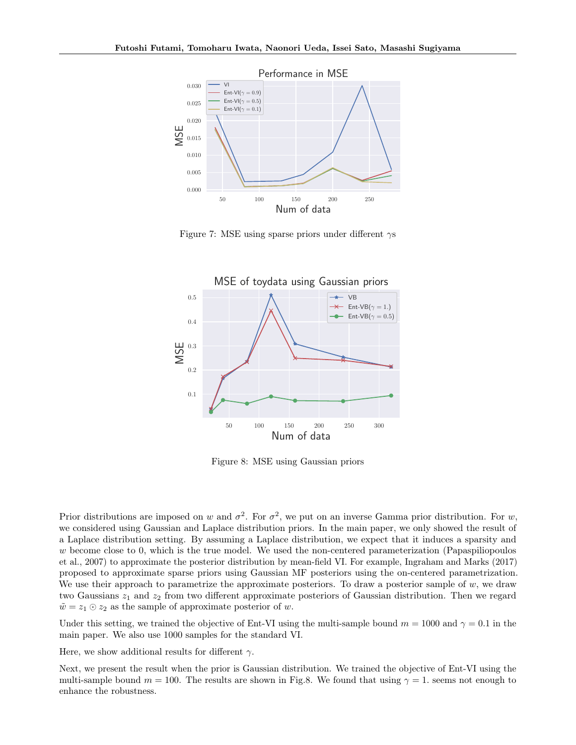Figure 7: MSE using sparse priors under different $\gamma$s

Figure 8: MSE using Gaussian priors

Prior distributions are imposed on $w$ and $\sigma^2$. For $\sigma^2$, we put on an inverse Gamma prior distribution. For $w$, we considered using Gaussian and Laplace distribution priors. In the main paper, we only showed the result of a Laplace distribution setting. By assuming a Laplace distribution, we expect that it induces a sparsity and $w$ become close to 0, which is the true model. We used the non-centered parameterization (Papaspiliopoulos et al., 2007) to approximate the posterior distribution by mean-field VI. For example, Ingraham and Marks (2017) proposed to approximate sparse priors using Gaussian MF posteriors using the on-centered parametrization. We use their approach to parametrize the approximate posteriors. To draw a posterior sample of $w$, we draw two Gaussians $z_1$ and $z_2$ from two different approximate posteriors of Gaussian distribution. Then we regard $\tilde{w} = z_1 \odot z_2$ as the sample of approximate posterior of $w$.

Under this setting, we trained the objective of Ent-VI using the multi-sample bound $m = 1000$ and $\gamma = 0.1$ in the main paper. We also use 1000 samples for the standard VI.

Here, we show additional results for different $\gamma$.

Next, we present the result when the prior is Gaussian distribution. We trained the objective of Ent-VI using the multi-sample bound $m = 100$. The results are shown in Fig.8. We found that using $\gamma = 1.$ seems not enough to enhance the robustness.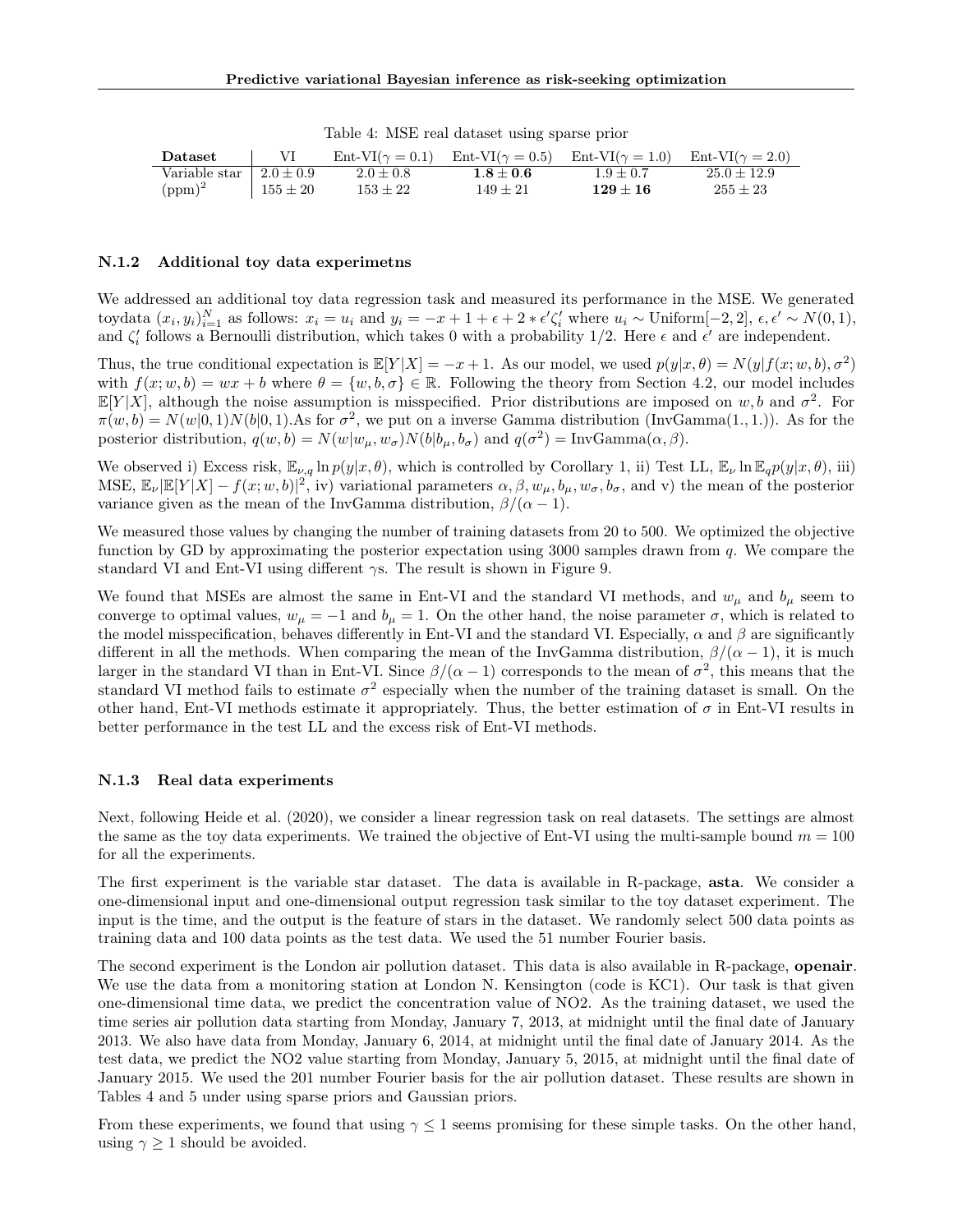Table 4: MSE real dataset using sparse prior

| Dataset | VI | Ent-VI($\gamma = 0.1$) | Ent-VI($\gamma = 0.5$) | Ent-VI($\gamma = 1.0$) | Ent-VI($\gamma = 2.0$) |
|---|---|---|---|---|---|
| Variable star | $2.0 \pm 0.9$ | $2.0 \pm 0.8$ | $\mathbf{1.8 \pm 0.6}$ | $1.9 \pm 0.7$ | $25.0 \pm 12.9$ |
| $(\text{ppm})^2$ | $155 \pm 20$ | $153 \pm 22$ | $149 \pm 21$ | $\mathbf{129 \pm 16}$ | $255 \pm 23$ |

#### N.1.2 Additional toy data experimetns

We addressed an additional toy data regression task and measured its performance in the MSE. We generated toydata $(x_i, y_i)_{i=1}^N$ as follows: $x_i = u_i$ and $y_i = -x + 1 + \epsilon + 2 * \epsilon' \zeta_i'$ where $u_i \sim \text{Uniform}[-2, 2]$, $\epsilon, \epsilon' \sim N(0, 1)$, and $\zeta_i'$ follows a Bernoulli distribution, which takes 0 with a probability 1/2. Here $\epsilon$ and $\epsilon'$ are independent.

Thus, the true conditional expectation is $\mathbb{E}[Y|X] = -x + 1$. As our model, we used $p(y|x, \theta) = N(y|f(x; w, b), \sigma^2)$ with $f(x; w, b) = wx + b$ where $\theta = \{w, b, \sigma\} \in \mathbb{R}$. Following the theory from Section 4.2, our model includes $\mathbb{E}[Y|X]$, although the noise assumption is misspecified. Prior distributions are imposed on $w, b$ and $\sigma^2$. For $\pi(w, b) = N(w|0, 1)N(b|0, 1)$.As for $\sigma^2$, we put on a inverse Gamma distribution (InvGamma(1., 1.)). As for the posterior distribution, $q(w, b) = N(w|w_\mu, w_\sigma)N(b|b_\mu, b_\sigma)$ and $q(\sigma^2) = \text{InvGamma}(\alpha, \beta)$.

We observed i) Excess risk, $\mathbb{E}_{\nu,q} \ln p(y|x, \theta)$, which is controlled by Corollary 1, ii) Test LL, $\mathbb{E}_\nu \ln \mathbb{E}_q p(y|x, \theta)$, iii) MSE, $\mathbb{E}_\nu |\mathbb{E}[Y|X] - f(x; w, b)|^2$, iv) variational parameters $\alpha, \beta, w_\mu, b_\mu, w_\sigma, b_\sigma$, and v) the mean of the posterior variance given as the mean of the InvGamma distribution, $\beta/(\alpha - 1)$.

We measured those values by changing the number of training datasets from 20 to 500. We optimized the objective function by GD by approximating the posterior expectation using 3000 samples drawn from $q$. We compare the standard VI and Ent-VI using different $\gamma$s. The result is shown in Figure 9.

We found that MSEs are almost the same in Ent-VI and the standard VI methods, and $w_\mu$ and $b_\mu$ seem to converge to optimal values, $w_\mu = -1$ and $b_\mu = 1$. On the other hand, the noise parameter $\sigma$, which is related to the model misspecification, behaves differently in Ent-VI and the standard VI. Especially, $\alpha$ and $\beta$ are significantly different in all the methods. When comparing the mean of the InvGamma distribution, $\beta/(\alpha - 1)$, it is much larger in the standard VI than in Ent-VI. Since $\beta/(\alpha - 1)$ corresponds to the mean of $\sigma^2$, this means that the standard VI method fails to estimate $\sigma^2$ especially when the number of the training dataset is small. On the other hand, Ent-VI methods estimate it appropriately. Thus, the better estimation of $\sigma$ in Ent-VI results in better performance in the test LL and the excess risk of Ent-VI methods.

#### N.1.3 Real data experiments

Next, following Heide et al. (2020), we consider a linear regression task on real datasets. The settings are almost the same as the toy data experiments. We trained the objective of Ent-VI using the multi-sample bound $m = 100$ for all the experiments.

The first experiment is the variable star dataset. The data is available in R-package, **asta**. We consider a one-dimensional input and one-dimensional output regression task similar to the toy dataset experiment. The input is the time, and the output is the feature of stars in the dataset. We randomly select 500 data points as training data and 100 data points as the test data. We used the 51 number Fourier basis.

The second experiment is the London air pollution dataset. This data is also available in R-package, **openair**. We use the data from a monitoring station at London N. Kensington (code is KC1). Our task is that given one-dimensional time data, we predict the concentration value of NO2. As the training dataset, we used the time series air pollution data starting from Monday, January 7, 2013, at midnight until the final date of January 2013. We also have data from Monday, January 6, 2014, at midnight until the final date of January 2014. As the test data, we predict the NO2 value starting from Monday, January 5, 2015, at midnight until the final date of January 2015. We used the 201 number Fourier basis for the air pollution dataset. These results are shown in Tables 4 and 5 under using sparse priors and Gaussian priors.

From these experiments, we found that using $\gamma \leq 1$ seems promising for these simple tasks. On the other hand, using $\gamma \geq 1$ should be avoided.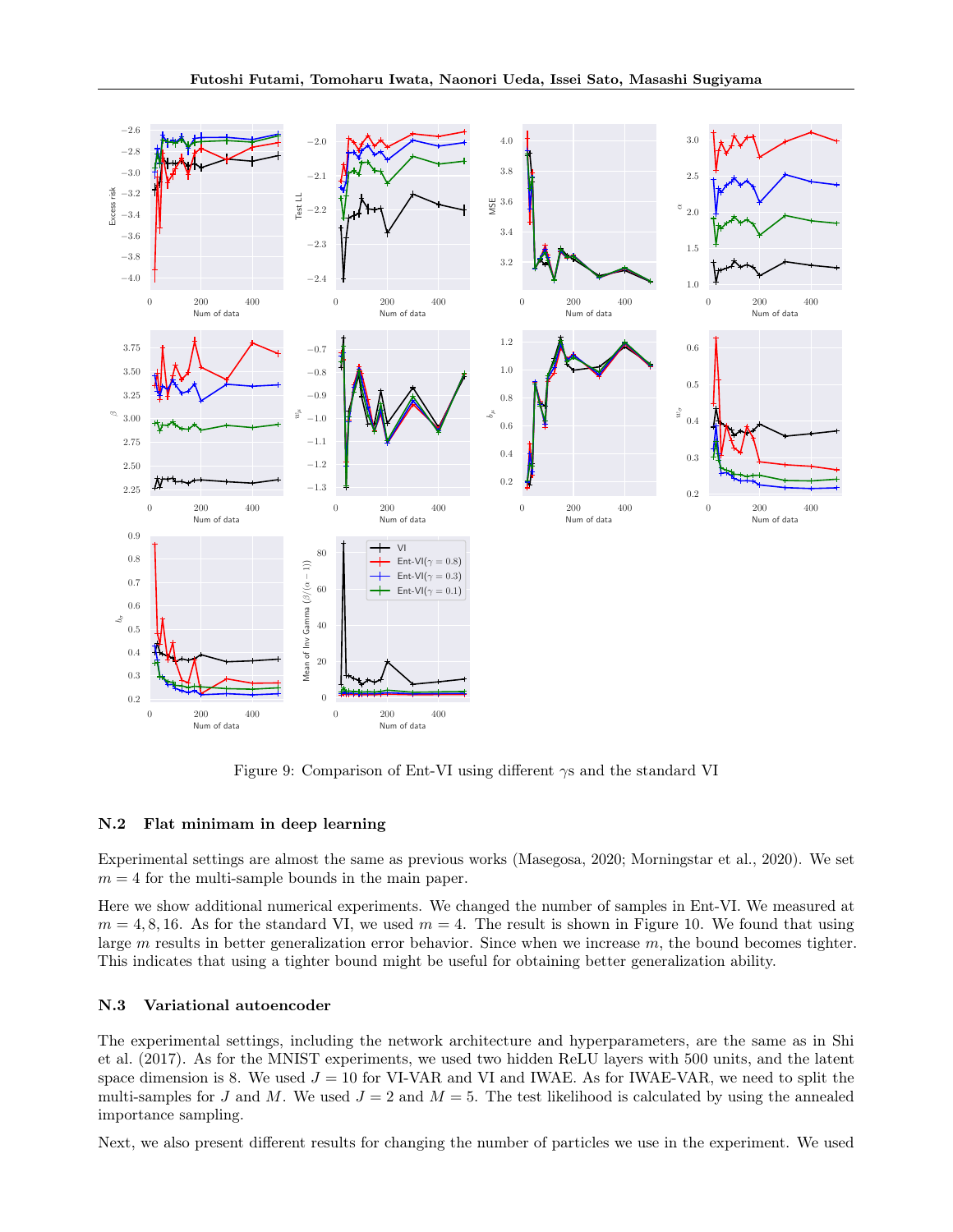Figure 9: Comparison of Ent-VI using different $\gamma$s and the standard VI

### N.2 Flat minimam in deep learning

Experimental settings are almost the same as previous works (Masegosa, 2020; Morningstar et al., 2020). We set $m = 4$ for the multi-sample bounds in the main paper.

Here we show additional numerical experiments. We changed the number of samples in Ent-VI. We measured at $m = 4, 8, 16$. As for the standard VI, we used $m = 4$. The result is shown in Figure 10. We found that using large $m$ results in better generalization error behavior. Since when we increase $m$, the bound becomes tighter. This indicates that using a tighter bound might be useful for obtaining better generalization ability.

### N.3 Variational autoencoder

The experimental settings, including the network architecture and hyperparameters, are the same as in Shi et al. (2017). As for the MNIST experiments, we used two hidden ReLU layers with 500 units, and the latent space dimension is 8. We used $J = 10$ for VI-VAR and VI and IWAE. As for IWAE-VAR, we need to split the multi-samples for $J$ and $M$. We used $J = 2$ and $M = 5$. The test likelihood is calculated by using the annealed importance sampling.

Next, we also present different results for changing the number of particles we use in the experiment. We used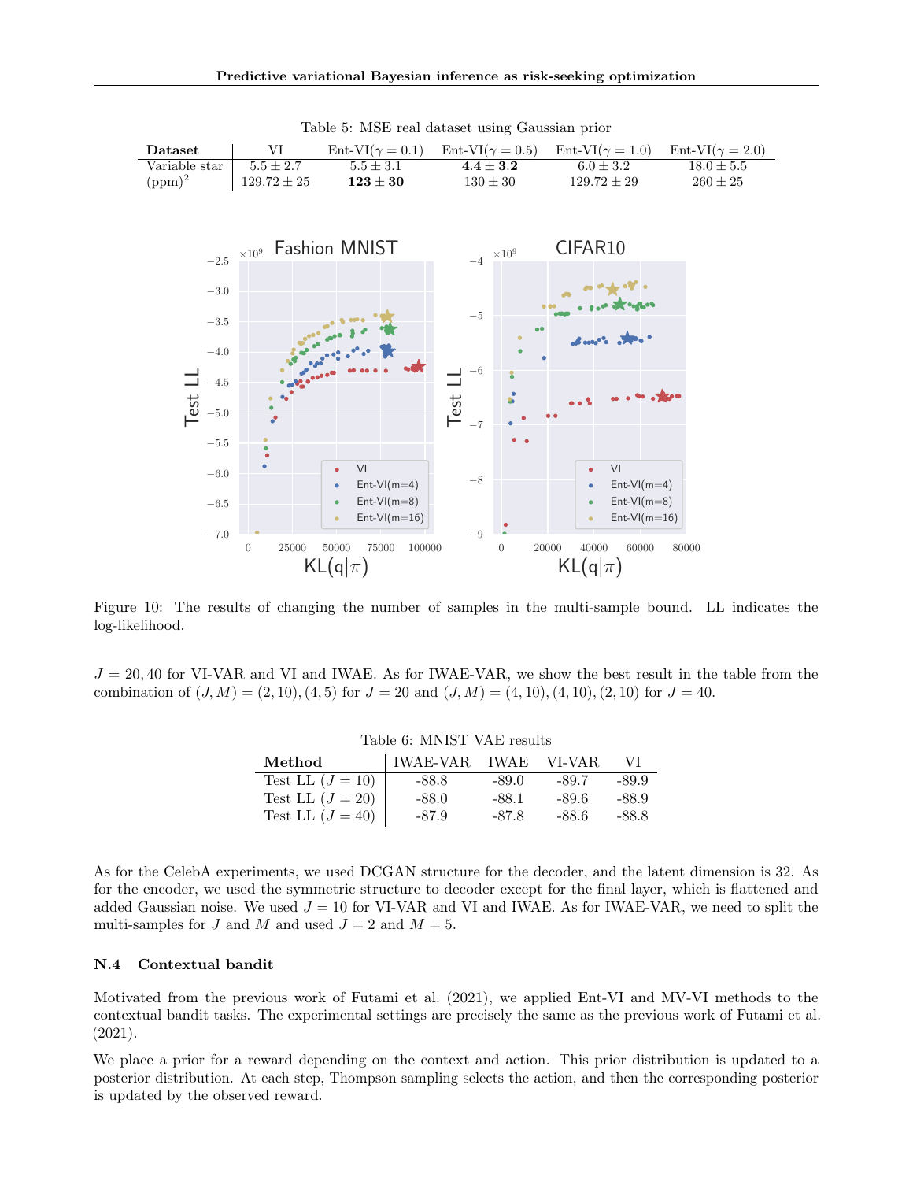Table 5: MSE real dataset using Gaussian prior

| Dataset | VI | Ent-VI($\gamma = 0.1$) | Ent-VI($\gamma = 0.5$) | Ent-VI($\gamma = 1.0$) | Ent-VI($\gamma = 2.0$) |
|---|---|---|---|---|---|
| Variable star | $5.5 \pm 2.7$ | $5.5 \pm 3.1$ | $\mathbf{4.4 \pm 3.2}$ | $6.0 \pm 3.2$ | $18.0 \pm 5.5$ |
| (ppm)$^2$ | $129.72 \pm 25$ | $\mathbf{123 \pm 30}$ | $130 \pm 30$ | $129.72 \pm 29$ | $260 \pm 25$ |

Figure 10: The results of changing the number of samples in the multi-sample bound. LL indicates the log-likelihood.

$J = 20, 40$ for VI-VAR and VI and IWAE. As for IWAE-VAR, we show the best result in the table from the combination of $(J, M) = (2, 10), (4, 5)$ for $J = 20$ and $(J, M) = (4, 10), (4, 10), (2, 10)$ for $J = 40$.

Table 6: MNIST VAE results

| Method | IWAE-VAR | IWAE | VI-VAR | VI |
|---|---|---|---|---|
| Test LL ($J = 10$) | -88.8 | -89.0 | -89.7 | -89.9 |
| Test LL ($J = 20$) | -88.0 | -88.1 | -89.6 | -88.9 |
| Test LL ($J = 40$) | -87.9 | -87.8 | -88.6 | -88.8 |

As for the CelebA experiments, we used DCGAN structure for the decoder, and the latent dimension is 32. As for the encoder, we used the symmetric structure to decoder except for the final layer, which is flattened and added Gaussian noise. We used $J = 10$ for VI-VAR and VI and IWAE. As for IWAE-VAR, we need to split the multi-samples for $J$ and $M$ and used $J = 2$ and $M = 5$.

### N.4 Contextual bandit

Motivated from the previous work of Futami et al. (2021), we applied Ent-VI and MV-VI methods to the contextual bandit tasks. The experimental settings are precisely the same as the previous work of Futami et al. (2021).

We place a prior for a reward depending on the context and action. This prior distribution is updated to a posterior distribution. At each step, Thompson sampling selects the action, and then the corresponding posterior is updated by the observed reward.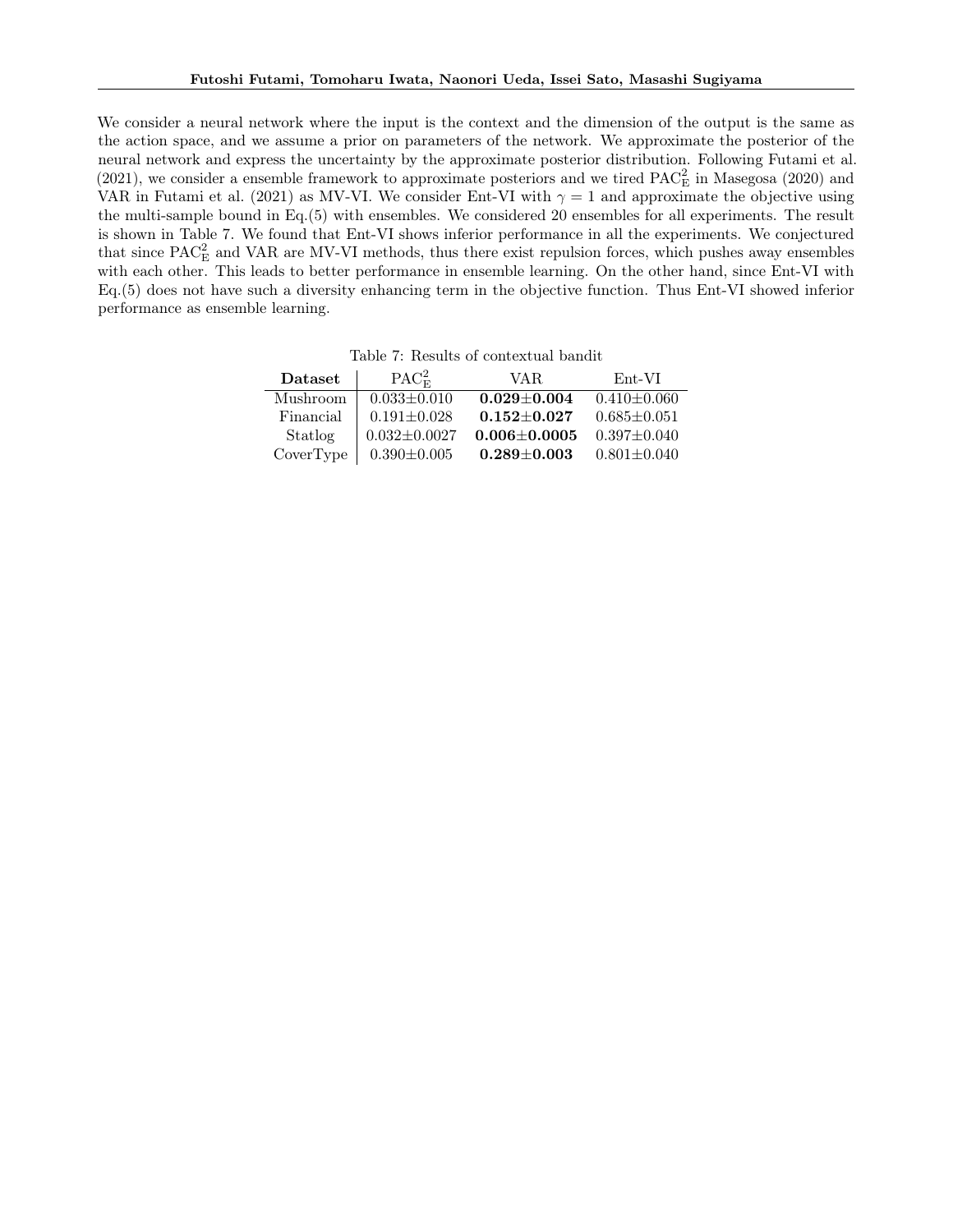We consider a neural network where the input is the context and the dimension of the output is the same as the action space, and we assume a prior on parameters of the network. We approximate the posterior of the neural network and express the uncertainty by the approximate posterior distribution. Following Futami et al. (2021), we consider a ensemble framework to approximate posteriors and we tired $\mathrm{PAC}^2_{\mathrm{E}}$ in Masegosa (2020) and VAR in Futami et al. (2021) as MV-VI. We consider Ent-VI with $\gamma = 1$ and approximate the objective using the multi-sample bound in Eq.(5) with ensembles. We considered 20 ensembles for all experiments. The result is shown in Table 7. We found that Ent-VI shows inferior performance in all the experiments. We conjectured that since $\mathrm{PAC}^2_{\mathrm{E}}$ and VAR are MV-VI methods, thus there exist repulsion forces, which pushes away ensembles with each other. This leads to better performance in ensemble learning. On the other hand, since Ent-VI with Eq.(5) does not have such a diversity enhancing term in the objective function. Thus Ent-VI showed inferior performance as ensemble learning.

Table 7: Results of contextual bandit

| **Dataset** | $\mathrm{PAC}^2_{\mathrm{E}}$ | VAR | Ent-VI |
|---|---|---|---|
| Mushroom | 0.033±0.010 | **0.029±0.004** | 0.410±0.060 |
| Financial | 0.191±0.028 | **0.152±0.027** | 0.685±0.051 |
| Statlog | 0.032±0.0027 | **0.006±0.0005** | 0.397±0.040 |
| CoverType | 0.390±0.005 | **0.289±0.003** | 0.801±0.040 |